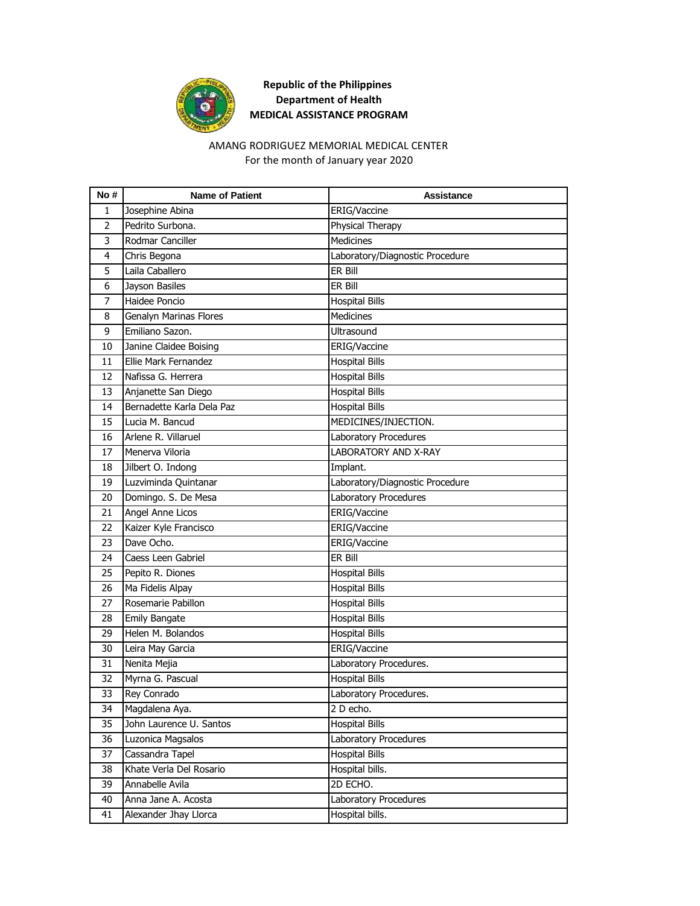**Republic of the Philippines**
**Department of Health**
**MEDICAL ASSISTANCE PROGRAM**

AMANG RODRIGUEZ MEMORIAL MEDICAL CENTER
For the month of January year 2020

| No # | Name of Patient | Assistance |
|---|---|---|
| 1 | Josephine Abina | ERIG/Vaccine |
| 2 | Pedrito Surbona. | Physical Therapy |
| 3 | Rodmar Canciller | Medicines |
| 4 | Chris Begona | Laboratory/Diagnostic Procedure |
| 5 | Laila Caballero | ER Bill |
| 6 | Jayson Basiles | ER Bill |
| 7 | Haidee Poncio | Hospital Bills |
| 8 | Genalyn Marinas Flores | Medicines |
| 9 | Emiliano Sazon. | Ultrasound |
| 10 | Janine Claidee Boising | ERIG/Vaccine |
| 11 | Ellie Mark Fernandez | Hospital Bills |
| 12 | Nafissa G. Herrera | Hospital Bills |
| 13 | Anjanette San Diego | Hospital Bills |
| 14 | Bernadette Karla Dela Paz | Hospital Bills |
| 15 | Lucia M. Bancud | MEDICINES/INJECTION. |
| 16 | Arlene R. Villaruel | Laboratory Procedures |
| 17 | Menerva Viloria | LABORATORY AND X-RAY |
| 18 | Jilbert O. Indong | Implant. |
| 19 | Luzviminda Quintanar | Laboratory/Diagnostic Procedure |
| 20 | Domingo. S. De Mesa | Laboratory Procedures |
| 21 | Angel Anne Licos | ERIG/Vaccine |
| 22 | Kaizer Kyle Francisco | ERIG/Vaccine |
| 23 | Dave Ocho. | ERIG/Vaccine |
| 24 | Caess Leen Gabriel | ER Bill |
| 25 | Pepito R. Diones | Hospital Bills |
| 26 | Ma Fidelis Alpay | Hospital Bills |
| 27 | Rosemarie Pabillon | Hospital Bills |
| 28 | Emily Bangate | Hospital Bills |
| 29 | Helen M. Bolandos | Hospital Bills |
| 30 | Leira May Garcia | ERIG/Vaccine |
| 31 | Nenita Mejia | Laboratory Procedures. |
| 32 | Myrna G. Pascual | Hospital Bills |
| 33 | Rey Conrado | Laboratory Procedures. |
| 34 | Magdalena Aya. | 2 D echo. |
| 35 | John Laurence U. Santos | Hospital Bills |
| 36 | Luzonica Magsalos | Laboratory Procedures |
| 37 | Cassandra Tapel | Hospital Bills |
| 38 | Khate Verla Del Rosario | Hospital bills. |
| 39 | Annabelle Avila | 2D ECHO. |
| 40 | Anna Jane A. Acosta | Laboratory Procedures |
| 41 | Alexander Jhay Llorca | Hospital bills. |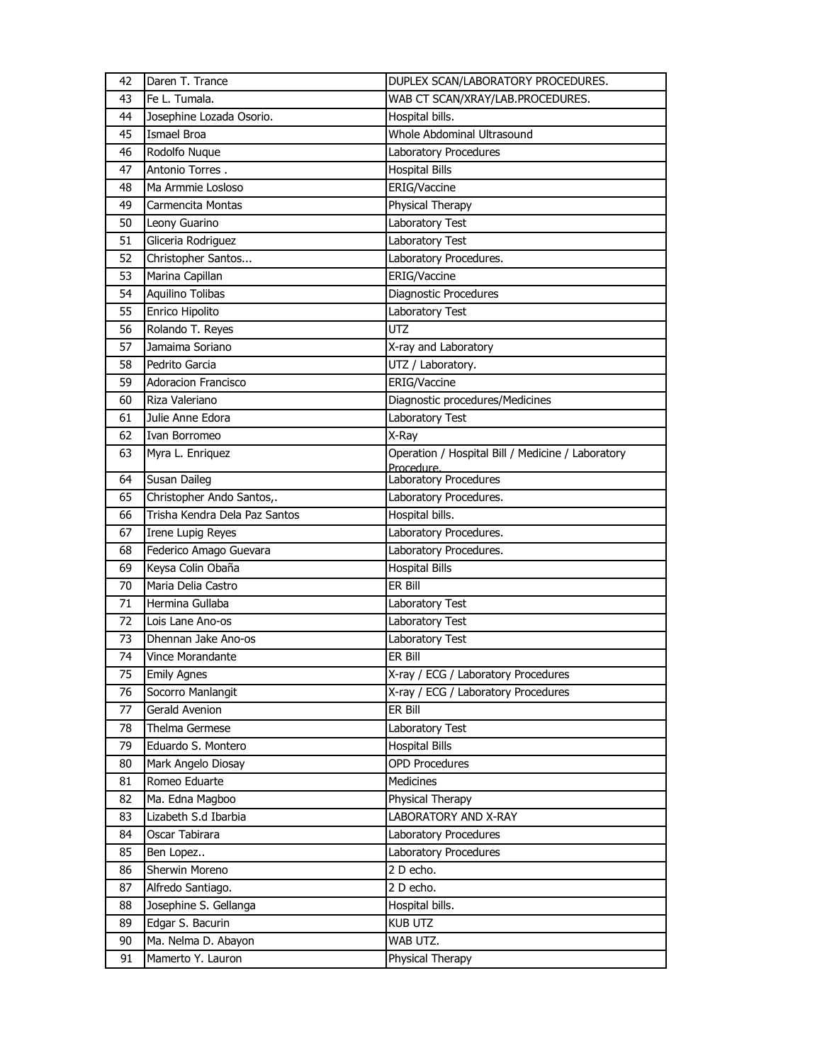| 42 | Daren T. Trance | DUPLEX SCAN/LABORATORY PROCEDURES. |
|---|---|---|
| 43 | Fe L. Tumala. | WAB CT SCAN/XRAY/LAB.PROCEDURES. |
| 44 | Josephine Lozada Osorio. | Hospital bills. |
| 45 | Ismael Broa | Whole Abdominal Ultrasound |
| 46 | Rodolfo Nuque | Laboratory Procedures |
| 47 | Antonio Torres . | Hospital Bills |
| 48 | Ma Armmie Losloso | ERIG/Vaccine |
| 49 | Carmencita Montas | Physical Therapy |
| 50 | Leony Guarino | Laboratory Test |
| 51 | Gliceria Rodriguez | Laboratory Test |
| 52 | Christopher Santos... | Laboratory Procedures. |
| 53 | Marina Capillan | ERIG/Vaccine |
| 54 | Aquilino Tolibas | Diagnostic Procedures |
| 55 | Enrico Hipolito | Laboratory Test |
| 56 | Rolando T. Reyes | UTZ |
| 57 | Jamaima Soriano | X-ray and Laboratory |
| 58 | Pedrito Garcia | UTZ / Laboratory. |
| 59 | Adoracion Francisco | ERIG/Vaccine |
| 60 | Riza Valeriano | Diagnostic procedures/Medicines |
| 61 | Julie Anne Edora | Laboratory Test |
| 62 | Ivan Borromeo | X-Ray |
| 63 | Myra L. Enriquez | Operation / Hospital Bill / Medicine / Laboratory Procedure. |
| 64 | Susan Daileg | Laboratory Procedures |
| 65 | Christopher Ando Santos,. | Laboratory Procedures. |
| 66 | Trisha Kendra Dela Paz Santos | Hospital bills. |
| 67 | Irene Lupig Reyes | Laboratory Procedures. |
| 68 | Federico Amago Guevara | Laboratory Procedures. |
| 69 | Keysa Colin Obaña | Hospital Bills |
| 70 | Maria Delia Castro | ER Bill |
| 71 | Hermina Gullaba | Laboratory Test |
| 72 | Lois Lane Ano-os | Laboratory Test |
| 73 | Dhennan Jake Ano-os | Laboratory Test |
| 74 | Vince Morandante | ER Bill |
| 75 | Emily Agnes | X-ray / ECG / Laboratory Procedures |
| 76 | Socorro Manlangit | X-ray / ECG / Laboratory Procedures |
| 77 | Gerald Avenion | ER Bill |
| 78 | Thelma Germese | Laboratory Test |
| 79 | Eduardo S. Montero | Hospital Bills |
| 80 | Mark Angelo Diosay | OPD Procedures |
| 81 | Romeo Eduarte | Medicines |
| 82 | Ma. Edna Magboo | Physical Therapy |
| 83 | Lizabeth S.d Ibarbia | LABORATORY AND X-RAY |
| 84 | Oscar Tabirara | Laboratory Procedures |
| 85 | Ben Lopez.. | Laboratory Procedures |
| 86 | Sherwin Moreno | 2 D echo. |
| 87 | Alfredo Santiago. | 2 D echo. |
| 88 | Josephine S. Gellanga | Hospital bills. |
| 89 | Edgar S. Bacurin | KUB UTZ |
| 90 | Ma. Nelma D. Abayon | WAB UTZ. |
| 91 | Mamerto Y. Lauron | Physical Therapy |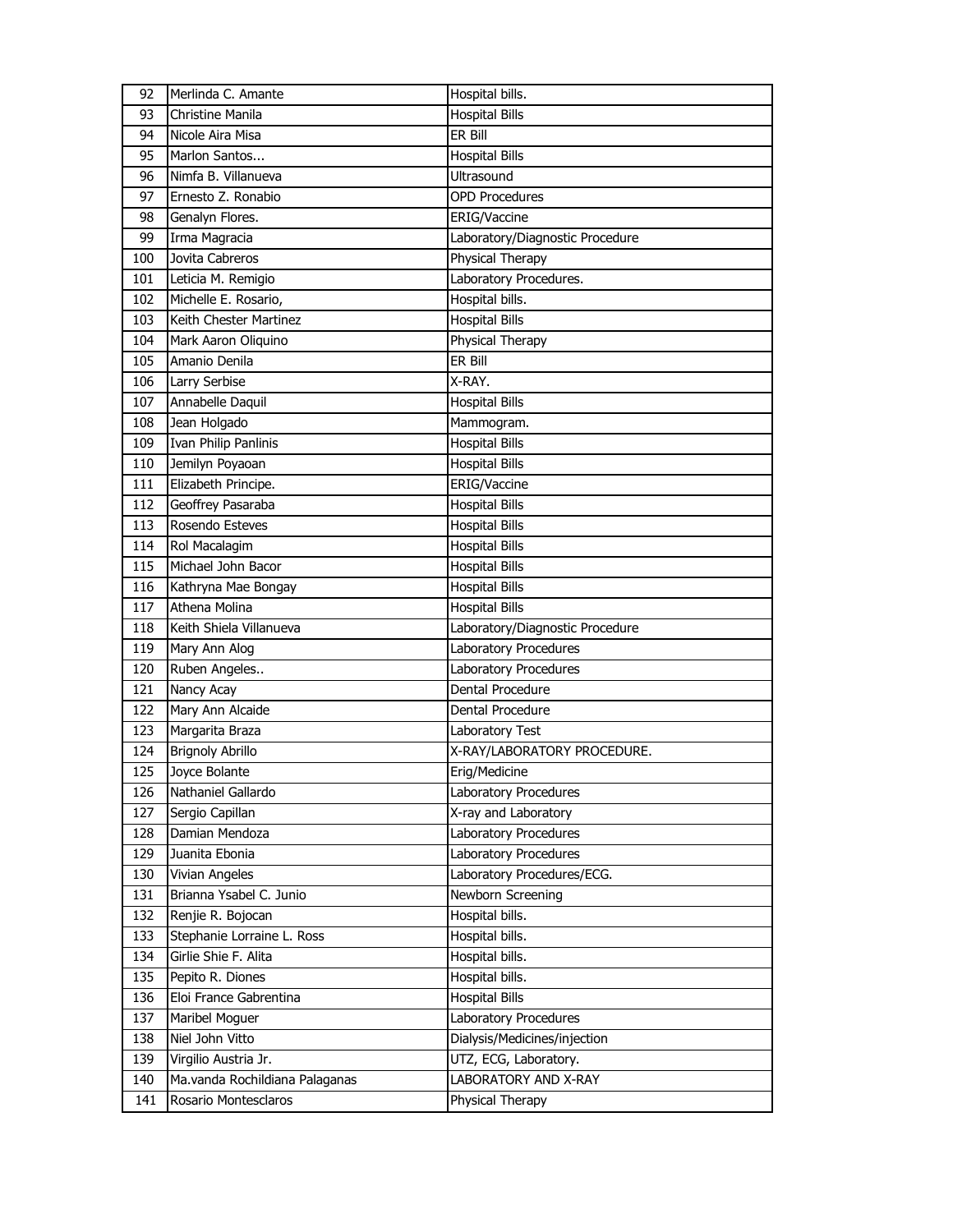| 92 | Merlinda C. Amante | Hospital bills. |
|---|---|---|
| 93 | Christine Manila | Hospital Bills |
| 94 | Nicole Aira Misa | ER Bill |
| 95 | Marlon Santos... | Hospital Bills |
| 96 | Nimfa B. Villanueva | Ultrasound |
| 97 | Ernesto Z. Ronabio | OPD Procedures |
| 98 | Genalyn Flores. | ERIG/Vaccine |
| 99 | Irma Magracia | Laboratory/Diagnostic Procedure |
| 100 | Jovita Cabreros | Physical Therapy |
| 101 | Leticia M. Remigio | Laboratory Procedures. |
| 102 | Michelle E. Rosario, | Hospital bills. |
| 103 | Keith Chester Martinez | Hospital Bills |
| 104 | Mark Aaron Oliquino | Physical Therapy |
| 105 | Amanio Denila | ER Bill |
| 106 | Larry Serbise | X-RAY. |
| 107 | Annabelle Daquil | Hospital Bills |
| 108 | Jean Holgado | Mammogram. |
| 109 | Ivan Philip Panlinis | Hospital Bills |
| 110 | Jemilyn Poyaoan | Hospital Bills |
| 111 | Elizabeth Principe. | ERIG/Vaccine |
| 112 | Geoffrey Pasaraba | Hospital Bills |
| 113 | Rosendo Esteves | Hospital Bills |
| 114 | Rol Macalagim | Hospital Bills |
| 115 | Michael John Bacor | Hospital Bills |
| 116 | Kathryna Mae Bongay | Hospital Bills |
| 117 | Athena Molina | Hospital Bills |
| 118 | Keith Shiela Villanueva | Laboratory/Diagnostic Procedure |
| 119 | Mary Ann Alog | Laboratory Procedures |
| 120 | Ruben Angeles.. | Laboratory Procedures |
| 121 | Nancy Acay | Dental Procedure |
| 122 | Mary Ann Alcaide | Dental Procedure |
| 123 | Margarita Braza | Laboratory Test |
| 124 | Brignoly Abrillo | X-RAY/LABORATORY PROCEDURE. |
| 125 | Joyce Bolante | Erig/Medicine |
| 126 | Nathaniel Gallardo | Laboratory Procedures |
| 127 | Sergio Capillan | X-ray and Laboratory |
| 128 | Damian Mendoza | Laboratory Procedures |
| 129 | Juanita Ebonia | Laboratory Procedures |
| 130 | Vivian Angeles | Laboratory Procedures/ECG. |
| 131 | Brianna Ysabel C. Junio | Newborn Screening |
| 132 | Renjie R. Bojocan | Hospital bills. |
| 133 | Stephanie Lorraine L. Ross | Hospital bills. |
| 134 | Girlie Shie F. Alita | Hospital bills. |
| 135 | Pepito R. Diones | Hospital bills. |
| 136 | Eloi France Gabrentina | Hospital Bills |
| 137 | Maribel Moguer | Laboratory Procedures |
| 138 | Niel John Vitto | Dialysis/Medicines/injection |
| 139 | Virgilio Austria Jr. | UTZ, ECG, Laboratory. |
| 140 | Ma.vanda Rochildiana Palaganas | LABORATORY AND X-RAY |
| 141 | Rosario Montesclaros | Physical Therapy |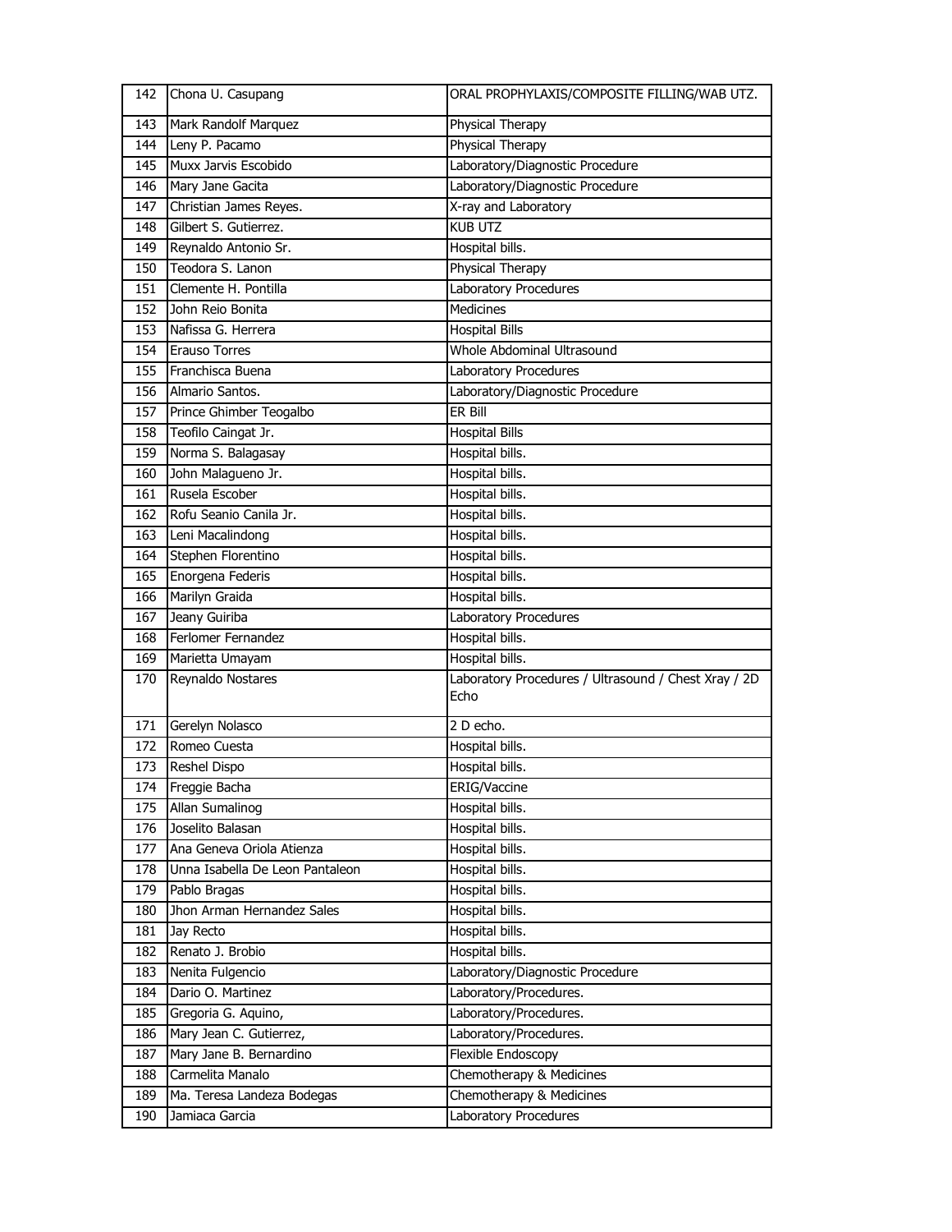| 142 | Chona U. Casupang | ORAL PROPHYLAXIS/COMPOSITE FILLING/WAB UTZ. |
|---|---|---|
| 143 | Mark Randolf Marquez | Physical Therapy |
| 144 | Leny P. Pacamo | Physical Therapy |
| 145 | Muxx Jarvis Escobido | Laboratory/Diagnostic Procedure |
| 146 | Mary Jane Gacita | Laboratory/Diagnostic Procedure |
| 147 | Christian James Reyes. | X-ray and Laboratory |
| 148 | Gilbert S. Gutierrez. | KUB UTZ |
| 149 | Reynaldo Antonio Sr. | Hospital bills. |
| 150 | Teodora S. Lanon | Physical Therapy |
| 151 | Clemente H. Pontilla | Laboratory Procedures |
| 152 | John Reio Bonita | Medicines |
| 153 | Nafissa G. Herrera | Hospital Bills |
| 154 | Erauso Torres | Whole Abdominal Ultrasound |
| 155 | Franchisca Buena | Laboratory Procedures |
| 156 | Almario Santos. | Laboratory/Diagnostic Procedure |
| 157 | Prince Ghimber Teogalbo | ER Bill |
| 158 | Teofilo Caingat Jr. | Hospital Bills |
| 159 | Norma S. Balagasay | Hospital bills. |
| 160 | John Malagueno Jr. | Hospital bills. |
| 161 | Rusela Escober | Hospital bills. |
| 162 | Rofu Seanio Canila Jr. | Hospital bills. |
| 163 | Leni Macalindong | Hospital bills. |
| 164 | Stephen Florentino | Hospital bills. |
| 165 | Enorgena Federis | Hospital bills. |
| 166 | Marilyn Graida | Hospital bills. |
| 167 | Jeany Guiriba | Laboratory Procedures |
| 168 | Ferlomer Fernandez | Hospital bills. |
| 169 | Marietta Umayam | Hospital bills. |
| 170 | Reynaldo Nostares | Laboratory Procedures / Ultrasound / Chest Xray / 2D Echo |
| 171 | Gerelyn Nolasco | 2 D echo. |
| 172 | Romeo Cuesta | Hospital bills. |
| 173 | Reshel Dispo | Hospital bills. |
| 174 | Freggie Bacha | ERIG/Vaccine |
| 175 | Allan Sumalinog | Hospital bills. |
| 176 | Joselito Balasan | Hospital bills. |
| 177 | Ana Geneva Oriola Atienza | Hospital bills. |
| 178 | Unna Isabella De Leon Pantaleon | Hospital bills. |
| 179 | Pablo Bragas | Hospital bills. |
| 180 | Jhon Arman Hernandez Sales | Hospital bills. |
| 181 | Jay Recto | Hospital bills. |
| 182 | Renato J. Brobio | Hospital bills. |
| 183 | Nenita Fulgencio | Laboratory/Diagnostic Procedure |
| 184 | Dario O. Martinez | Laboratory/Procedures. |
| 185 | Gregoria G. Aquino, | Laboratory/Procedures. |
| 186 | Mary Jean C. Gutierrez, | Laboratory/Procedures. |
| 187 | Mary Jane B. Bernardino | Flexible Endoscopy |
| 188 | Carmelita Manalo | Chemotherapy & Medicines |
| 189 | Ma. Teresa Landeza Bodegas | Chemotherapy & Medicines |
| 190 | Jamiaca Garcia | Laboratory Procedures |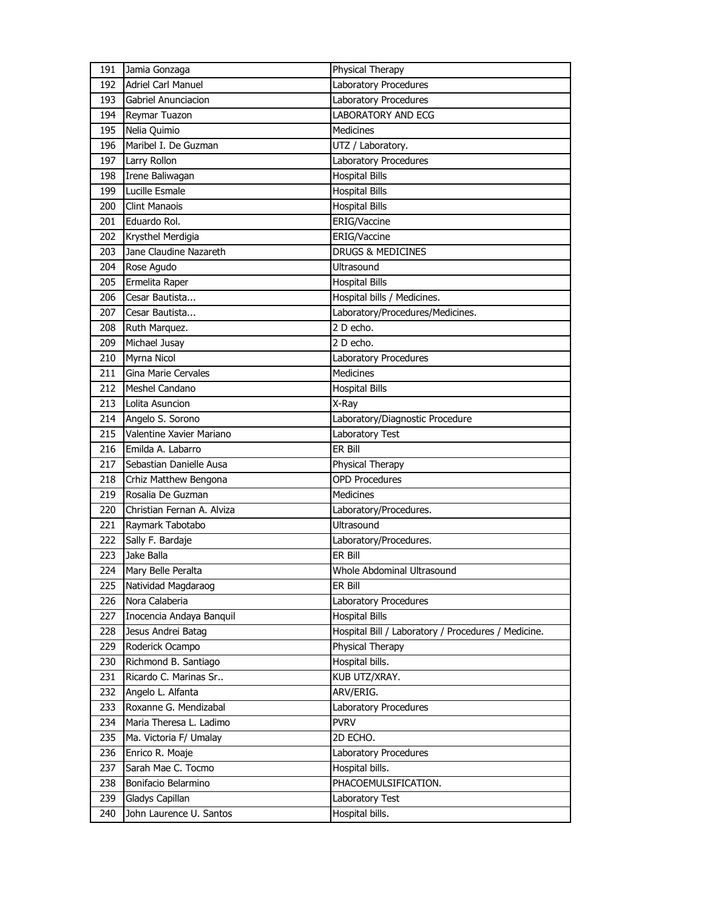| | | |
|---|---|---|
| 191 | Jamia Gonzaga | Physical Therapy |
| 192 | Adriel Carl Manuel | Laboratory Procedures |
| 193 | Gabriel Anunciacion | Laboratory Procedures |
| 194 | Reymar Tuazon | LABORATORY AND ECG |
| 195 | Nelia Quimio | Medicines |
| 196 | Maribel I. De Guzman | UTZ / Laboratory. |
| 197 | Larry Rollon | Laboratory Procedures |
| 198 | Irene Baliwagan | Hospital Bills |
| 199 | Lucille Esmale | Hospital Bills |
| 200 | Clint Manaois | Hospital Bills |
| 201 | Eduardo Rol. | ERIG/Vaccine |
| 202 | Krysthel Merdigia | ERIG/Vaccine |
| 203 | Jane Claudine Nazareth | DRUGS & MEDICINES |
| 204 | Rose Agudo | Ultrasound |
| 205 | Ermelita Raper | Hospital Bills |
| 206 | Cesar Bautista... | Hospital bills / Medicines. |
| 207 | Cesar Bautista... | Laboratory/Procedures/Medicines. |
| 208 | Ruth Marquez. | 2 D echo. |
| 209 | Michael Jusay | 2 D echo. |
| 210 | Myrna Nicol | Laboratory Procedures |
| 211 | Gina Marie Cervales | Medicines |
| 212 | Meshel Candano | Hospital Bills |
| 213 | Lolita Asuncion | X-Ray |
| 214 | Angelo S. Sorono | Laboratory/Diagnostic Procedure |
| 215 | Valentine Xavier Mariano | Laboratory Test |
| 216 | Emilda A. Labarro | ER Bill |
| 217 | Sebastian Danielle Ausa | Physical Therapy |
| 218 | Crhiz Matthew Bengona | OPD Procedures |
| 219 | Rosalia De Guzman | Medicines |
| 220 | Christian Fernan A. Alviza | Laboratory/Procedures. |
| 221 | Raymark Tabotabo | Ultrasound |
| 222 | Sally F. Bardaje | Laboratory/Procedures. |
| 223 | Jake Balla | ER Bill |
| 224 | Mary Belle Peralta | Whole Abdominal Ultrasound |
| 225 | Natividad Magdaraog | ER Bill |
| 226 | Nora Calaberia | Laboratory Procedures |
| 227 | Inocencia Andaya Banquil | Hospital Bills |
| 228 | Jesus Andrei Batag | Hospital Bill / Laboratory / Procedures / Medicine. |
| 229 | Roderick Ocampo | Physical Therapy |
| 230 | Richmond B. Santiago | Hospital bills. |
| 231 | Ricardo C. Marinas Sr.. | KUB UTZ/XRAY. |
| 232 | Angelo L. Alfanta | ARV/ERIG. |
| 233 | Roxanne G. Mendizabal | Laboratory Procedures |
| 234 | Maria Theresa L. Ladimo | PVRV |
| 235 | Ma. Victoria F/ Umalay | 2D ECHO. |
| 236 | Enrico R. Moaje | Laboratory Procedures |
| 237 | Sarah Mae C. Tocmo | Hospital bills. |
| 238 | Bonifacio Belarmino | PHACOEMULSIFICATION. |
| 239 | Gladys Capillan | Laboratory Test |
| 240 | John Laurence U. Santos | Hospital bills. |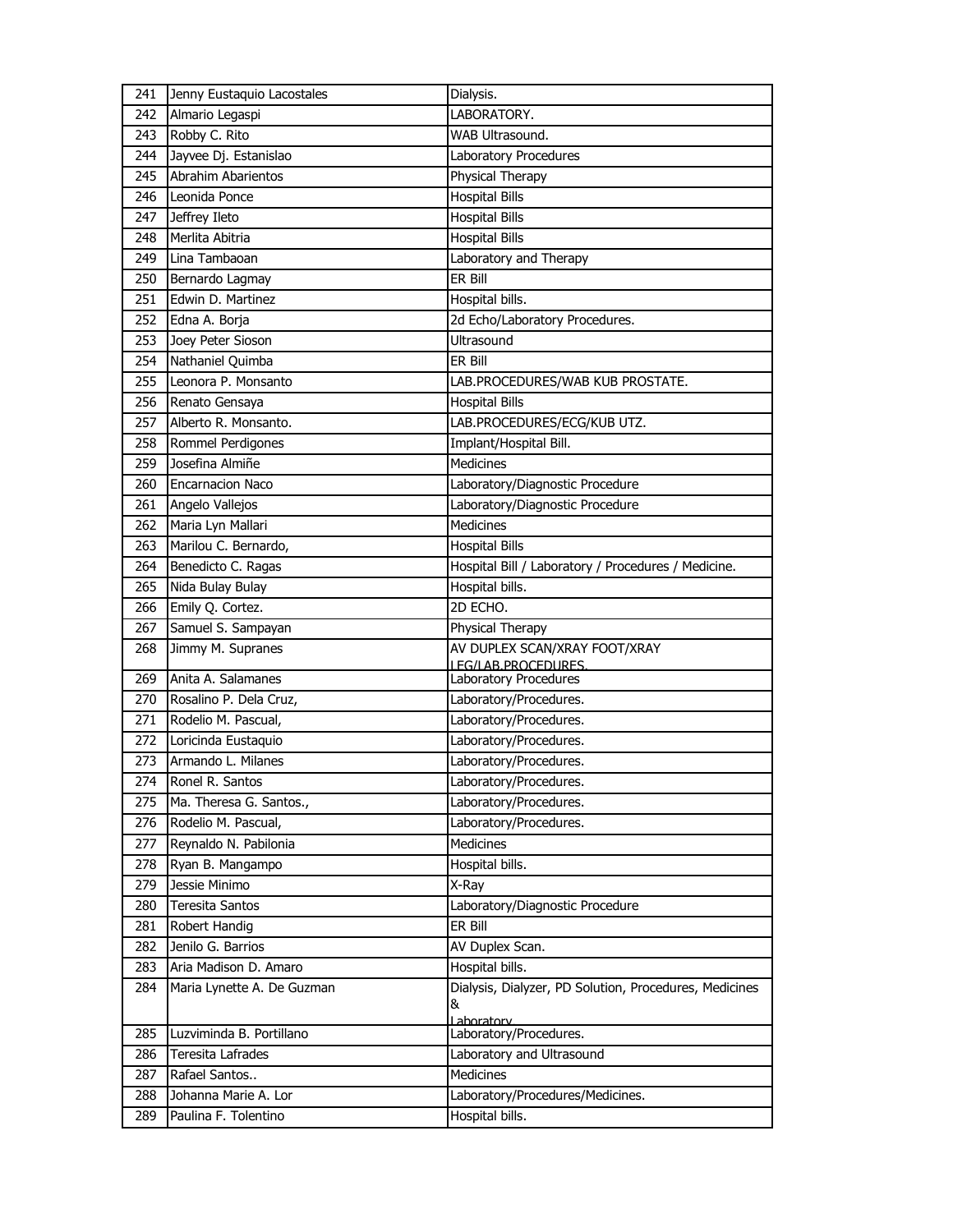| 241 | Jenny Eustaquio Lacostales | Dialysis. |
|---|---|---|
| 242 | Almario Legaspi | LABORATORY. |
| 243 | Robby C. Rito | WAB Ultrasound. |
| 244 | Jayvee Dj. Estanislao | Laboratory Procedures |
| 245 | Abrahim Abarientos | Physical Therapy |
| 246 | Leonida Ponce | Hospital Bills |
| 247 | Jeffrey Ileto | Hospital Bills |
| 248 | Merlita Abitria | Hospital Bills |
| 249 | Lina Tambaoan | Laboratory and Therapy |
| 250 | Bernardo Lagmay | ER Bill |
| 251 | Edwin D. Martinez | Hospital bills. |
| 252 | Edna A. Borja | 2d Echo/Laboratory Procedures. |
| 253 | Joey Peter Sioson | Ultrasound |
| 254 | Nathaniel Quimba | ER Bill |
| 255 | Leonora P. Monsanto | LAB.PROCEDURES/WAB KUB PROSTATE. |
| 256 | Renato Gensaya | Hospital Bills |
| 257 | Alberto R. Monsanto. | LAB.PROCEDURES/ECG/KUB UTZ. |
| 258 | Rommel Perdigones | Implant/Hospital Bill. |
| 259 | Josefina Almiñe | Medicines |
| 260 | Encarnacion Naco | Laboratory/Diagnostic Procedure |
| 261 | Angelo Vallejos | Laboratory/Diagnostic Procedure |
| 262 | Maria Lyn Mallari | Medicines |
| 263 | Marilou C. Bernardo, | Hospital Bills |
| 264 | Benedicto C. Ragas | Hospital Bill / Laboratory / Procedures / Medicine. |
| 265 | Nida Bulay Bulay | Hospital bills. |
| 266 | Emily Q. Cortez. | 2D ECHO. |
| 267 | Samuel S. Sampayan | Physical Therapy |
| 268 | Jimmy M. Supranes | AV DUPLEX SCAN/XRAY FOOT/XRAY LEG/LAB.PROCEDURES. |
| 269 | Anita A. Salamanes | Laboratory Procedures |
| 270 | Rosalino P. Dela Cruz, | Laboratory/Procedures. |
| 271 | Rodelio M. Pascual, | Laboratory/Procedures. |
| 272 | Loricinda Eustaquio | Laboratory/Procedures. |
| 273 | Armando L. Milanes | Laboratory/Procedures. |
| 274 | Ronel R. Santos | Laboratory/Procedures. |
| 275 | Ma. Theresa G. Santos., | Laboratory/Procedures. |
| 276 | Rodelio M. Pascual, | Laboratory/Procedures. |
| 277 | Reynaldo N. Pabilonia | Medicines |
| 278 | Ryan B. Mangampo | Hospital bills. |
| 279 | Jessie Minimo | X-Ray |
| 280 | Teresita Santos | Laboratory/Diagnostic Procedure |
| 281 | Robert Handig | ER Bill |
| 282 | Jenilo G. Barrios | AV Duplex Scan. |
| 283 | Aria Madison D. Amaro | Hospital bills. |
| 284 | Maria Lynette A. De Guzman | Dialysis, Dialyzer, PD Solution, Procedures, Medicines & Laboratory |
| 285 | Luzviminda B. Portillano | Laboratory/Procedures. |
| 286 | Teresita Lafrades | Laboratory and Ultrasound |
| 287 | Rafael Santos.. | Medicines |
| 288 | Johanna Marie A. Lor | Laboratory/Procedures/Medicines. |
| 289 | Paulina F. Tolentino | Hospital bills. |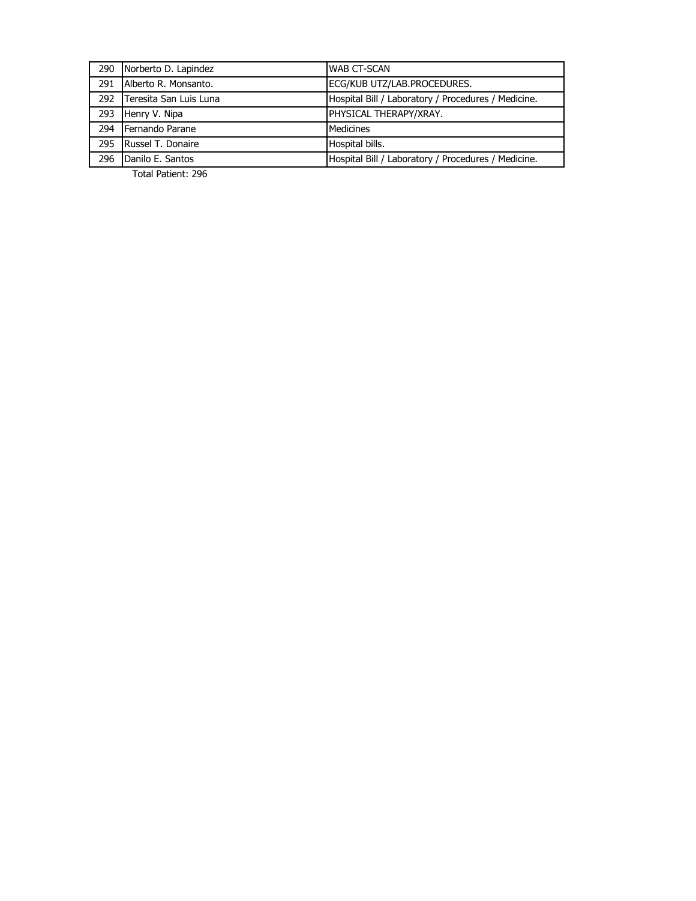| 290 | Norberto D. Lapindez | WAB CT-SCAN |
|---|---|---|
| 291 | Alberto R. Monsanto. | ECG/KUB UTZ/LAB.PROCEDURES. |
| 292 | Teresita San Luis Luna | Hospital Bill / Laboratory / Procedures / Medicine. |
| 293 | Henry V. Nipa | PHYSICAL THERAPY/XRAY. |
| 294 | Fernando Parane | Medicines |
| 295 | Russel T. Donaire | Hospital bills. |
| 296 | Danilo E. Santos | Hospital Bill / Laboratory / Procedures / Medicine. |

Total Patient: 296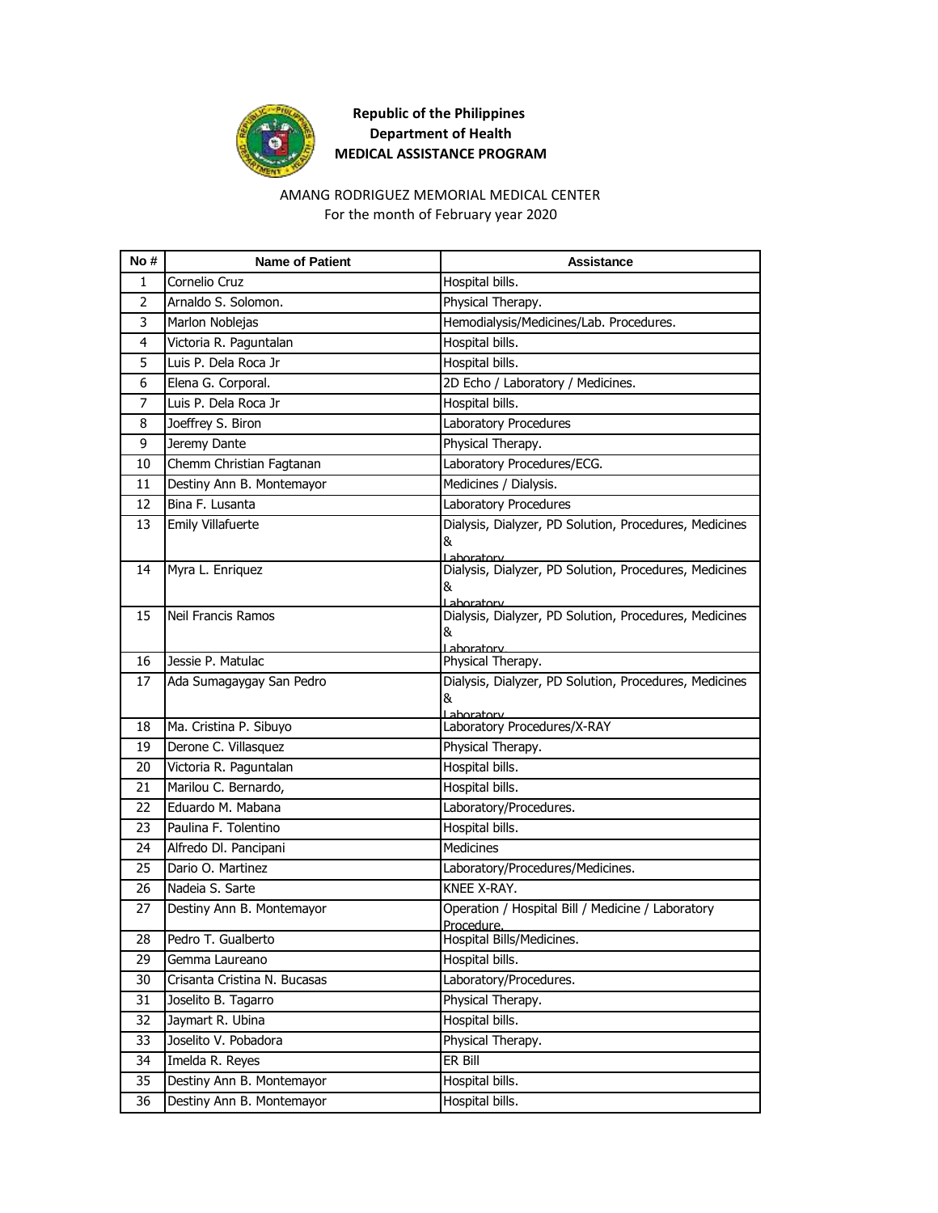**Republic of the Philippines**
**Department of Health**
**MEDICAL ASSISTANCE PROGRAM**

AMANG RODRIGUEZ MEMORIAL MEDICAL CENTER
For the month of February year 2020

| No # | Name of Patient | Assistance |
|---|---|---|
| 1 | Cornelio Cruz | Hospital bills. |
| 2 | Arnaldo S. Solomon. | Physical Therapy. |
| 3 | Marlon Noblejas | Hemodialysis/Medicines/Lab. Procedures. |
| 4 | Victoria R. Paguntalan | Hospital bills. |
| 5 | Luis P. Dela Roca Jr | Hospital bills. |
| 6 | Elena G. Corporal. | 2D Echo / Laboratory / Medicines. |
| 7 | Luis P. Dela Roca Jr | Hospital bills. |
| 8 | Joeffrey S. Biron | Laboratory Procedures |
| 9 | Jeremy Dante | Physical Therapy. |
| 10 | Chemm Christian Fagtanan | Laboratory Procedures/ECG. |
| 11 | Destiny Ann B. Montemayor | Medicines / Dialysis. |
| 12 | Bina F. Lusanta | Laboratory Procedures |
| 13 | Emily Villafuerte | Dialysis, Dialyzer, PD Solution, Procedures, Medicines & Laboratory |
| 14 | Myra L. Enriquez | Dialysis, Dialyzer, PD Solution, Procedures, Medicines & Laboratory |
| 15 | Neil Francis Ramos | Dialysis, Dialyzer, PD Solution, Procedures, Medicines & Laboratory |
| 16 | Jessie P. Matulac | Physical Therapy. |
| 17 | Ada Sumagaygay San Pedro | Dialysis, Dialyzer, PD Solution, Procedures, Medicines & Laboratory |
| 18 | Ma. Cristina P. Sibuyo | Laboratory Procedures/X-RAY |
| 19 | Derone C. Villasquez | Physical Therapy. |
| 20 | Victoria R. Paguntalan | Hospital bills. |
| 21 | Marilou C. Bernardo, | Hospital bills. |
| 22 | Eduardo M. Mabana | Laboratory/Procedures. |
| 23 | Paulina F. Tolentino | Hospital bills. |
| 24 | Alfredo Dl. Pancipani | Medicines |
| 25 | Dario O. Martinez | Laboratory/Procedures/Medicines. |
| 26 | Nadeia S. Sarte | KNEE X-RAY. |
| 27 | Destiny Ann B. Montemayor | Operation / Hospital Bill / Medicine / Laboratory Procedure. |
| 28 | Pedro T. Gualberto | Hospital Bills/Medicines. |
| 29 | Gemma Laureano | Hospital bills. |
| 30 | Crisanta Cristina N. Bucasas | Laboratory/Procedures. |
| 31 | Joselito B. Tagarro | Physical Therapy. |
| 32 | Jaymart R. Ubina | Hospital bills. |
| 33 | Joselito V. Pobadora | Physical Therapy. |
| 34 | Imelda R. Reyes | ER Bill |
| 35 | Destiny Ann B. Montemayor | Hospital bills. |
| 36 | Destiny Ann B. Montemayor | Hospital bills. |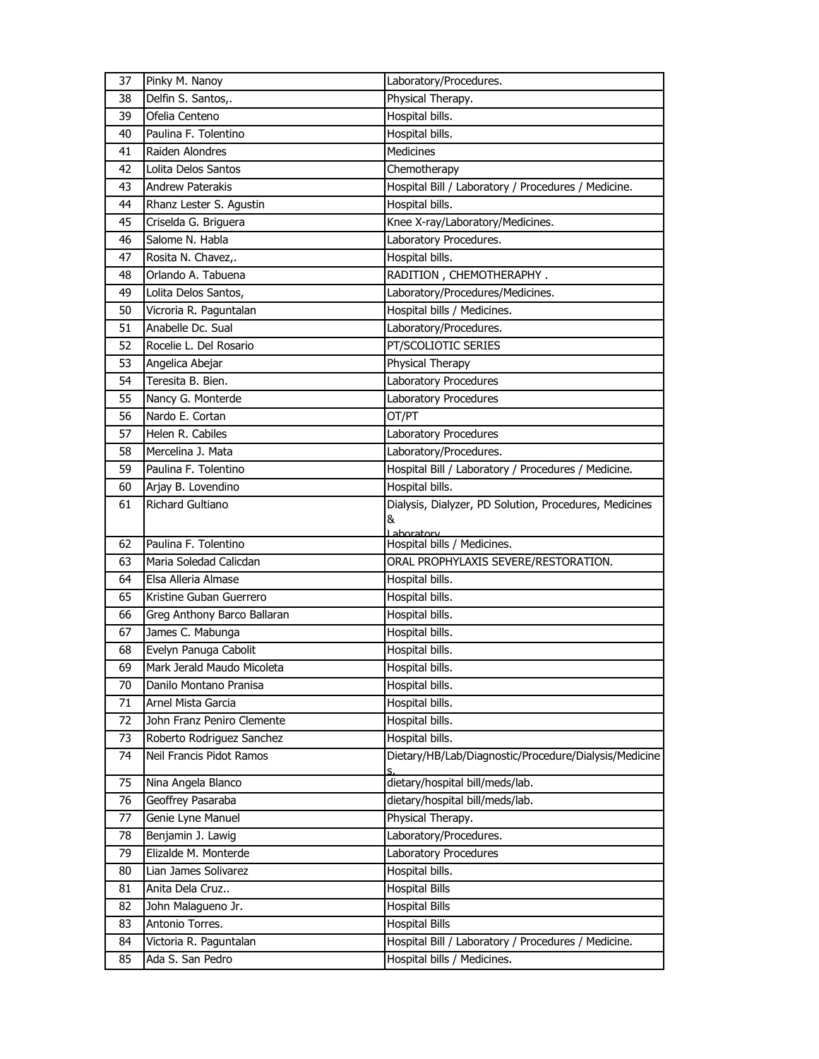| 37 | Pinky M. Nanoy | Laboratory/Procedures. |
|---|---|---|
| 38 | Delfin S. Santos,. | Physical Therapy. |
| 39 | Ofelia Centeno | Hospital bills. |
| 40 | Paulina F. Tolentino | Hospital bills. |
| 41 | Raiden Alondres | Medicines |
| 42 | Lolita Delos Santos | Chemotherapy |
| 43 | Andrew Paterakis | Hospital Bill / Laboratory / Procedures / Medicine. |
| 44 | Rhanz Lester S. Agustin | Hospital bills. |
| 45 | Criselda G. Briguera | Knee X-ray/Laboratory/Medicines. |
| 46 | Salome N. Habla | Laboratory Procedures. |
| 47 | Rosita N. Chavez,. | Hospital bills. |
| 48 | Orlando A. Tabuena | RADITION , CHEMOTHERAPHY . |
| 49 | Lolita Delos Santos, | Laboratory/Procedures/Medicines. |
| 50 | Vicroria R. Paguntalan | Hospital bills / Medicines. |
| 51 | Anabelle Dc. Sual | Laboratory/Procedures. |
| 52 | Rocelie L. Del Rosario | PT/SCOLIOTIC SERIES |
| 53 | Angelica Abejar | Physical Therapy |
| 54 | Teresita B. Bien. | Laboratory Procedures |
| 55 | Nancy G. Monterde | Laboratory Procedures |
| 56 | Nardo E. Cortan | OT/PT |
| 57 | Helen R. Cabiles | Laboratory Procedures |
| 58 | Mercelina J. Mata | Laboratory/Procedures. |
| 59 | Paulina F. Tolentino | Hospital Bill / Laboratory / Procedures / Medicine. |
| 60 | Arjay B. Lovendino | Hospital bills. |
| 61 | Richard Gultiano | Dialysis, Dialyzer, PD Solution, Procedures, Medicines & Laboratory |
| 62 | Paulina F. Tolentino | Hospital bills / Medicines. |
| 63 | Maria Soledad Calicdan | ORAL PROPHYLAXIS SEVERE/RESTORATION. |
| 64 | Elsa Alleria Almase | Hospital bills. |
| 65 | Kristine Guban Guerrero | Hospital bills. |
| 66 | Greg Anthony Barco Ballaran | Hospital bills. |
| 67 | James C. Mabunga | Hospital bills. |
| 68 | Evelyn Panuga Cabolit | Hospital bills. |
| 69 | Mark Jerald Maudo Micoleta | Hospital bills. |
| 70 | Danilo Montano Pranisa | Hospital bills. |
| 71 | Arnel Mista Garcia | Hospital bills. |
| 72 | John Franz Peniro Clemente | Hospital bills. |
| 73 | Roberto Rodriguez Sanchez | Hospital bills. |
| 74 | Neil Francis Pidot Ramos | Dietary/HB/Lab/Diagnostic/Procedure/Dialysis/Medicines. |
| 75 | Nina Angela Blanco | dietary/hospital bill/meds/lab. |
| 76 | Geoffrey Pasaraba | dietary/hospital bill/meds/lab. |
| 77 | Genie Lyne Manuel | Physical Therapy. |
| 78 | Benjamin J. Lawig | Laboratory/Procedures. |
| 79 | Elizalde M. Monterde | Laboratory Procedures |
| 80 | Lian James Solivarez | Hospital bills. |
| 81 | Anita Dela Cruz.. | Hospital Bills |
| 82 | John Malagueno Jr. | Hospital Bills |
| 83 | Antonio Torres. | Hospital Bills |
| 84 | Victoria R. Paguntalan | Hospital Bill / Laboratory / Procedures / Medicine. |
| 85 | Ada S. San Pedro | Hospital bills / Medicines. |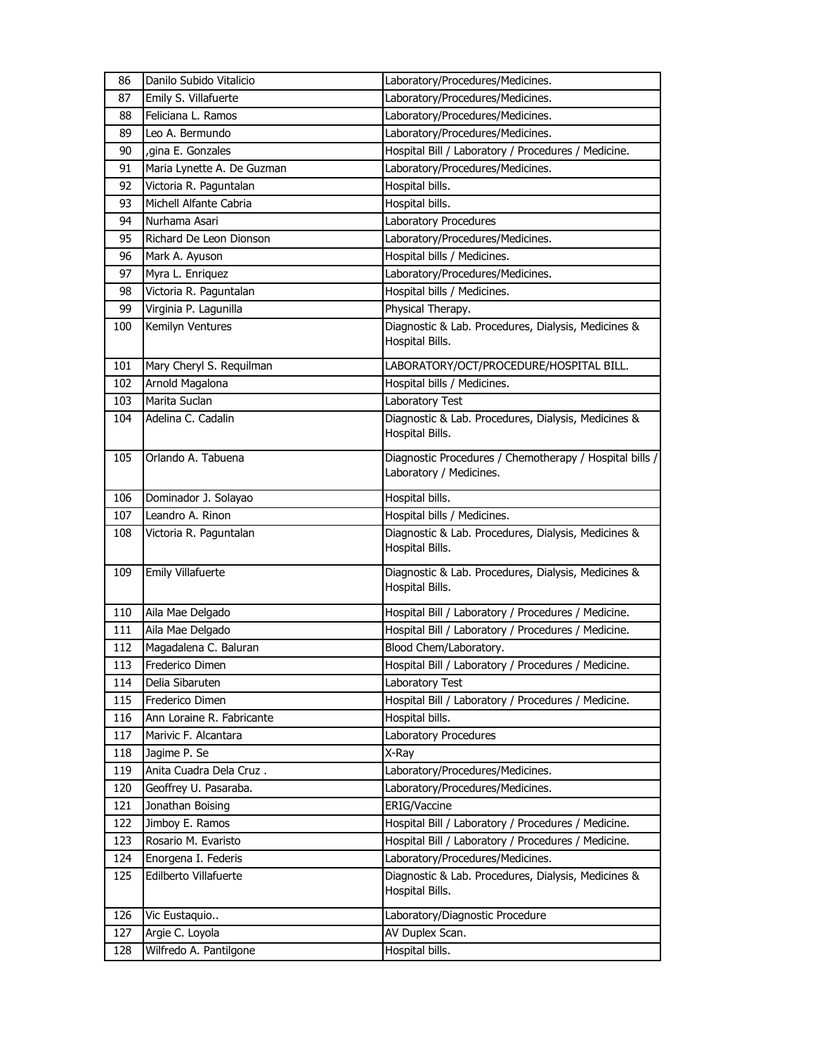| 86 | Danilo Subido Vitalicio | Laboratory/Procedures/Medicines. |
|---|---|---|
| 87 | Emily S. Villafuerte | Laboratory/Procedures/Medicines. |
| 88 | Feliciana L. Ramos | Laboratory/Procedures/Medicines. |
| 89 | Leo A. Bermundo | Laboratory/Procedures/Medicines. |
| 90 | ,gina E. Gonzales | Hospital Bill / Laboratory / Procedures / Medicine. |
| 91 | Maria Lynette A. De Guzman | Laboratory/Procedures/Medicines. |
| 92 | Victoria R. Paguntalan | Hospital bills. |
| 93 | Michell Alfante Cabria | Hospital bills. |
| 94 | Nurhama Asari | Laboratory Procedures |
| 95 | Richard De Leon Dionson | Laboratory/Procedures/Medicines. |
| 96 | Mark A. Ayuson | Hospital bills / Medicines. |
| 97 | Myra L. Enriquez | Laboratory/Procedures/Medicines. |
| 98 | Victoria R. Paguntalan | Hospital bills / Medicines. |
| 99 | Virginia P. Lagunilla | Physical Therapy. |
| 100 | Kemilyn Ventures | Diagnostic & Lab. Procedures, Dialysis, Medicines & Hospital Bills. |
| 101 | Mary Cheryl S. Requilman | LABORATORY/OCT/PROCEDURE/HOSPITAL BILL. |
| 102 | Arnold Magalona | Hospital bills / Medicines. |
| 103 | Marita Suclan | Laboratory Test |
| 104 | Adelina C. Cadalin | Diagnostic & Lab. Procedures, Dialysis, Medicines & Hospital Bills. |
| 105 | Orlando A. Tabuena | Diagnostic Procedures / Chemotherapy / Hospital bills / Laboratory / Medicines. |
| 106 | Dominador J. Solayao | Hospital bills. |
| 107 | Leandro A. Rinon | Hospital bills / Medicines. |
| 108 | Victoria R. Paguntalan | Diagnostic & Lab. Procedures, Dialysis, Medicines & Hospital Bills. |
| 109 | Emily Villafuerte | Diagnostic & Lab. Procedures, Dialysis, Medicines & Hospital Bills. |
| 110 | Aila Mae Delgado | Hospital Bill / Laboratory / Procedures / Medicine. |
| 111 | Aila Mae Delgado | Hospital Bill / Laboratory / Procedures / Medicine. |
| 112 | Magadalena C. Baluran | Blood Chem/Laboratory. |
| 113 | Frederico Dimen | Hospital Bill / Laboratory / Procedures / Medicine. |
| 114 | Delia Sibaruten | Laboratory Test |
| 115 | Frederico Dimen | Hospital Bill / Laboratory / Procedures / Medicine. |
| 116 | Ann Loraine R. Fabricante | Hospital bills. |
| 117 | Marivic F. Alcantara | Laboratory Procedures |
| 118 | Jagime P. Se | X-Ray |
| 119 | Anita Cuadra Dela Cruz . | Laboratory/Procedures/Medicines. |
| 120 | Geoffrey U. Pasaraba. | Laboratory/Procedures/Medicines. |
| 121 | Jonathan Boising | ERIG/Vaccine |
| 122 | Jimboy E. Ramos | Hospital Bill / Laboratory / Procedures / Medicine. |
| 123 | Rosario M. Evaristo | Hospital Bill / Laboratory / Procedures / Medicine. |
| 124 | Enorgena I. Federis | Laboratory/Procedures/Medicines. |
| 125 | Edilberto Villafuerte | Diagnostic & Lab. Procedures, Dialysis, Medicines & Hospital Bills. |
| 126 | Vic Eustaquio.. | Laboratory/Diagnostic Procedure |
| 127 | Argie C. Loyola | AV Duplex Scan. |
| 128 | Wilfredo A. Pantilgone | Hospital bills. |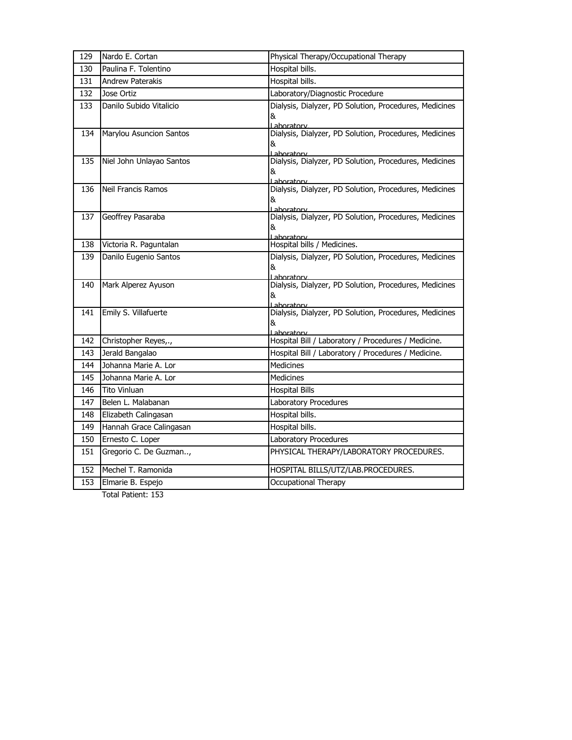| 129 | Nardo E. Cortan | Physical Therapy/Occupational Therapy |
|---|---|---|
| 130 | Paulina F. Tolentino | Hospital bills. |
| 131 | Andrew Paterakis | Hospital bills. |
| 132 | Jose Ortiz | Laboratory/Diagnostic Procedure |
| 133 | Danilo Subido Vitalicio | Dialysis, Dialyzer, PD Solution, Procedures, Medicines & Laboratory |
| 134 | Marylou Asuncion Santos | Dialysis, Dialyzer, PD Solution, Procedures, Medicines & Laboratory |
| 135 | Niel John Unlayao Santos | Dialysis, Dialyzer, PD Solution, Procedures, Medicines & Laboratory |
| 136 | Neil Francis Ramos | Dialysis, Dialyzer, PD Solution, Procedures, Medicines & Laboratory |
| 137 | Geoffrey Pasaraba | Dialysis, Dialyzer, PD Solution, Procedures, Medicines & Laboratory |
| 138 | Victoria R. Paguntalan | Hospital bills / Medicines. |
| 139 | Danilo Eugenio Santos | Dialysis, Dialyzer, PD Solution, Procedures, Medicines & Laboratory |
| 140 | Mark Alperez Ayuson | Dialysis, Dialyzer, PD Solution, Procedures, Medicines & Laboratory |
| 141 | Emily S. Villafuerte | Dialysis, Dialyzer, PD Solution, Procedures, Medicines & Laboratory |
| 142 | Christopher Reyes,., | Hospital Bill / Laboratory / Procedures / Medicine. |
| 143 | Jerald Bangalao | Hospital Bill / Laboratory / Procedures / Medicine. |
| 144 | Johanna Marie A. Lor | Medicines |
| 145 | Johanna Marie A. Lor | Medicines |
| 146 | Tito Vinluan | Hospital Bills |
| 147 | Belen L. Malabanan | Laboratory Procedures |
| 148 | Elizabeth Calingasan | Hospital bills. |
| 149 | Hannah Grace Calingasan | Hospital bills. |
| 150 | Ernesto C. Loper | Laboratory Procedures |
| 151 | Gregorio C. De Guzman.., | PHYSICAL THERAPY/LABORATORY PROCEDURES. |
| 152 | Mechel T. Ramonida | HOSPITAL BILLS/UTZ/LAB.PROCEDURES. |
| 153 | Elmarie B. Espejo | Occupational Therapy |

Total Patient: 153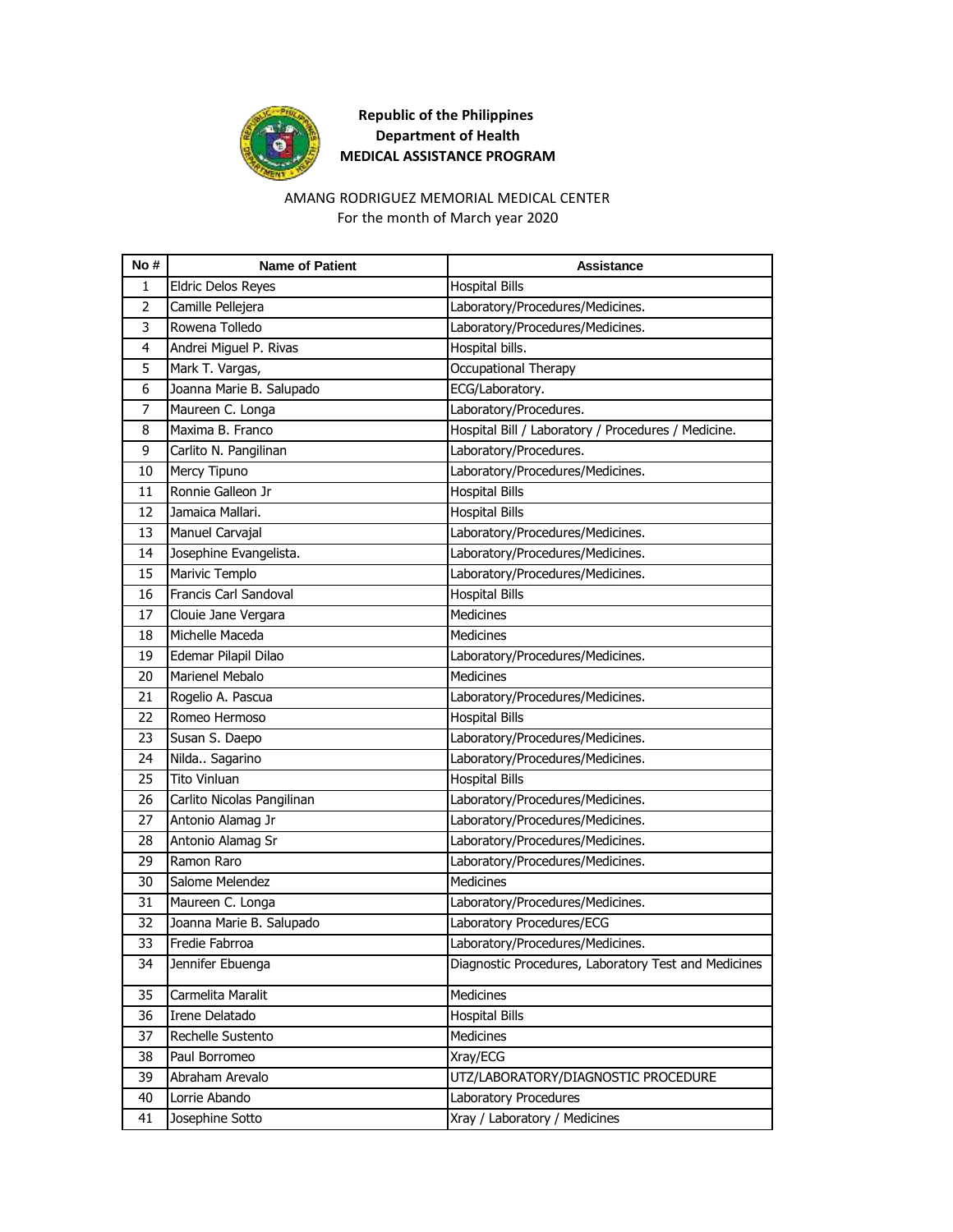**Republic of the Philippines**
**Department of Health**
**MEDICAL ASSISTANCE PROGRAM**

AMANG RODRIGUEZ MEMORIAL MEDICAL CENTER
For the month of March year 2020

| No # | Name of Patient | Assistance |
|---|---|---|
| 1 | Eldric Delos Reyes | Hospital Bills |
| 2 | Camille Pellejera | Laboratory/Procedures/Medicines. |
| 3 | Rowena Tolledo | Laboratory/Procedures/Medicines. |
| 4 | Andrei Miguel P. Rivas | Hospital bills. |
| 5 | Mark T. Vargas, | Occupational Therapy |
| 6 | Joanna Marie B. Salupado | ECG/Laboratory. |
| 7 | Maureen C. Longa | Laboratory/Procedures. |
| 8 | Maxima B. Franco | Hospital Bill / Laboratory / Procedures / Medicine. |
| 9 | Carlito N. Pangilinan | Laboratory/Procedures. |
| 10 | Mercy Tipuno | Laboratory/Procedures/Medicines. |
| 11 | Ronnie Galleon Jr | Hospital Bills |
| 12 | Jamaica Mallari. | Hospital Bills |
| 13 | Manuel Carvajal | Laboratory/Procedures/Medicines. |
| 14 | Josephine Evangelista. | Laboratory/Procedures/Medicines. |
| 15 | Marivic Templo | Laboratory/Procedures/Medicines. |
| 16 | Francis Carl Sandoval | Hospital Bills |
| 17 | Clouie Jane Vergara | Medicines |
| 18 | Michelle Maceda | Medicines |
| 19 | Edemar Pilapil Dilao | Laboratory/Procedures/Medicines. |
| 20 | Marienel Mebalo | Medicines |
| 21 | Rogelio A. Pascua | Laboratory/Procedures/Medicines. |
| 22 | Romeo Hermoso | Hospital Bills |
| 23 | Susan S. Daepo | Laboratory/Procedures/Medicines. |
| 24 | Nilda.. Sagarino | Laboratory/Procedures/Medicines. |
| 25 | Tito Vinluan | Hospital Bills |
| 26 | Carlito Nicolas Pangilinan | Laboratory/Procedures/Medicines. |
| 27 | Antonio Alamag Jr | Laboratory/Procedures/Medicines. |
| 28 | Antonio Alamag Sr | Laboratory/Procedures/Medicines. |
| 29 | Ramon Raro | Laboratory/Procedures/Medicines. |
| 30 | Salome Melendez | Medicines |
| 31 | Maureen C. Longa | Laboratory/Procedures/Medicines. |
| 32 | Joanna Marie B. Salupado | Laboratory Procedures/ECG |
| 33 | Fredie Fabrroa | Laboratory/Procedures/Medicines. |
| 34 | Jennifer Ebuenga | Diagnostic Procedures, Laboratory Test and Medicines |
| 35 | Carmelita Maralit | Medicines |
| 36 | Irene Delatado | Hospital Bills |
| 37 | Rechelle Sustento | Medicines |
| 38 | Paul Borromeo | Xray/ECG |
| 39 | Abraham Arevalo | UTZ/LABORATORY/DIAGNOSTIC PROCEDURE |
| 40 | Lorrie Abando | Laboratory Procedures |
| 41 | Josephine Sotto | Xray / Laboratory / Medicines |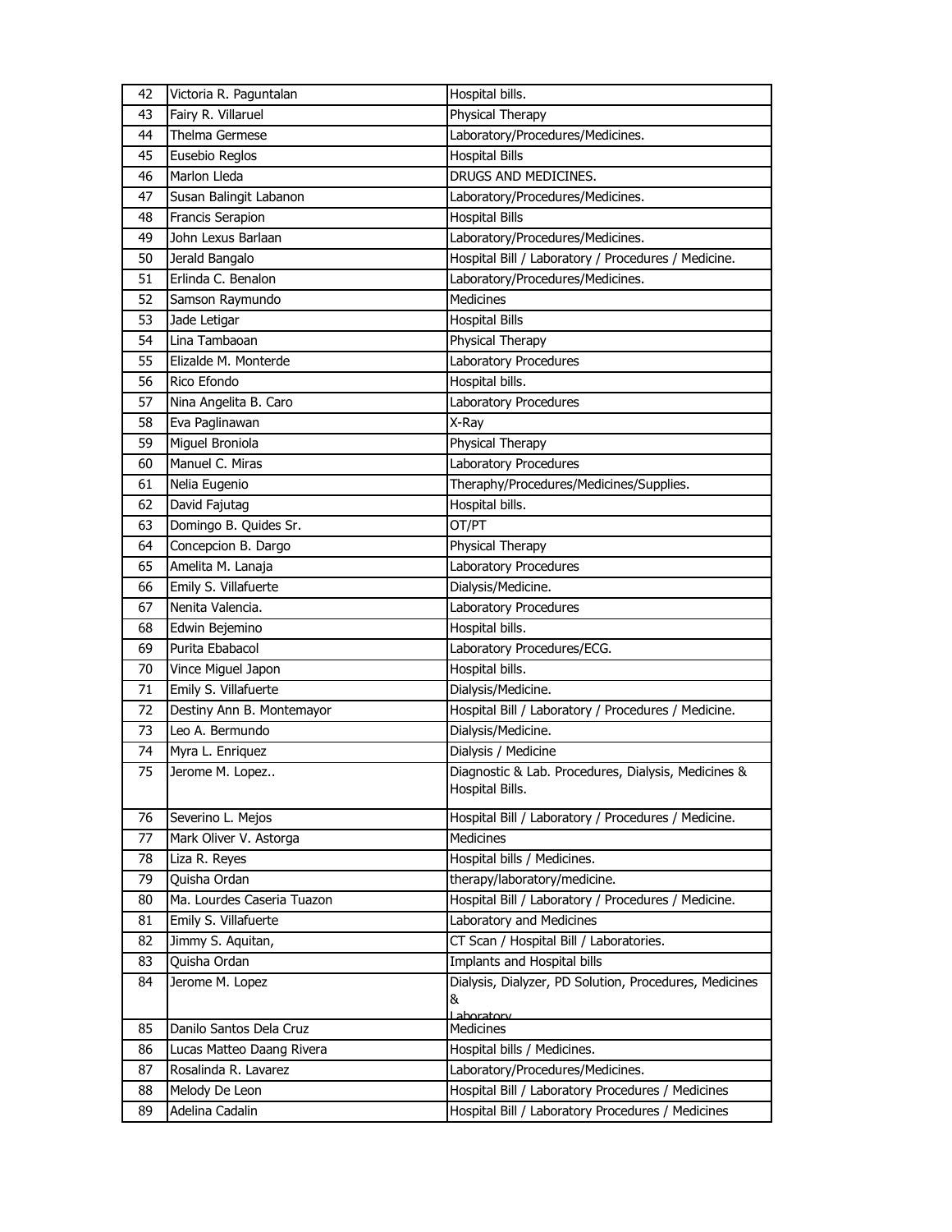| 42 | Victoria R. Paguntalan | Hospital bills. |
|---|---|---|
| 43 | Fairy R. Villaruel | Physical Therapy |
| 44 | Thelma Germese | Laboratory/Procedures/Medicines. |
| 45 | Eusebio Reglos | Hospital Bills |
| 46 | Marlon Lleda | DRUGS AND MEDICINES. |
| 47 | Susan Balingit Labanon | Laboratory/Procedures/Medicines. |
| 48 | Francis Serapion | Hospital Bills |
| 49 | John Lexus Barlaan | Laboratory/Procedures/Medicines. |
| 50 | Jerald Bangalo | Hospital Bill / Laboratory / Procedures / Medicine. |
| 51 | Erlinda C. Benalon | Laboratory/Procedures/Medicines. |
| 52 | Samson Raymundo | Medicines |
| 53 | Jade Letigar | Hospital Bills |
| 54 | Lina Tambaoan | Physical Therapy |
| 55 | Elizalde M. Monterde | Laboratory Procedures |
| 56 | Rico Efondo | Hospital bills. |
| 57 | Nina Angelita B. Caro | Laboratory Procedures |
| 58 | Eva Paglinawan | X-Ray |
| 59 | Miguel Broniola | Physical Therapy |
| 60 | Manuel C. Miras | Laboratory Procedures |
| 61 | Nelia Eugenio | Theraphy/Procedures/Medicines/Supplies. |
| 62 | David Fajutag | Hospital bills. |
| 63 | Domingo B. Quides Sr. | OT/PT |
| 64 | Concepcion B. Dargo | Physical Therapy |
| 65 | Amelita M. Lanaja | Laboratory Procedures |
| 66 | Emily S. Villafuerte | Dialysis/Medicine. |
| 67 | Nenita Valencia. | Laboratory Procedures |
| 68 | Edwin Bejemino | Hospital bills. |
| 69 | Purita Ebabacol | Laboratory Procedures/ECG. |
| 70 | Vince Miguel Japon | Hospital bills. |
| 71 | Emily S. Villafuerte | Dialysis/Medicine. |
| 72 | Destiny Ann B. Montemayor | Hospital Bill / Laboratory / Procedures / Medicine. |
| 73 | Leo A. Bermundo | Dialysis/Medicine. |
| 74 | Myra L. Enriquez | Dialysis / Medicine |
| 75 | Jerome M. Lopez.. | Diagnostic & Lab. Procedures, Dialysis, Medicines & Hospital Bills. |
| 76 | Severino L. Mejos | Hospital Bill / Laboratory / Procedures / Medicine. |
| 77 | Mark Oliver V. Astorga | Medicines |
| 78 | Liza R. Reyes | Hospital bills / Medicines. |
| 79 | Quisha Ordan | therapy/laboratory/medicine. |
| 80 | Ma. Lourdes Caseria Tuazon | Hospital Bill / Laboratory / Procedures / Medicine. |
| 81 | Emily S. Villafuerte | Laboratory and Medicines |
| 82 | Jimmy S. Aquitan, | CT Scan / Hospital Bill / Laboratories. |
| 83 | Quisha Ordan | Implants and Hospital bills |
| 84 | Jerome M. Lopez | Dialysis, Dialyzer, PD Solution, Procedures, Medicines & Laboratory |
| 85 | Danilo Santos Dela Cruz | Medicines |
| 86 | Lucas Matteo Daang Rivera | Hospital bills / Medicines. |
| 87 | Rosalinda R. Lavarez | Laboratory/Procedures/Medicines. |
| 88 | Melody De Leon | Hospital Bill / Laboratory Procedures / Medicines |
| 89 | Adelina Cadalin | Hospital Bill / Laboratory Procedures / Medicines |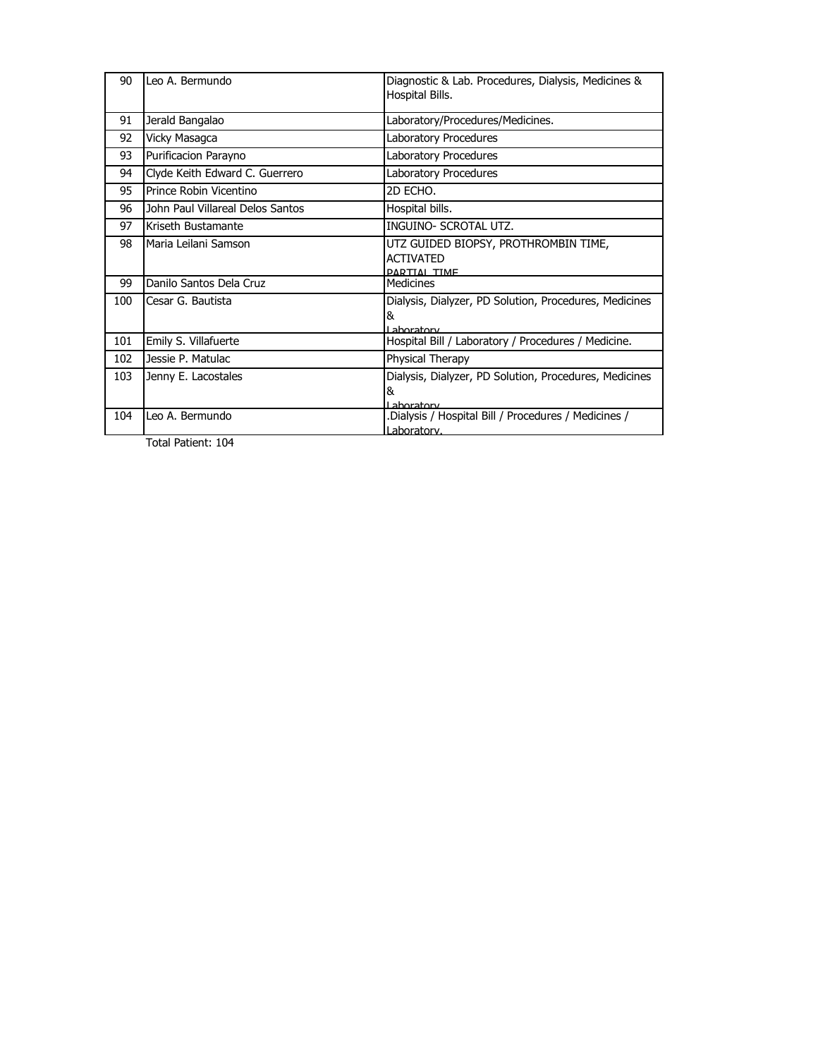| 90 | Leo A. Bermundo | Diagnostic & Lab. Procedures, Dialysis, Medicines & Hospital Bills. |
|---|---|---|
| 91 | Jerald Bangalao | Laboratory/Procedures/Medicines. |
| 92 | Vicky Masagca | Laboratory Procedures |
| 93 | Purificacion Parayno | Laboratory Procedures |
| 94 | Clyde Keith Edward C. Guerrero | Laboratory Procedures |
| 95 | Prince Robin Vicentino | 2D ECHO. |
| 96 | John Paul Villareal Delos Santos | Hospital bills. |
| 97 | Kriseth Bustamante | INGUINO- SCROTAL UTZ. |
| 98 | Maria Leilani Samson | UTZ GUIDED BIOPSY, PROTHROMBIN TIME, ACTIVATED PARTIAL TIME |
| 99 | Danilo Santos Dela Cruz | Medicines |
| 100 | Cesar G. Bautista | Dialysis, Dialyzer, PD Solution, Procedures, Medicines & Laboratory |
| 101 | Emily S. Villafuerte | Hospital Bill / Laboratory / Procedures / Medicine. |
| 102 | Jessie P. Matulac | Physical Therapy |
| 103 | Jenny E. Lacostales | Dialysis, Dialyzer, PD Solution, Procedures, Medicines & Laboratory |
| 104 | Leo A. Bermundo | .Dialysis / Hospital Bill / Procedures / Medicines / Laboratory. |

Total Patient: 104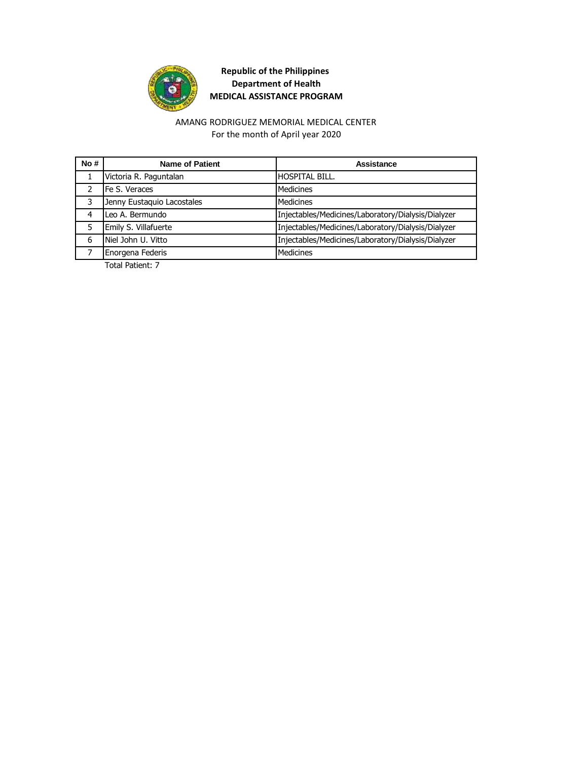**Republic of the Philippines**
**Department of Health**
**MEDICAL ASSISTANCE PROGRAM**

AMANG RODRIGUEZ MEMORIAL MEDICAL CENTER
For the month of April year 2020

| No # | Name of Patient | Assistance |
|---|---|---|
| 1 | Victoria R. Paguntalan | HOSPITAL BILL. |
| 2 | Fe S. Veraces | Medicines |
| 3 | Jenny Eustaquio Lacostales | Medicines |
| 4 | Leo A. Bermundo | Injectables/Medicines/Laboratory/Dialysis/Dialyzer |
| 5 | Emily S. Villafuerte | Injectables/Medicines/Laboratory/Dialysis/Dialyzer |
| 6 | Niel John U. Vitto | Injectables/Medicines/Laboratory/Dialysis/Dialyzer |
| 7 | Enorgena Federis | Medicines |

Total Patient: 7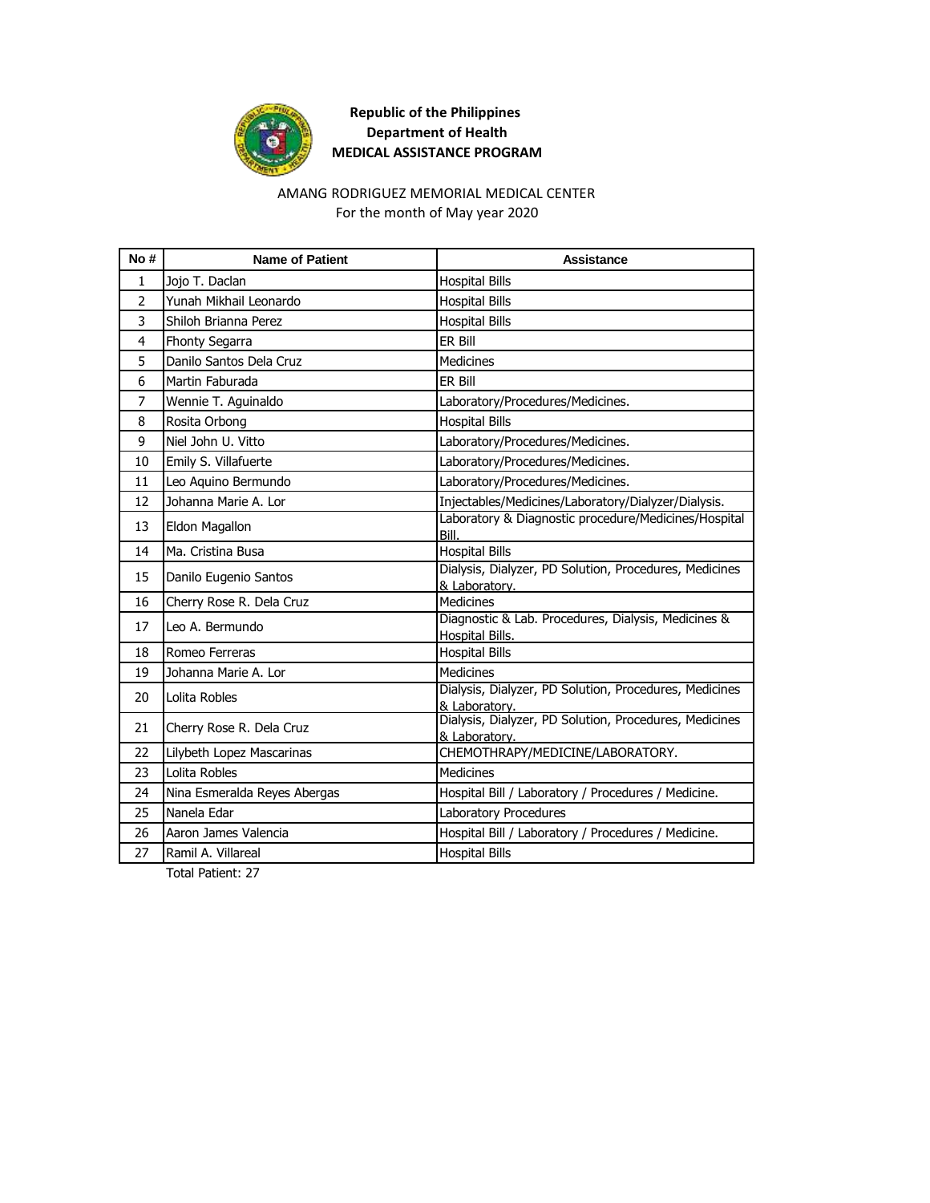**Republic of the Philippines**
**Department of Health**
**MEDICAL ASSISTANCE PROGRAM**

AMANG RODRIGUEZ MEMORIAL MEDICAL CENTER
For the month of May year 2020

| No # | Name of Patient | Assistance |
|---|---|---|
| 1 | Jojo T. Daclan | Hospital Bills |
| 2 | Yunah Mikhail Leonardo | Hospital Bills |
| 3 | Shiloh Brianna Perez | Hospital Bills |
| 4 | Fhonty Segarra | ER Bill |
| 5 | Danilo Santos Dela Cruz | Medicines |
| 6 | Martin Faburada | ER Bill |
| 7 | Wennie T. Aguinaldo | Laboratory/Procedures/Medicines. |
| 8 | Rosita Orbong | Hospital Bills |
| 9 | Niel John U. Vitto | Laboratory/Procedures/Medicines. |
| 10 | Emily S. Villafuerte | Laboratory/Procedures/Medicines. |
| 11 | Leo Aquino Bermundo | Laboratory/Procedures/Medicines. |
| 12 | Johanna Marie A. Lor | Injectables/Medicines/Laboratory/Dialyzer/Dialysis. |
| 13 | Eldon Magallon | Laboratory & Diagnostic procedure/Medicines/Hospital Bill. |
| 14 | Ma. Cristina Busa | Hospital Bills |
| 15 | Danilo Eugenio Santos | Dialysis, Dialyzer, PD Solution, Procedures, Medicines & Laboratory. |
| 16 | Cherry Rose R. Dela Cruz | Medicines |
| 17 | Leo A. Bermundo | Diagnostic & Lab. Procedures, Dialysis, Medicines & Hospital Bills. |
| 18 | Romeo Ferreras | Hospital Bills |
| 19 | Johanna Marie A. Lor | Medicines |
| 20 | Lolita Robles | Dialysis, Dialyzer, PD Solution, Procedures, Medicines & Laboratory. |
| 21 | Cherry Rose R. Dela Cruz | Dialysis, Dialyzer, PD Solution, Procedures, Medicines & Laboratory. |
| 22 | Lilybeth Lopez Mascarinas | CHEMOTHRAPY/MEDICINE/LABORATORY. |
| 23 | Lolita Robles | Medicines |
| 24 | Nina Esmeralda Reyes Abergas | Hospital Bill / Laboratory / Procedures / Medicine. |
| 25 | Nanela Edar | Laboratory Procedures |
| 26 | Aaron James Valencia | Hospital Bill / Laboratory / Procedures / Medicine. |
| 27 | Ramil A. Villareal | Hospital Bills |

Total Patient: 27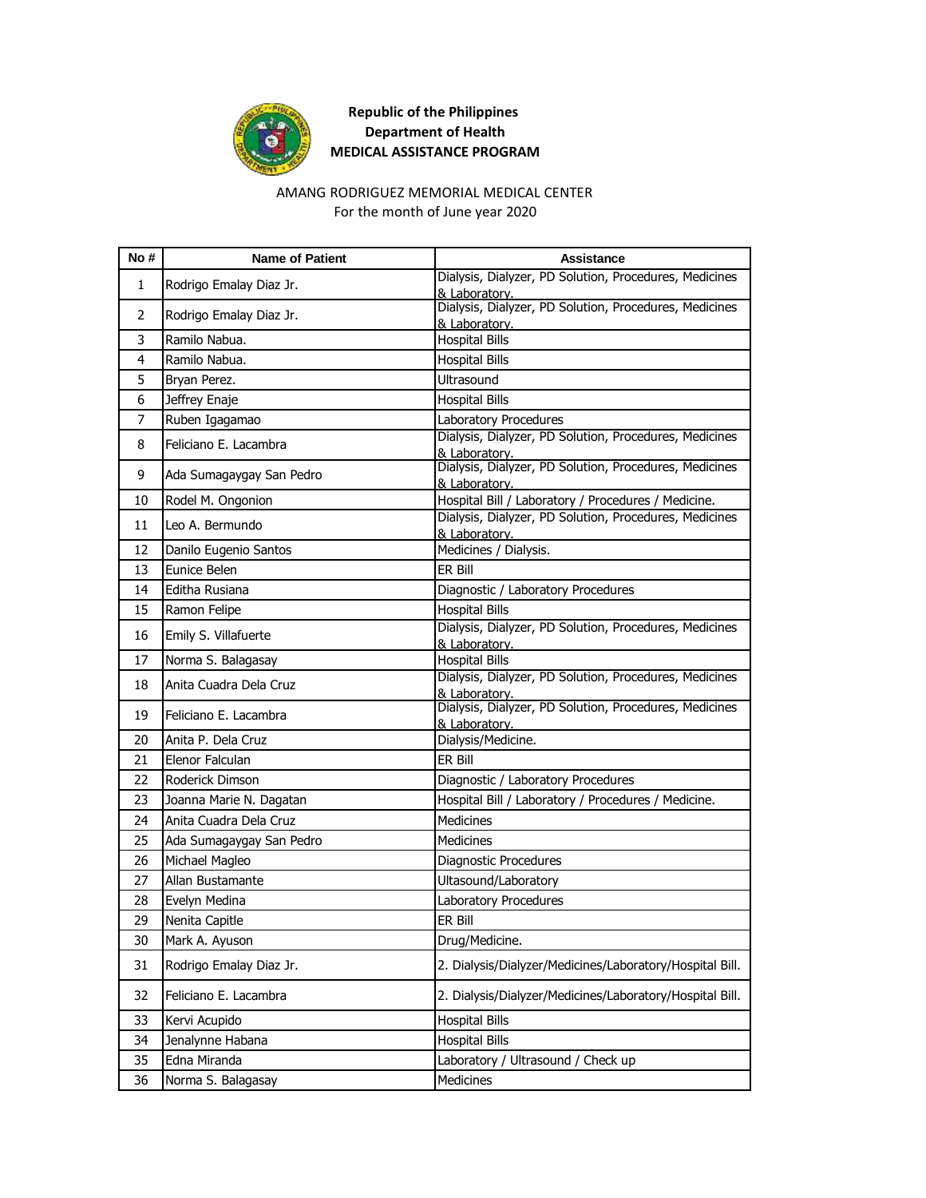**Republic of the Philippines**
**Department of Health**
**MEDICAL ASSISTANCE PROGRAM**

AMANG RODRIGUEZ MEMORIAL MEDICAL CENTER
For the month of June year 2020

| No # | Name of Patient | Assistance |
|---|---|---|
| 1 | Rodrigo Emalay Diaz Jr. | Dialysis, Dialyzer, PD Solution, Procedures, Medicines & Laboratory. |
| 2 | Rodrigo Emalay Diaz Jr. | Dialysis, Dialyzer, PD Solution, Procedures, Medicines & Laboratory. |
| 3 | Ramilo Nabua. | Hospital Bills |
| 4 | Ramilo Nabua. | Hospital Bills |
| 5 | Bryan Perez. | Ultrasound |
| 6 | Jeffrey Enaje | Hospital Bills |
| 7 | Ruben Igagamao | Laboratory Procedures |
| 8 | Feliciano E. Lacambra | Dialysis, Dialyzer, PD Solution, Procedures, Medicines & Laboratory. |
| 9 | Ada Sumagaygay San Pedro | Dialysis, Dialyzer, PD Solution, Procedures, Medicines & Laboratory. |
| 10 | Rodel M. Ongonion | Hospital Bill / Laboratory / Procedures / Medicine. |
| 11 | Leo A. Bermundo | Dialysis, Dialyzer, PD Solution, Procedures, Medicines & Laboratory. |
| 12 | Danilo Eugenio Santos | Medicines / Dialysis. |
| 13 | Eunice Belen | ER Bill |
| 14 | Editha Rusiana | Diagnostic / Laboratory Procedures |
| 15 | Ramon Felipe | Hospital Bills |
| 16 | Emily S. Villafuerte | Dialysis, Dialyzer, PD Solution, Procedures, Medicines & Laboratory. |
| 17 | Norma S. Balagasay | Hospital Bills |
| 18 | Anita Cuadra Dela Cruz | Dialysis, Dialyzer, PD Solution, Procedures, Medicines & Laboratory. |
| 19 | Feliciano E. Lacambra | Dialysis, Dialyzer, PD Solution, Procedures, Medicines & Laboratory. |
| 20 | Anita P. Dela Cruz | Dialysis/Medicine. |
| 21 | Elenor Falculan | ER Bill |
| 22 | Roderick Dimson | Diagnostic / Laboratory Procedures |
| 23 | Joanna Marie N. Dagatan | Hospital Bill / Laboratory / Procedures / Medicine. |
| 24 | Anita Cuadra Dela Cruz | Medicines |
| 25 | Ada Sumagaygay San Pedro | Medicines |
| 26 | Michael Magleo | Diagnostic Procedures |
| 27 | Allan Bustamante | Ultasound/Laboratory |
| 28 | Evelyn Medina | Laboratory Procedures |
| 29 | Nenita Capitle | ER Bill |
| 30 | Mark A. Ayuson | Drug/Medicine. |
| 31 | Rodrigo Emalay Diaz Jr. | 2. Dialysis/Dialyzer/Medicines/Laboratory/Hospital Bill. |
| 32 | Feliciano E. Lacambra | 2. Dialysis/Dialyzer/Medicines/Laboratory/Hospital Bill. |
| 33 | Kervi Acupido | Hospital Bills |
| 34 | Jenalynne Habana | Hospital Bills |
| 35 | Edna Miranda | Laboratory / Ultrasound / Check up |
| 36 | Norma S. Balagasay | Medicines |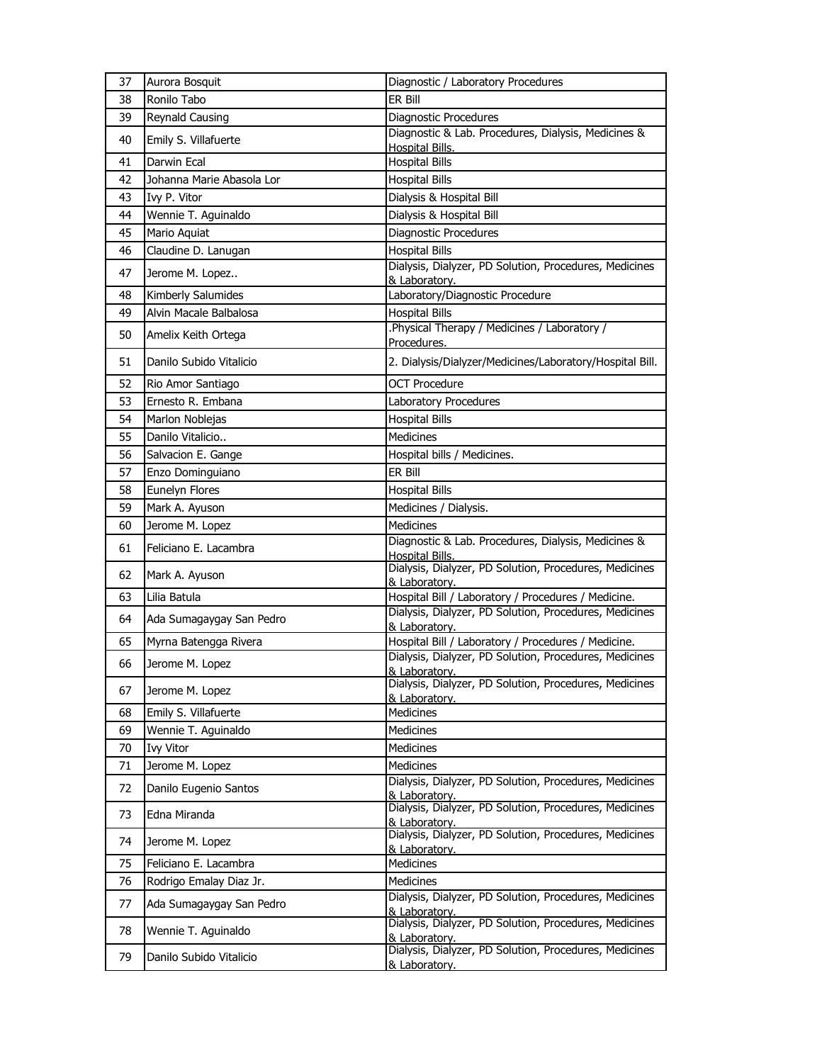| 37 | Aurora Bosquit | Diagnostic / Laboratory Procedures |
|---|---|---|
| 38 | Ronilo Tabo | ER Bill |
| 39 | Reynald Causing | Diagnostic Procedures |
| 40 | Emily S. Villafuerte | Diagnostic & Lab. Procedures, Dialysis, Medicines & Hospital Bills. |
| 41 | Darwin Ecal | Hospital Bills |
| 42 | Johanna Marie Abasola Lor | Hospital Bills |
| 43 | Ivy P. Vitor | Dialysis & Hospital Bill |
| 44 | Wennie T. Aguinaldo | Dialysis & Hospital Bill |
| 45 | Mario Aquiat | Diagnostic Procedures |
| 46 | Claudine D. Lanugan | Hospital Bills |
| 47 | Jerome M. Lopez.. | Dialysis, Dialyzer, PD Solution, Procedures, Medicines & Laboratory. |
| 48 | Kimberly Salumides | Laboratory/Diagnostic Procedure |
| 49 | Alvin Macale Balbalosa | Hospital Bills |
| 50 | Amelix Keith Ortega | .Physical Therapy / Medicines / Laboratory / Procedures. |
| 51 | Danilo Subido Vitalicio | 2. Dialysis/Dialyzer/Medicines/Laboratory/Hospital Bill. |
| 52 | Rio Amor Santiago | OCT Procedure |
| 53 | Ernesto R. Embana | Laboratory Procedures |
| 54 | Marlon Noblejas | Hospital Bills |
| 55 | Danilo Vitalicio.. | Medicines |
| 56 | Salvacion E. Gange | Hospital bills / Medicines. |
| 57 | Enzo Dominguiano | ER Bill |
| 58 | Eunelyn Flores | Hospital Bills |
| 59 | Mark A. Ayuson | Medicines / Dialysis. |
| 60 | Jerome M. Lopez | Medicines |
| 61 | Feliciano E. Lacambra | Diagnostic & Lab. Procedures, Dialysis, Medicines & Hospital Bills. |
| 62 | Mark A. Ayuson | Dialysis, Dialyzer, PD Solution, Procedures, Medicines & Laboratory. |
| 63 | Lilia Batula | Hospital Bill / Laboratory / Procedures / Medicine. |
| 64 | Ada Sumagaygay San Pedro | Dialysis, Dialyzer, PD Solution, Procedures, Medicines & Laboratory. |
| 65 | Myrna Batengga Rivera | Hospital Bill / Laboratory / Procedures / Medicine. |
| 66 | Jerome M. Lopez | Dialysis, Dialyzer, PD Solution, Procedures, Medicines & Laboratory. |
| 67 | Jerome M. Lopez | Dialysis, Dialyzer, PD Solution, Procedures, Medicines & Laboratory. |
| 68 | Emily S. Villafuerte | Medicines |
| 69 | Wennie T. Aguinaldo | Medicines |
| 70 | Ivy Vitor | Medicines |
| 71 | Jerome M. Lopez | Medicines |
| 72 | Danilo Eugenio Santos | Dialysis, Dialyzer, PD Solution, Procedures, Medicines & Laboratory. |
| 73 | Edna Miranda | Dialysis, Dialyzer, PD Solution, Procedures, Medicines & Laboratory. |
| 74 | Jerome M. Lopez | Dialysis, Dialyzer, PD Solution, Procedures, Medicines & Laboratory. |
| 75 | Feliciano E. Lacambra | Medicines |
| 76 | Rodrigo Emalay Diaz Jr. | Medicines |
| 77 | Ada Sumagaygay San Pedro | Dialysis, Dialyzer, PD Solution, Procedures, Medicines & Laboratory. |
| 78 | Wennie T. Aguinaldo | Dialysis, Dialyzer, PD Solution, Procedures, Medicines & Laboratory. |
| 79 | Danilo Subido Vitalicio | Dialysis, Dialyzer, PD Solution, Procedures, Medicines & Laboratory. |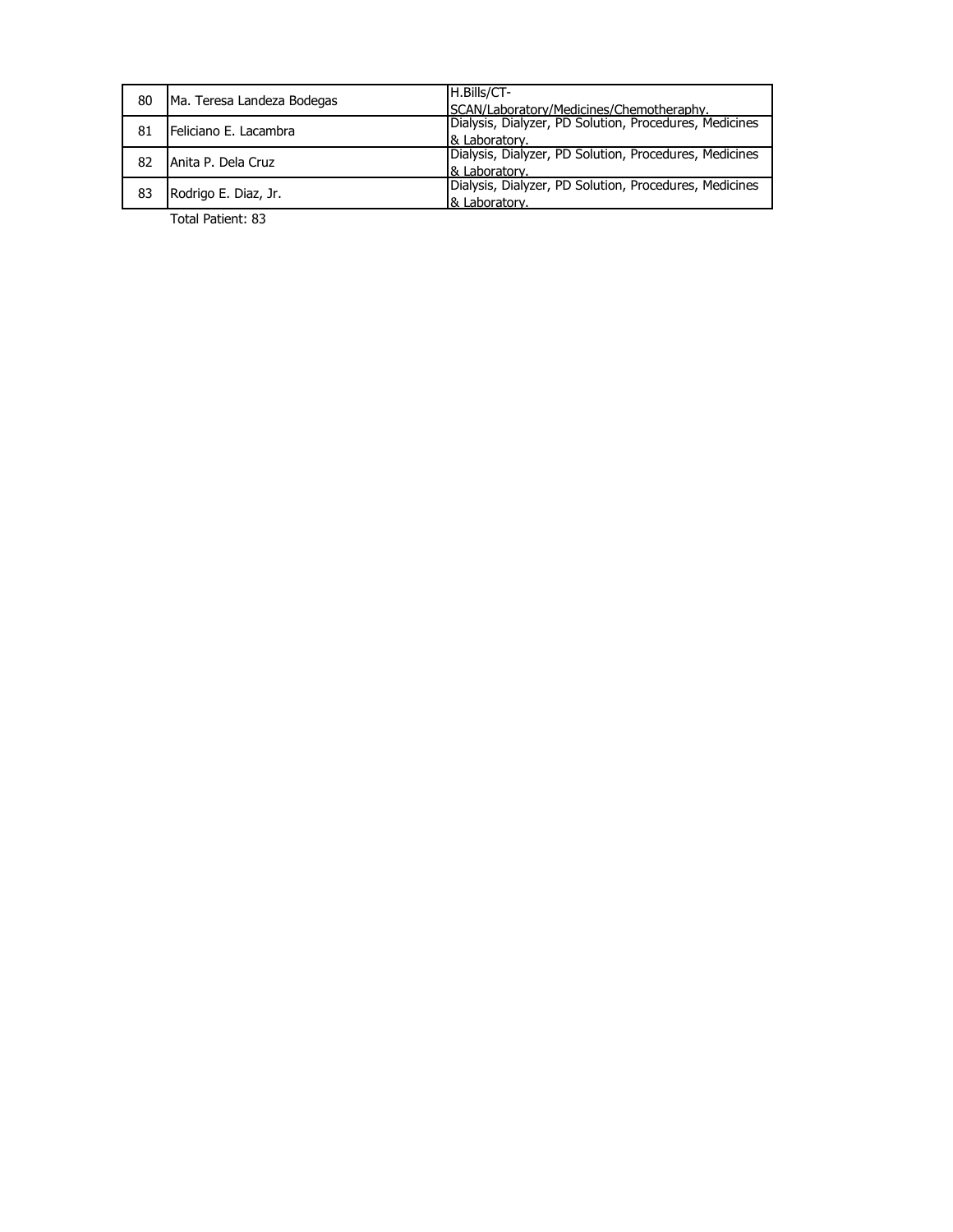| 80 | Ma. Teresa Landeza Bodegas | H.Bills/CT-SCAN/Laboratory/Medicines/Chemotheraphy. |
|---|---|---|
| 81 | Feliciano E. Lacambra | Dialysis, Dialyzer, PD Solution, Procedures, Medicines & Laboratory. |
| 82 | Anita P. Dela Cruz | Dialysis, Dialyzer, PD Solution, Procedures, Medicines & Laboratory. |
| 83 | Rodrigo E. Diaz, Jr. | Dialysis, Dialyzer, PD Solution, Procedures, Medicines & Laboratory. |

Total Patient: 83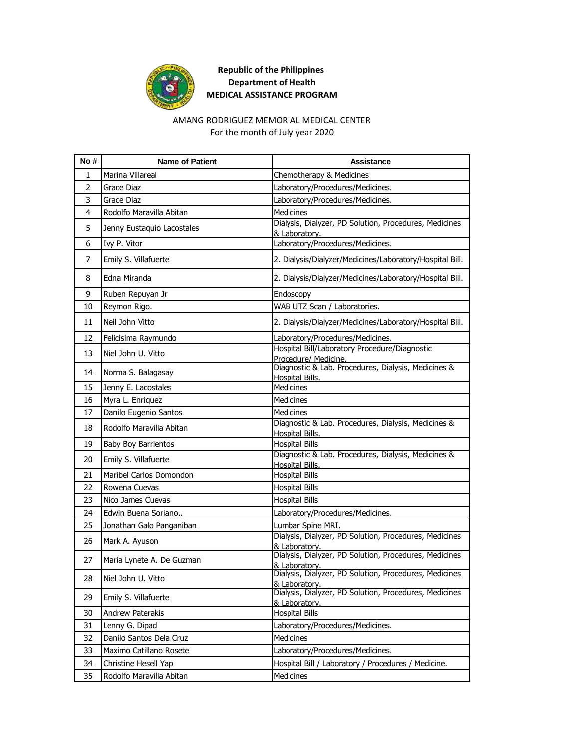**Republic of the Philippines**
**Department of Health**
**MEDICAL ASSISTANCE PROGRAM**

AMANG RODRIGUEZ MEMORIAL MEDICAL CENTER
For the month of July year 2020

| No # | Name of Patient | Assistance |
|---|---|---|
| 1 | Marina Villareal | Chemotherapy & Medicines |
| 2 | Grace Diaz | Laboratory/Procedures/Medicines. |
| 3 | Grace Diaz | Laboratory/Procedures/Medicines. |
| 4 | Rodolfo Maravilla Abitan | Medicines |
| 5 | Jenny Eustaquio Lacostales | Dialysis, Dialyzer, PD Solution, Procedures, Medicines & Laboratory. |
| 6 | Ivy P. Vitor | Laboratory/Procedures/Medicines. |
| 7 | Emily S. Villafuerte | 2. Dialysis/Dialyzer/Medicines/Laboratory/Hospital Bill. |
| 8 | Edna Miranda | 2. Dialysis/Dialyzer/Medicines/Laboratory/Hospital Bill. |
| 9 | Ruben Repuyan Jr | Endoscopy |
| 10 | Reymon Rigo. | WAB UTZ Scan / Laboratories. |
| 11 | Neil John Vitto | 2. Dialysis/Dialyzer/Medicines/Laboratory/Hospital Bill. |
| 12 | Felicisima Raymundo | Laboratory/Procedures/Medicines. |
| 13 | Niel John U. Vitto | Hospital Bill/Laboratory Procedure/Diagnostic Procedure/ Medicine. |
| 14 | Norma S. Balagasay | Diagnostic & Lab. Procedures, Dialysis, Medicines & Hospital Bills. |
| 15 | Jenny E. Lacostales | Medicines |
| 16 | Myra L. Enriquez | Medicines |
| 17 | Danilo Eugenio Santos | Medicines |
| 18 | Rodolfo Maravilla Abitan | Diagnostic & Lab. Procedures, Dialysis, Medicines & Hospital Bills. |
| 19 | Baby Boy Barrientos | Hospital Bills |
| 20 | Emily S. Villafuerte | Diagnostic & Lab. Procedures, Dialysis, Medicines & Hospital Bills. |
| 21 | Maribel Carlos Domondon | Hospital Bills |
| 22 | Rowena Cuevas | Hospital Bills |
| 23 | Nico James Cuevas | Hospital Bills |
| 24 | Edwin Buena Soriano.. | Laboratory/Procedures/Medicines. |
| 25 | Jonathan Galo Panganiban | Lumbar Spine MRI. |
| 26 | Mark A. Ayuson | Dialysis, Dialyzer, PD Solution, Procedures, Medicines & Laboratory. |
| 27 | Maria Lynete A. De Guzman | Dialysis, Dialyzer, PD Solution, Procedures, Medicines & Laboratory. |
| 28 | Niel John U. Vitto | Dialysis, Dialyzer, PD Solution, Procedures, Medicines & Laboratory. |
| 29 | Emily S. Villafuerte | Dialysis, Dialyzer, PD Solution, Procedures, Medicines & Laboratory. |
| 30 | Andrew Paterakis | Hospital Bills |
| 31 | Lenny G. Dipad | Laboratory/Procedures/Medicines. |
| 32 | Danilo Santos Dela Cruz | Medicines |
| 33 | Maximo Catillano Rosete | Laboratory/Procedures/Medicines. |
| 34 | Christine Hesell Yap | Hospital Bill / Laboratory / Procedures / Medicine. |
| 35 | Rodolfo Maravilla Abitan | Medicines |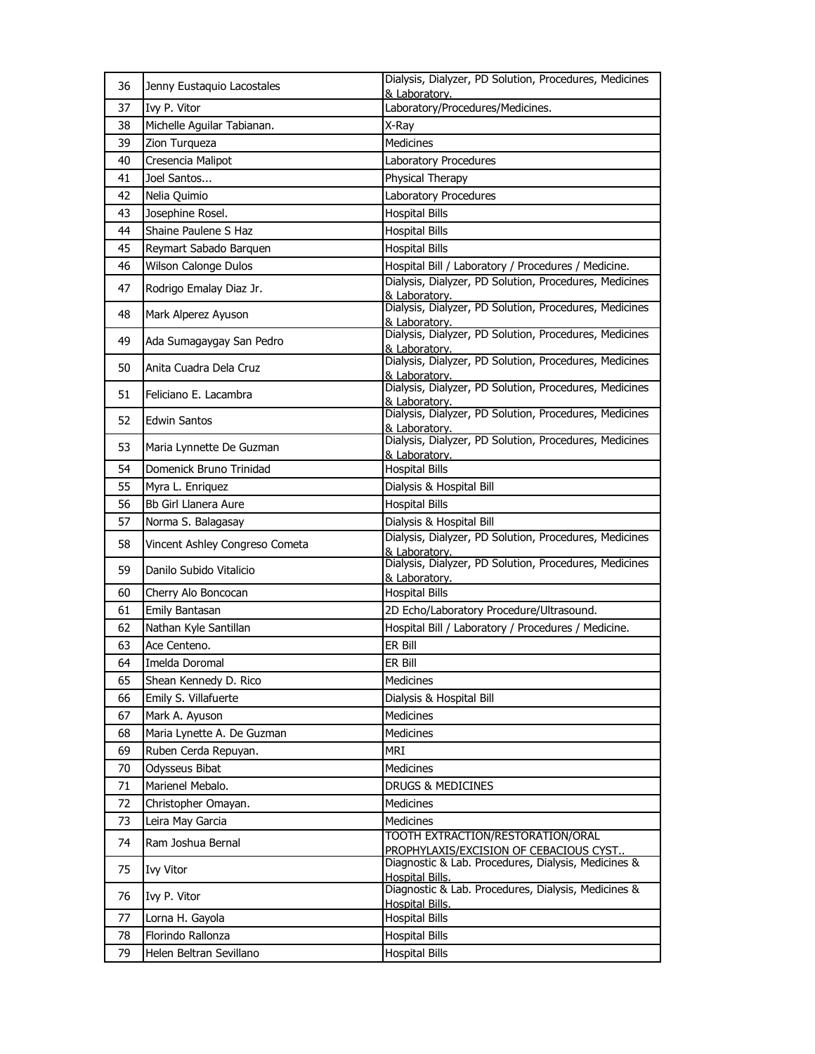| 36 | Jenny Eustaquio Lacostales | Dialysis, Dialyzer, PD Solution, Procedures, Medicines & Laboratory. |
|---|---|---|
| 37 | Ivy P. Vitor | Laboratory/Procedures/Medicines. |
| 38 | Michelle Aguilar Tabianan. | X-Ray |
| 39 | Zion Turqueza | Medicines |
| 40 | Cresencia Malipot | Laboratory Procedures |
| 41 | Joel Santos... | Physical Therapy |
| 42 | Nelia Quimio | Laboratory Procedures |
| 43 | Josephine Rosel. | Hospital Bills |
| 44 | Shaine Paulene S Haz | Hospital Bills |
| 45 | Reymart Sabado Barquen | Hospital Bills |
| 46 | Wilson Calonge Dulos | Hospital Bill / Laboratory / Procedures / Medicine. |
| 47 | Rodrigo Emalay Diaz Jr. | Dialysis, Dialyzer, PD Solution, Procedures, Medicines & Laboratory. |
| 48 | Mark Alperez Ayuson | Dialysis, Dialyzer, PD Solution, Procedures, Medicines & Laboratory. |
| 49 | Ada Sumagaygay San Pedro | Dialysis, Dialyzer, PD Solution, Procedures, Medicines & Laboratory. |
| 50 | Anita Cuadra Dela Cruz | Dialysis, Dialyzer, PD Solution, Procedures, Medicines & Laboratory. |
| 51 | Feliciano E. Lacambra | Dialysis, Dialyzer, PD Solution, Procedures, Medicines & Laboratory. |
| 52 | Edwin Santos | Dialysis, Dialyzer, PD Solution, Procedures, Medicines & Laboratory. |
| 53 | Maria Lynnette De Guzman | Dialysis, Dialyzer, PD Solution, Procedures, Medicines & Laboratory. |
| 54 | Domenick Bruno Trinidad | Hospital Bills |
| 55 | Myra L. Enriquez | Dialysis & Hospital Bill |
| 56 | Bb Girl Llanera Aure | Hospital Bills |
| 57 | Norma S. Balagasay | Dialysis & Hospital Bill |
| 58 | Vincent Ashley Congreso Cometa | Dialysis, Dialyzer, PD Solution, Procedures, Medicines & Laboratory. |
| 59 | Danilo Subido Vitalicio | Dialysis, Dialyzer, PD Solution, Procedures, Medicines & Laboratory. |
| 60 | Cherry Alo Boncocan | Hospital Bills |
| 61 | Emily Bantasan | 2D Echo/Laboratory Procedure/Ultrasound. |
| 62 | Nathan Kyle Santillan | Hospital Bill / Laboratory / Procedures / Medicine. |
| 63 | Ace Centeno. | ER Bill |
| 64 | Imelda Doromal | ER Bill |
| 65 | Shean Kennedy D. Rico | Medicines |
| 66 | Emily S. Villafuerte | Dialysis & Hospital Bill |
| 67 | Mark A. Ayuson | Medicines |
| 68 | Maria Lynette A. De Guzman | Medicines |
| 69 | Ruben Cerda Repuyan. | MRI |
| 70 | Odysseus Bibat | Medicines |
| 71 | Marienel Mebalo. | DRUGS & MEDICINES |
| 72 | Christopher Omayan. | Medicines |
| 73 | Leira May Garcia | Medicines |
| 74 | Ram Joshua Bernal | TOOTH EXTRACTION/RESTORATION/ORAL PROPHYLAXIS/EXCISION OF CEBACIOUS CYST.. |
| 75 | Ivy Vitor | Diagnostic & Lab. Procedures, Dialysis, Medicines & Hospital Bills. |
| 76 | Ivy P. Vitor | Diagnostic & Lab. Procedures, Dialysis, Medicines & Hospital Bills. |
| 77 | Lorna H. Gayola | Hospital Bills |
| 78 | Florindo Rallonza | Hospital Bills |
| 79 | Helen Beltran Sevillano | Hospital Bills |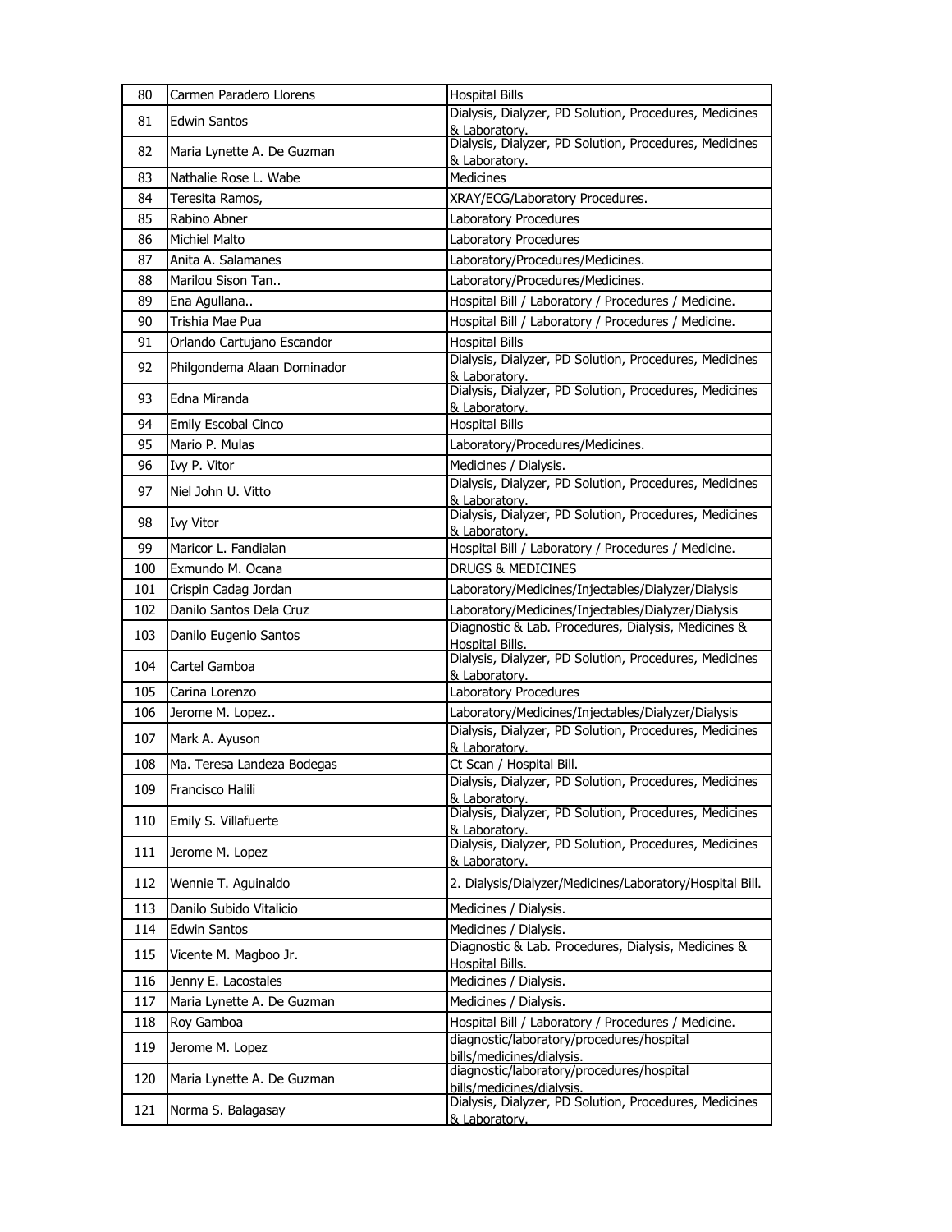| 80 | Carmen Paradero Llorens | Hospital Bills |
|---|---|---|
| 81 | Edwin Santos | Dialysis, Dialyzer, PD Solution, Procedures, Medicines & Laboratory. |
| 82 | Maria Lynette A. De Guzman | Dialysis, Dialyzer, PD Solution, Procedures, Medicines & Laboratory. |
| 83 | Nathalie Rose L. Wabe | Medicines |
| 84 | Teresita Ramos, | XRAY/ECG/Laboratory Procedures. |
| 85 | Rabino Abner | Laboratory Procedures |
| 86 | Michiel Malto | Laboratory Procedures |
| 87 | Anita A. Salamanes | Laboratory/Procedures/Medicines. |
| 88 | Marilou Sison Tan.. | Laboratory/Procedures/Medicines. |
| 89 | Ena Agullana.. | Hospital Bill / Laboratory / Procedures / Medicine. |
| 90 | Trishia Mae Pua | Hospital Bill / Laboratory / Procedures / Medicine. |
| 91 | Orlando Cartujano Escandor | Hospital Bills |
| 92 | Philgondema Alaan Dominador | Dialysis, Dialyzer, PD Solution, Procedures, Medicines & Laboratory. |
| 93 | Edna Miranda | Dialysis, Dialyzer, PD Solution, Procedures, Medicines & Laboratory. |
| 94 | Emily Escobal Cinco | Hospital Bills |
| 95 | Mario P. Mulas | Laboratory/Procedures/Medicines. |
| 96 | Ivy P. Vitor | Medicines / Dialysis. |
| 97 | Niel John U. Vitto | Dialysis, Dialyzer, PD Solution, Procedures, Medicines & Laboratory. |
| 98 | Ivy Vitor | Dialysis, Dialyzer, PD Solution, Procedures, Medicines & Laboratory. |
| 99 | Maricor L. Fandialan | Hospital Bill / Laboratory / Procedures / Medicine. |
| 100 | Exmundo M. Ocana | DRUGS & MEDICINES |
| 101 | Crispin Cadag Jordan | Laboratory/Medicines/Injectables/Dialyzer/Dialysis |
| 102 | Danilo Santos Dela Cruz | Laboratory/Medicines/Injectables/Dialyzer/Dialysis |
| 103 | Danilo Eugenio Santos | Diagnostic & Lab. Procedures, Dialysis, Medicines & Hospital Bills. |
| 104 | Cartel Gamboa | Dialysis, Dialyzer, PD Solution, Procedures, Medicines & Laboratory. |
| 105 | Carina Lorenzo | Laboratory Procedures |
| 106 | Jerome M. Lopez.. | Laboratory/Medicines/Injectables/Dialyzer/Dialysis |
| 107 | Mark A. Ayuson | Dialysis, Dialyzer, PD Solution, Procedures, Medicines & Laboratory. |
| 108 | Ma. Teresa Landeza Bodegas | Ct Scan / Hospital Bill. |
| 109 | Francisco Halili | Dialysis, Dialyzer, PD Solution, Procedures, Medicines & Laboratory. |
| 110 | Emily S. Villafuerte | Dialysis, Dialyzer, PD Solution, Procedures, Medicines & Laboratory. |
| 111 | Jerome M. Lopez | Dialysis, Dialyzer, PD Solution, Procedures, Medicines & Laboratory. |
| 112 | Wennie T. Aguinaldo | 2. Dialysis/Dialyzer/Medicines/Laboratory/Hospital Bill. |
| 113 | Danilo Subido Vitalicio | Medicines / Dialysis. |
| 114 | Edwin Santos | Medicines / Dialysis. |
| 115 | Vicente M. Magboo Jr. | Diagnostic & Lab. Procedures, Dialysis, Medicines & Hospital Bills. |
| 116 | Jenny E. Lacostales | Medicines / Dialysis. |
| 117 | Maria Lynette A. De Guzman | Medicines / Dialysis. |
| 118 | Roy Gamboa | Hospital Bill / Laboratory / Procedures / Medicine. |
| 119 | Jerome M. Lopez | diagnostic/laboratory/procedures/hospital bills/medicines/dialysis. |
| 120 | Maria Lynette A. De Guzman | diagnostic/laboratory/procedures/hospital bills/medicines/dialysis. |
| 121 | Norma S. Balagasay | Dialysis, Dialyzer, PD Solution, Procedures, Medicines & Laboratory. |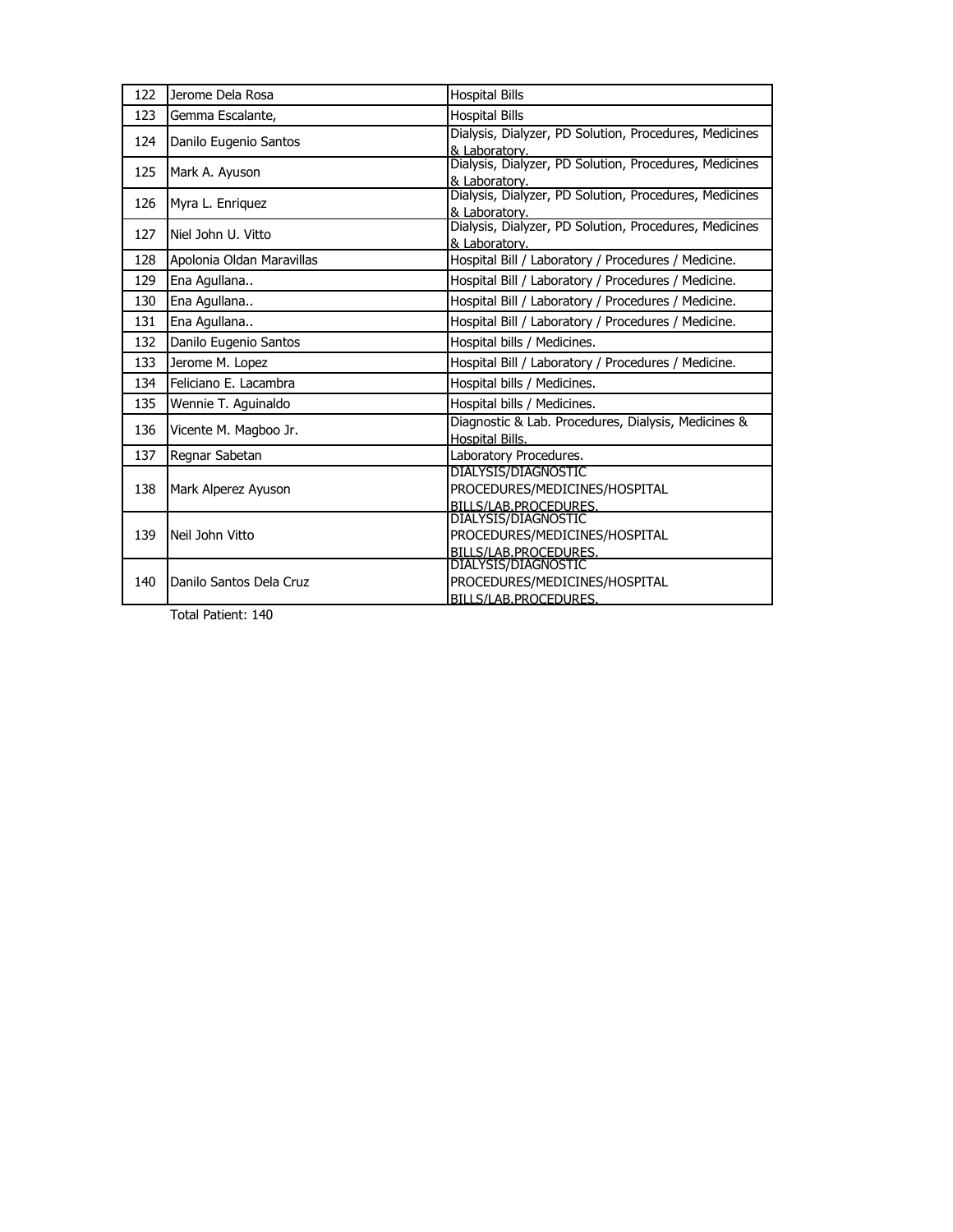| | | |
|---|---|---|
| 122 | Jerome Dela Rosa | Hospital Bills |
| 123 | Gemma Escalante, | Hospital Bills |
| 124 | Danilo Eugenio Santos | Dialysis, Dialyzer, PD Solution, Procedures, Medicines & Laboratory. |
| 125 | Mark A. Ayuson | Dialysis, Dialyzer, PD Solution, Procedures, Medicines & Laboratory. |
| 126 | Myra L. Enriquez | Dialysis, Dialyzer, PD Solution, Procedures, Medicines & Laboratory. |
| 127 | Niel John U. Vitto | Dialysis, Dialyzer, PD Solution, Procedures, Medicines & Laboratory. |
| 128 | Apolonia Oldan Maravillas | Hospital Bill / Laboratory / Procedures / Medicine. |
| 129 | Ena Agullana.. | Hospital Bill / Laboratory / Procedures / Medicine. |
| 130 | Ena Agullana.. | Hospital Bill / Laboratory / Procedures / Medicine. |
| 131 | Ena Agullana.. | Hospital Bill / Laboratory / Procedures / Medicine. |
| 132 | Danilo Eugenio Santos | Hospital bills / Medicines. |
| 133 | Jerome M. Lopez | Hospital Bill / Laboratory / Procedures / Medicine. |
| 134 | Feliciano E. Lacambra | Hospital bills / Medicines. |
| 135 | Wennie T. Aguinaldo | Hospital bills / Medicines. |
| 136 | Vicente M. Magboo Jr. | Diagnostic & Lab. Procedures, Dialysis, Medicines & Hospital Bills. |
| 137 | Regnar Sabetan | Laboratory Procedures. |
| 138 | Mark Alperez Ayuson | DIALYSIS/DIAGNOSTIC PROCEDURES/MEDICINES/HOSPITAL BILLS/LAB.PROCEDURES. |
| 139 | Neil John Vitto | DIALYSIS/DIAGNOSTIC PROCEDURES/MEDICINES/HOSPITAL BILLS/LAB.PROCEDURES. |
| 140 | Danilo Santos Dela Cruz | DIALYSIS/DIAGNOSTIC PROCEDURES/MEDICINES/HOSPITAL BILLS/LAB.PROCEDURES. |

Total Patient: 140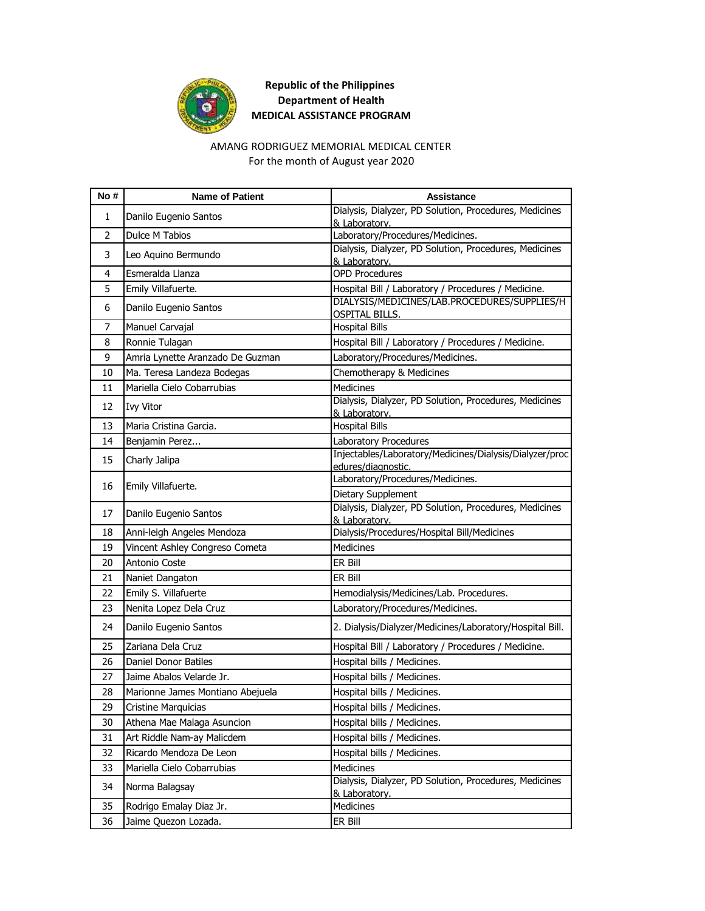**Republic of the Philippines**
**Department of Health**
**MEDICAL ASSISTANCE PROGRAM**

AMANG RODRIGUEZ MEMORIAL MEDICAL CENTER
For the month of August year 2020

| No # | Name of Patient | Assistance |
|---|---|---|
| 1 | Danilo Eugenio Santos | Dialysis, Dialyzer, PD Solution, Procedures, Medicines & Laboratory. |
| 2 | Dulce M Tabios | Laboratory/Procedures/Medicines. |
| 3 | Leo Aquino Bermundo | Dialysis, Dialyzer, PD Solution, Procedures, Medicines & Laboratory. |
| 4 | Esmeralda Llanza | OPD Procedures |
| 5 | Emily Villafuerte. | Hospital Bill / Laboratory / Procedures / Medicine. |
| 6 | Danilo Eugenio Santos | DIALYSIS/MEDICINES/LAB.PROCEDURES/SUPPLIES/HOSPITAL BILLS. |
| 7 | Manuel Carvajal | Hospital Bills |
| 8 | Ronnie Tulagan | Hospital Bill / Laboratory / Procedures / Medicine. |
| 9 | Amria Lynette Aranzado De Guzman | Laboratory/Procedures/Medicines. |
| 10 | Ma. Teresa Landeza Bodegas | Chemotherapy & Medicines |
| 11 | Mariella Cielo Cobarrubias | Medicines |
| 12 | Ivy Vitor | Dialysis, Dialyzer, PD Solution, Procedures, Medicines & Laboratory. |
| 13 | Maria Cristina Garcia. | Hospital Bills |
| 14 | Benjamin Perez... | Laboratory Procedures |
| 15 | Charly Jalipa | Injectables/Laboratory/Medicines/Dialysis/Dialyzer/procedures/diagnostic. |
| 16 | Emily Villafuerte. | Laboratory/Procedures/Medicines. |
| | | Dietary Supplement |
| 17 | Danilo Eugenio Santos | Dialysis, Dialyzer, PD Solution, Procedures, Medicines & Laboratory. |
| 18 | Anni-leigh Angeles Mendoza | Dialysis/Procedures/Hospital Bill/Medicines |
| 19 | Vincent Ashley Congreso Cometa | Medicines |
| 20 | Antonio Coste | ER Bill |
| 21 | Naniet Dangaton | ER Bill |
| 22 | Emily S. Villafuerte | Hemodialysis/Medicines/Lab. Procedures. |
| 23 | Nenita Lopez Dela Cruz | Laboratory/Procedures/Medicines. |
| 24 | Danilo Eugenio Santos | 2. Dialysis/Dialyzer/Medicines/Laboratory/Hospital Bill. |
| 25 | Zariana Dela Cruz | Hospital Bill / Laboratory / Procedures / Medicine. |
| 26 | Daniel Donor Batiles | Hospital bills / Medicines. |
| 27 | Jaime Abalos Velarde Jr. | Hospital bills / Medicines. |
| 28 | Marionne James Montiano Abejuela | Hospital bills / Medicines. |
| 29 | Cristine Marquicias | Hospital bills / Medicines. |
| 30 | Athena Mae Malaga Asuncion | Hospital bills / Medicines. |
| 31 | Art Riddle Nam-ay Malicdem | Hospital bills / Medicines. |
| 32 | Ricardo Mendoza De Leon | Hospital bills / Medicines. |
| 33 | Mariella Cielo Cobarrubias | Medicines |
| 34 | Norma Balagsay | Dialysis, Dialyzer, PD Solution, Procedures, Medicines & Laboratory. |
| 35 | Rodrigo Emalay Diaz Jr. | Medicines |
| 36 | Jaime Quezon Lozada. | ER Bill |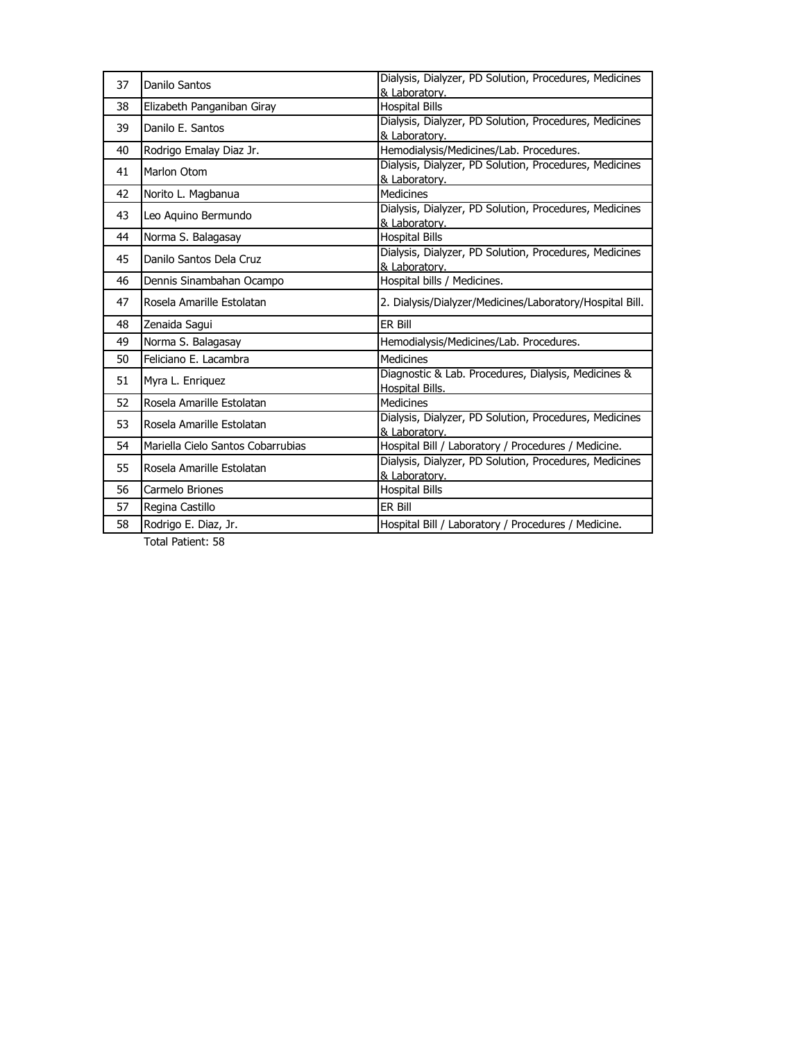| 37 | Danilo Santos | Dialysis, Dialyzer, PD Solution, Procedures, Medicines & Laboratory. |
|---|---|---|
| 38 | Elizabeth Panganiban Giray | Hospital Bills |
| 39 | Danilo E. Santos | Dialysis, Dialyzer, PD Solution, Procedures, Medicines & Laboratory. |
| 40 | Rodrigo Emalay Diaz Jr. | Hemodialysis/Medicines/Lab. Procedures. |
| 41 | Marlon Otom | Dialysis, Dialyzer, PD Solution, Procedures, Medicines & Laboratory. |
| 42 | Norito L. Magbanua | Medicines |
| 43 | Leo Aquino Bermundo | Dialysis, Dialyzer, PD Solution, Procedures, Medicines & Laboratory. |
| 44 | Norma S. Balagasay | Hospital Bills |
| 45 | Danilo Santos Dela Cruz | Dialysis, Dialyzer, PD Solution, Procedures, Medicines & Laboratory. |
| 46 | Dennis Sinambahan Ocampo | Hospital bills / Medicines. |
| 47 | Rosela Amarille Estolatan | 2. Dialysis/Dialyzer/Medicines/Laboratory/Hospital Bill. |
| 48 | Zenaida Sagui | ER Bill |
| 49 | Norma S. Balagasay | Hemodialysis/Medicines/Lab. Procedures. |
| 50 | Feliciano E. Lacambra | Medicines |
| 51 | Myra L. Enriquez | Diagnostic & Lab. Procedures, Dialysis, Medicines & Hospital Bills. |
| 52 | Rosela Amarille Estolatan | Medicines |
| 53 | Rosela Amarille Estolatan | Dialysis, Dialyzer, PD Solution, Procedures, Medicines & Laboratory. |
| 54 | Mariella Cielo Santos Cobarrubias | Hospital Bill / Laboratory / Procedures / Medicine. |
| 55 | Rosela Amarille Estolatan | Dialysis, Dialyzer, PD Solution, Procedures, Medicines & Laboratory. |
| 56 | Carmelo Briones | Hospital Bills |
| 57 | Regina Castillo | ER Bill |
| 58 | Rodrigo E. Diaz, Jr. | Hospital Bill / Laboratory / Procedures / Medicine. |

Total Patient: 58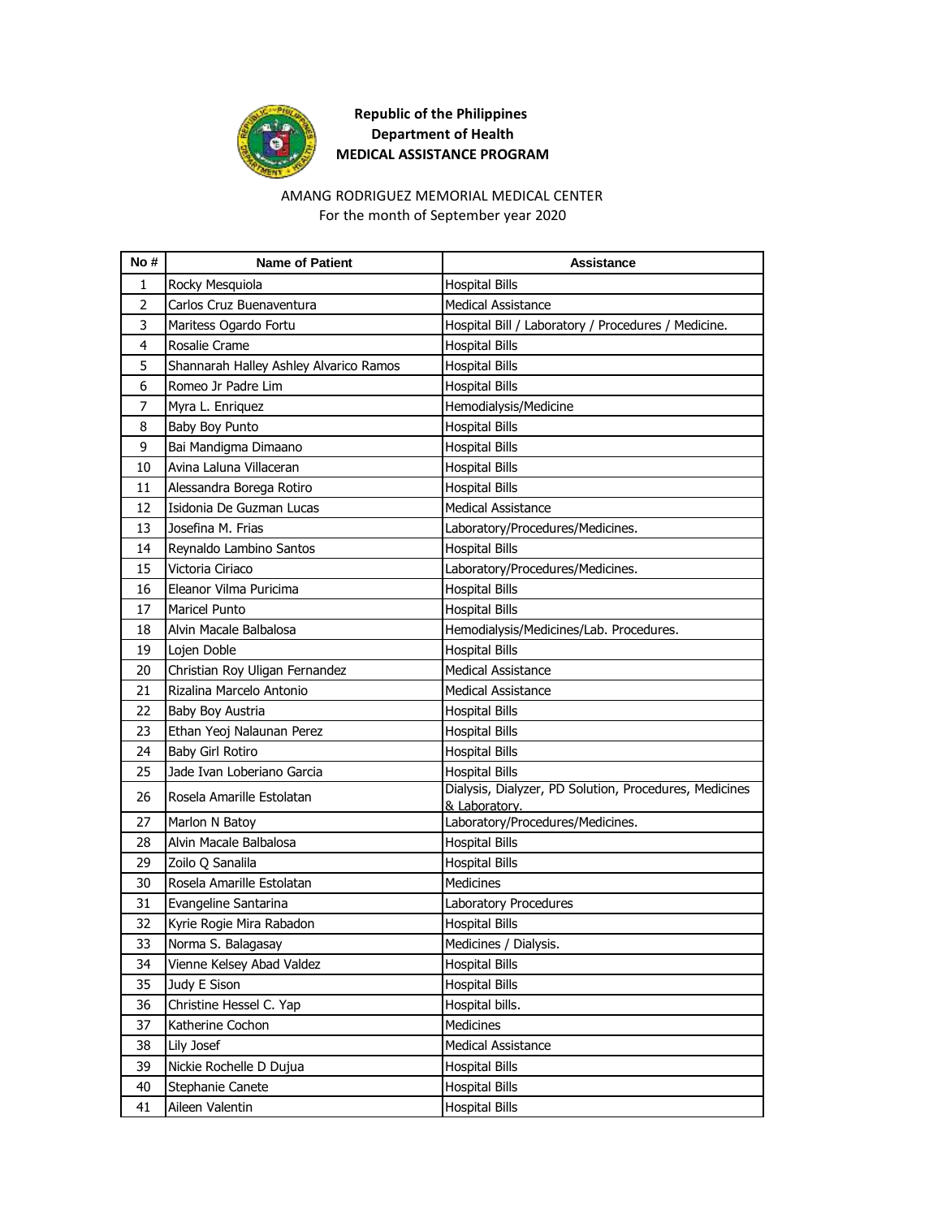**Republic of the Philippines**
**Department of Health**
**MEDICAL ASSISTANCE PROGRAM**

AMANG RODRIGUEZ MEMORIAL MEDICAL CENTER
For the month of September year 2020

| No # | Name of Patient | Assistance |
|---|---|---|
| 1 | Rocky Mesquiola | Hospital Bills |
| 2 | Carlos Cruz Buenaventura | Medical Assistance |
| 3 | Maritess Ogardo Fortu | Hospital Bill / Laboratory / Procedures / Medicine. |
| 4 | Rosalie Crame | Hospital Bills |
| 5 | Shannarah Halley Ashley Alvarico Ramos | Hospital Bills |
| 6 | Romeo Jr Padre Lim | Hospital Bills |
| 7 | Myra L. Enriquez | Hemodialysis/Medicine |
| 8 | Baby Boy Punto | Hospital Bills |
| 9 | Bai Mandigma Dimaano | Hospital Bills |
| 10 | Avina Laluna Villaceran | Hospital Bills |
| 11 | Alessandra Borega Rotiro | Hospital Bills |
| 12 | Isidonia De Guzman Lucas | Medical Assistance |
| 13 | Josefina M. Frias | Laboratory/Procedures/Medicines. |
| 14 | Reynaldo Lambino Santos | Hospital Bills |
| 15 | Victoria Ciriaco | Laboratory/Procedures/Medicines. |
| 16 | Eleanor Vilma Puricima | Hospital Bills |
| 17 | Maricel Punto | Hospital Bills |
| 18 | Alvin Macale Balbalosa | Hemodialysis/Medicines/Lab. Procedures. |
| 19 | Lojen Doble | Hospital Bills |
| 20 | Christian Roy Uligan Fernandez | Medical Assistance |
| 21 | Rizalina Marcelo Antonio | Medical Assistance |
| 22 | Baby Boy Austria | Hospital Bills |
| 23 | Ethan Yeoj Nalaunan Perez | Hospital Bills |
| 24 | Baby Girl Rotiro | Hospital Bills |
| 25 | Jade Ivan Loberiano Garcia | Hospital Bills |
| 26 | Rosela Amarille Estolatan | Dialysis, Dialyzer, PD Solution, Procedures, Medicines & Laboratory. |
| 27 | Marlon N Batoy | Laboratory/Procedures/Medicines. |
| 28 | Alvin Macale Balbalosa | Hospital Bills |
| 29 | Zoilo Q Sanalila | Hospital Bills |
| 30 | Rosela Amarille Estolatan | Medicines |
| 31 | Evangeline Santarina | Laboratory Procedures |
| 32 | Kyrie Rogie Mira Rabadon | Hospital Bills |
| 33 | Norma S. Balagasay | Medicines / Dialysis. |
| 34 | Vienne Kelsey Abad Valdez | Hospital Bills |
| 35 | Judy E Sison | Hospital Bills |
| 36 | Christine Hessel C. Yap | Hospital bills. |
| 37 | Katherine Cochon | Medicines |
| 38 | Lily Josef | Medical Assistance |
| 39 | Nickie Rochelle D Dujua | Hospital Bills |
| 40 | Stephanie Canete | Hospital Bills |
| 41 | Aileen Valentin | Hospital Bills |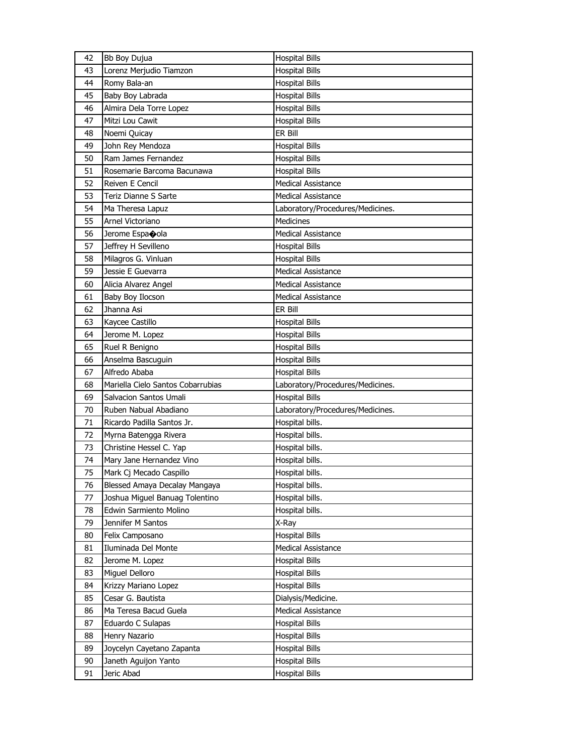| 42 | Bb Boy Dujua | Hospital Bills |
|---|---|---|
| 43 | Lorenz Merjudio Tiamzon | Hospital Bills |
| 44 | Romy Bala-an | Hospital Bills |
| 45 | Baby Boy Labrada | Hospital Bills |
| 46 | Almira Dela Torre Lopez | Hospital Bills |
| 47 | Mitzi Lou Cawit | Hospital Bills |
| 48 | Noemi Quicay | ER Bill |
| 49 | John Rey Mendoza | Hospital Bills |
| 50 | Ram James Fernandez | Hospital Bills |
| 51 | Rosemarie Barcoma Bacunawa | Hospital Bills |
| 52 | Reiven E Cencil | Medical Assistance |
| 53 | Teriz Dianne S Sarte | Medical Assistance |
| 54 | Ma Theresa Lapuz | Laboratory/Procedures/Medicines. |
| 55 | Arnel Victoriano | Medicines |
| 56 | Jerome Espa�ola | Medical Assistance |
| 57 | Jeffrey H Sevilleno | Hospital Bills |
| 58 | Milagros G. Vinluan | Hospital Bills |
| 59 | Jessie E Guevarra | Medical Assistance |
| 60 | Alicia Alvarez Angel | Medical Assistance |
| 61 | Baby Boy Ilocson | Medical Assistance |
| 62 | Jhanna Asi | ER Bill |
| 63 | Kaycee Castillo | Hospital Bills |
| 64 | Jerome M. Lopez | Hospital Bills |
| 65 | Ruel R Benigno | Hospital Bills |
| 66 | Anselma Bascuguin | Hospital Bills |
| 67 | Alfredo Ababa | Hospital Bills |
| 68 | Mariella Cielo Santos Cobarrubias | Laboratory/Procedures/Medicines. |
| 69 | Salvacion Santos Umali | Hospital Bills |
| 70 | Ruben Nabual Abadiano | Laboratory/Procedures/Medicines. |
| 71 | Ricardo Padilla Santos Jr. | Hospital bills. |
| 72 | Myrna Batengga Rivera | Hospital bills. |
| 73 | Christine Hessel C. Yap | Hospital bills. |
| 74 | Mary Jane Hernandez Vino | Hospital bills. |
| 75 | Mark Cj Mecado Caspillo | Hospital bills. |
| 76 | Blessed Amaya Decalay Mangaya | Hospital bills. |
| 77 | Joshua Miguel Banuag Tolentino | Hospital bills. |
| 78 | Edwin Sarmiento Molino | Hospital bills. |
| 79 | Jennifer M Santos | X-Ray |
| 80 | Felix Camposano | Hospital Bills |
| 81 | Iluminada Del Monte | Medical Assistance |
| 82 | Jerome M. Lopez | Hospital Bills |
| 83 | Miguel Delloro | Hospital Bills |
| 84 | Krizzy Mariano Lopez | Hospital Bills |
| 85 | Cesar G. Bautista | Dialysis/Medicine. |
| 86 | Ma Teresa Bacud Guela | Medical Assistance |
| 87 | Eduardo C Sulapas | Hospital Bills |
| 88 | Henry Nazario | Hospital Bills |
| 89 | Joycelyn Cayetano Zapanta | Hospital Bills |
| 90 | Janeth Aguijon Yanto | Hospital Bills |
| 91 | Jeric Abad | Hospital Bills |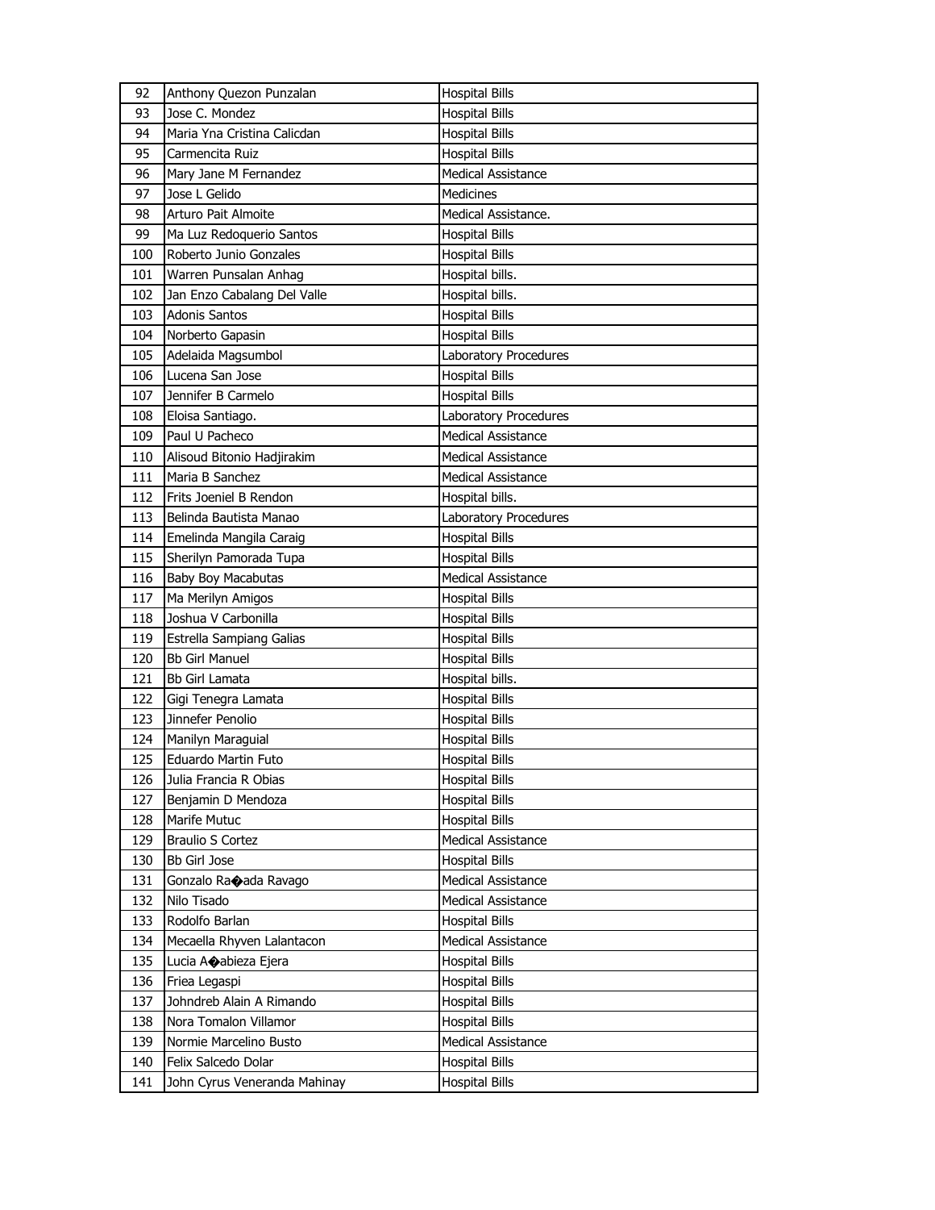| 92 | Anthony Quezon Punzalan | Hospital Bills |
|---|---|---|
| 93 | Jose C. Mondez | Hospital Bills |
| 94 | Maria Yna Cristina Calicdan | Hospital Bills |
| 95 | Carmencita Ruiz | Hospital Bills |
| 96 | Mary Jane M Fernandez | Medical Assistance |
| 97 | Jose L Gelido | Medicines |
| 98 | Arturo Pait Almoite | Medical Assistance. |
| 99 | Ma Luz Redoquerio Santos | Hospital Bills |
| 100 | Roberto Junio Gonzales | Hospital Bills |
| 101 | Warren Punsalan Anhag | Hospital bills. |
| 102 | Jan Enzo Cabalang Del Valle | Hospital bills. |
| 103 | Adonis Santos | Hospital Bills |
| 104 | Norberto Gapasin | Hospital Bills |
| 105 | Adelaida Magsumbol | Laboratory Procedures |
| 106 | Lucena San Jose | Hospital Bills |
| 107 | Jennifer B Carmelo | Hospital Bills |
| 108 | Eloisa Santiago. | Laboratory Procedures |
| 109 | Paul U Pacheco | Medical Assistance |
| 110 | Alisoud Bitonio Hadjirakim | Medical Assistance |
| 111 | Maria B Sanchez | Medical Assistance |
| 112 | Frits Joeniel B Rendon | Hospital bills. |
| 113 | Belinda Bautista Manao | Laboratory Procedures |
| 114 | Emelinda Mangila Caraig | Hospital Bills |
| 115 | Sherilyn Pamorada Tupa | Hospital Bills |
| 116 | Baby Boy Macabutas | Medical Assistance |
| 117 | Ma Merilyn Amigos | Hospital Bills |
| 118 | Joshua V Carbonilla | Hospital Bills |
| 119 | Estrella Sampiang Galias | Hospital Bills |
| 120 | Bb Girl Manuel | Hospital Bills |
| 121 | Bb Girl Lamata | Hospital bills. |
| 122 | Gigi Tenegra Lamata | Hospital Bills |
| 123 | Jinnefer Penolio | Hospital Bills |
| 124 | Manilyn Maraguial | Hospital Bills |
| 125 | Eduardo Martin Futo | Hospital Bills |
| 126 | Julia Francia R Obias | Hospital Bills |
| 127 | Benjamin D Mendoza | Hospital Bills |
| 128 | Marife Mutuc | Hospital Bills |
| 129 | Braulio S Cortez | Medical Assistance |
| 130 | Bb Girl Jose | Hospital Bills |
| 131 | Gonzalo Ra�ada Ravago | Medical Assistance |
| 132 | Nilo Tisado | Medical Assistance |
| 133 | Rodolfo Barlan | Hospital Bills |
| 134 | Mecaella Rhyven Lalantacon | Medical Assistance |
| 135 | Lucia A�abieza Ejera | Hospital Bills |
| 136 | Friea Legaspi | Hospital Bills |
| 137 | Johndreb Alain A Rimando | Hospital Bills |
| 138 | Nora Tomalon Villamor | Hospital Bills |
| 139 | Normie Marcelino Busto | Medical Assistance |
| 140 | Felix Salcedo Dolar | Hospital Bills |
| 141 | John Cyrus Veneranda Mahinay | Hospital Bills |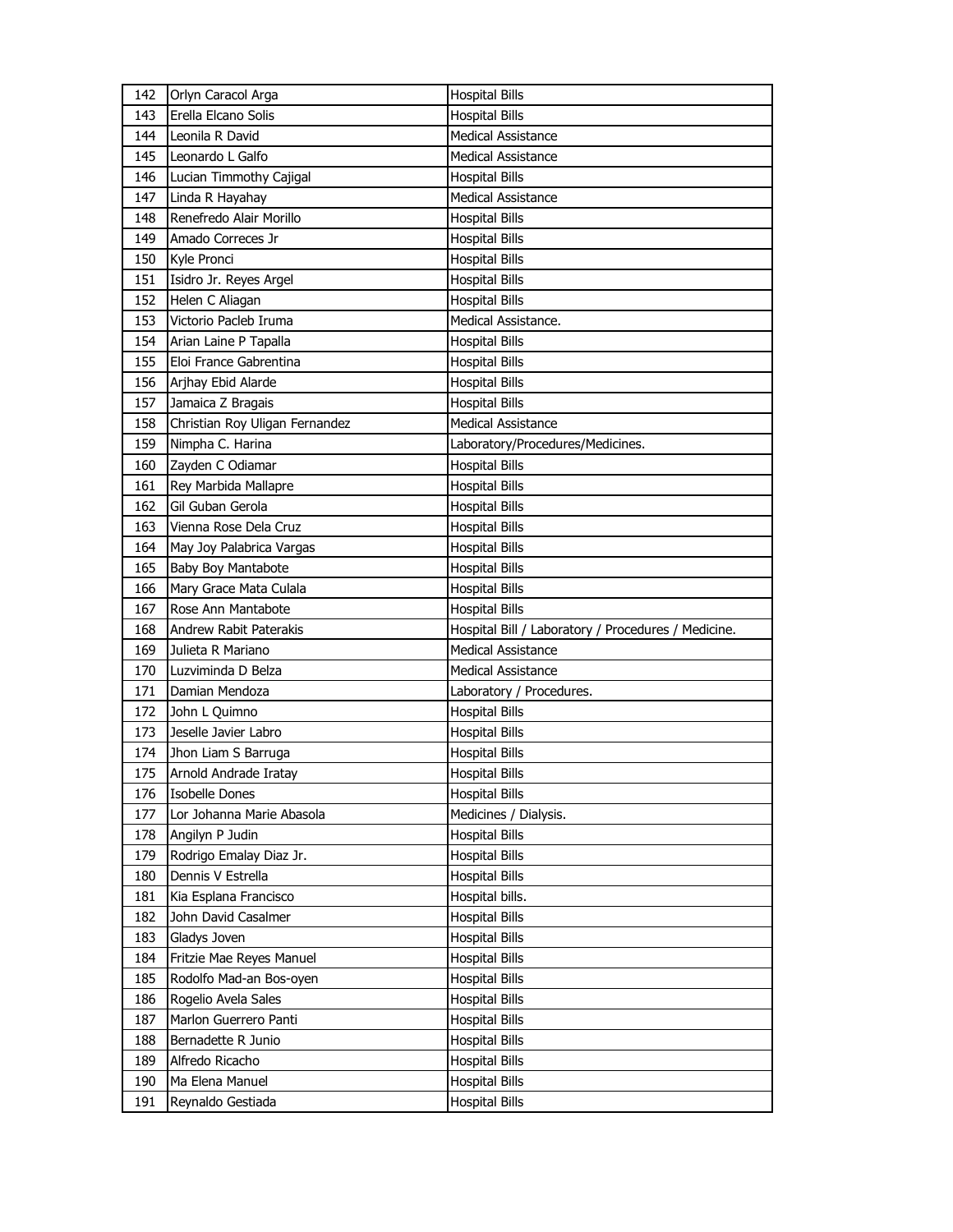| 142 | Orlyn Caracol Arga | Hospital Bills |
|---|---|---|
| 143 | Erella Elcano Solis | Hospital Bills |
| 144 | Leonila R David | Medical Assistance |
| 145 | Leonardo L Galfo | Medical Assistance |
| 146 | Lucian Timmothy Cajigal | Hospital Bills |
| 147 | Linda R Hayahay | Medical Assistance |
| 148 | Renefredo Alair Morillo | Hospital Bills |
| 149 | Amado Correces Jr | Hospital Bills |
| 150 | Kyle Pronci | Hospital Bills |
| 151 | Isidro Jr. Reyes Argel | Hospital Bills |
| 152 | Helen C Aliagan | Hospital Bills |
| 153 | Victorio Pacleb Iruma | Medical Assistance. |
| 154 | Arian Laine P Tapalla | Hospital Bills |
| 155 | Eloi France Gabrentina | Hospital Bills |
| 156 | Arjhay Ebid Alarde | Hospital Bills |
| 157 | Jamaica Z Bragais | Hospital Bills |
| 158 | Christian Roy Uligan Fernandez | Medical Assistance |
| 159 | Nimpha C. Harina | Laboratory/Procedures/Medicines. |
| 160 | Zayden C Odiamar | Hospital Bills |
| 161 | Rey Marbida Mallapre | Hospital Bills |
| 162 | Gil Guban Gerola | Hospital Bills |
| 163 | Vienna Rose Dela Cruz | Hospital Bills |
| 164 | May Joy Palabrica Vargas | Hospital Bills |
| 165 | Baby Boy Mantabote | Hospital Bills |
| 166 | Mary Grace Mata Culala | Hospital Bills |
| 167 | Rose Ann Mantabote | Hospital Bills |
| 168 | Andrew Rabit Paterakis | Hospital Bill / Laboratory / Procedures / Medicine. |
| 169 | Julieta R Mariano | Medical Assistance |
| 170 | Luzviminda D Belza | Medical Assistance |
| 171 | Damian Mendoza | Laboratory / Procedures. |
| 172 | John L Quimno | Hospital Bills |
| 173 | Jeselle Javier Labro | Hospital Bills |
| 174 | Jhon Liam S Barruga | Hospital Bills |
| 175 | Arnold Andrade Iratay | Hospital Bills |
| 176 | Isobelle Dones | Hospital Bills |
| 177 | Lor Johanna Marie Abasola | Medicines / Dialysis. |
| 178 | Angilyn P Judin | Hospital Bills |
| 179 | Rodrigo Emalay Diaz Jr. | Hospital Bills |
| 180 | Dennis V Estrella | Hospital Bills |
| 181 | Kia Esplana Francisco | Hospital bills. |
| 182 | John David Casalmer | Hospital Bills |
| 183 | Gladys Joven | Hospital Bills |
| 184 | Fritzie Mae Reyes Manuel | Hospital Bills |
| 185 | Rodolfo Mad-an Bos-oyen | Hospital Bills |
| 186 | Rogelio Avela Sales | Hospital Bills |
| 187 | Marlon Guerrero Panti | Hospital Bills |
| 188 | Bernadette R Junio | Hospital Bills |
| 189 | Alfredo Ricacho | Hospital Bills |
| 190 | Ma Elena Manuel | Hospital Bills |
| 191 | Reynaldo Gestiada | Hospital Bills |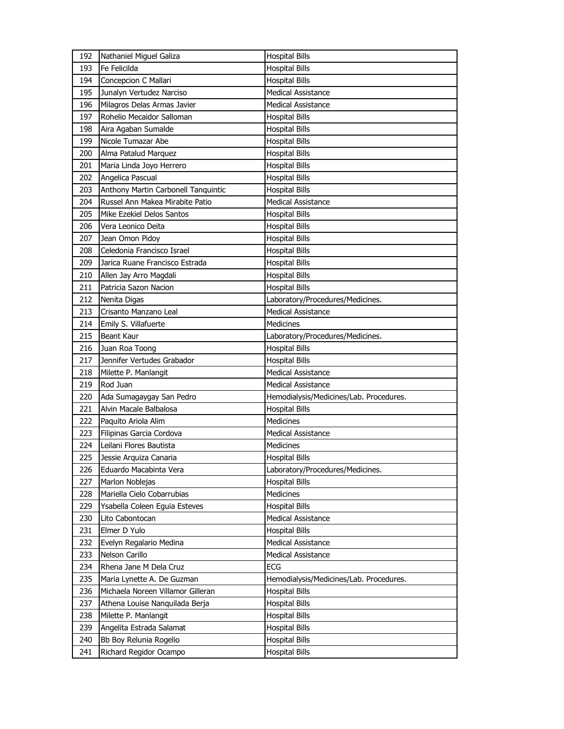| 192 | Nathaniel Miguel Galiza | Hospital Bills |
|---|---|---|
| 193 | Fe Felicilda | Hospital Bills |
| 194 | Concepcion C Mallari | Hospital Bills |
| 195 | Junalyn Vertudez Narciso | Medical Assistance |
| 196 | Milagros Delas Armas Javier | Medical Assistance |
| 197 | Rohelio Mecaidor Salloman | Hospital Bills |
| 198 | Aira Agaban Sumalde | Hospital Bills |
| 199 | Nicole Tumazar Abe | Hospital Bills |
| 200 | Alma Patalud Marquez | Hospital Bills |
| 201 | Maria Linda Joyo Herrero | Hospital Bills |
| 202 | Angelica Pascual | Hospital Bills |
| 203 | Anthony Martin Carbonell Tanquintic | Hospital Bills |
| 204 | Russel Ann Makea Mirabite Patio | Medical Assistance |
| 205 | Mike Ezekiel Delos Santos | Hospital Bills |
| 206 | Vera Leonico Deita | Hospital Bills |
| 207 | Jean Omon Pidoy | Hospital Bills |
| 208 | Celedonia Francisco Israel | Hospital Bills |
| 209 | Jarica Ruane Francisco Estrada | Hospital Bills |
| 210 | Allen Jay Arro Magdali | Hospital Bills |
| 211 | Patricia Sazon Nacion | Hospital Bills |
| 212 | Nenita Digas | Laboratory/Procedures/Medicines. |
| 213 | Crisanto Manzano Leal | Medical Assistance |
| 214 | Emily S. Villafuerte | Medicines |
| 215 | Beant Kaur | Laboratory/Procedures/Medicines. |
| 216 | Juan Roa Toong | Hospital Bills |
| 217 | Jennifer Vertudes Grabador | Hospital Bills |
| 218 | Milette P. Manlangit | Medical Assistance |
| 219 | Rod Juan | Medical Assistance |
| 220 | Ada Sumagaygay San Pedro | Hemodialysis/Medicines/Lab. Procedures. |
| 221 | Alvin Macale Balbalosa | Hospital Bills |
| 222 | Paquito Ariola Alim | Medicines |
| 223 | Filipinas Garcia Cordova | Medical Assistance |
| 224 | Leilani Flores Bautista | Medicines |
| 225 | Jessie Arquiza Canaria | Hospital Bills |
| 226 | Eduardo Macabinta Vera | Laboratory/Procedures/Medicines. |
| 227 | Marlon Noblejas | Hospital Bills |
| 228 | Mariella Cielo Cobarrubias | Medicines |
| 229 | Ysabella Coleen Eguia Esteves | Hospital Bills |
| 230 | Lito Cabontocan | Medical Assistance |
| 231 | Elmer D Yulo | Hospital Bills |
| 232 | Evelyn Regalario Medina | Medical Assistance |
| 233 | Nelson Carillo | Medical Assistance |
| 234 | Rhena Jane M Dela Cruz | ECG |
| 235 | Maria Lynette A. De Guzman | Hemodialysis/Medicines/Lab. Procedures. |
| 236 | Michaela Noreen Villamor Gilleran | Hospital Bills |
| 237 | Athena Louise Nanquilada Berja | Hospital Bills |
| 238 | Milette P. Manlangit | Hospital Bills |
| 239 | Angelita Estrada Salamat | Hospital Bills |
| 240 | Bb Boy Relunia Rogelio | Hospital Bills |
| 241 | Richard Regidor Ocampo | Hospital Bills |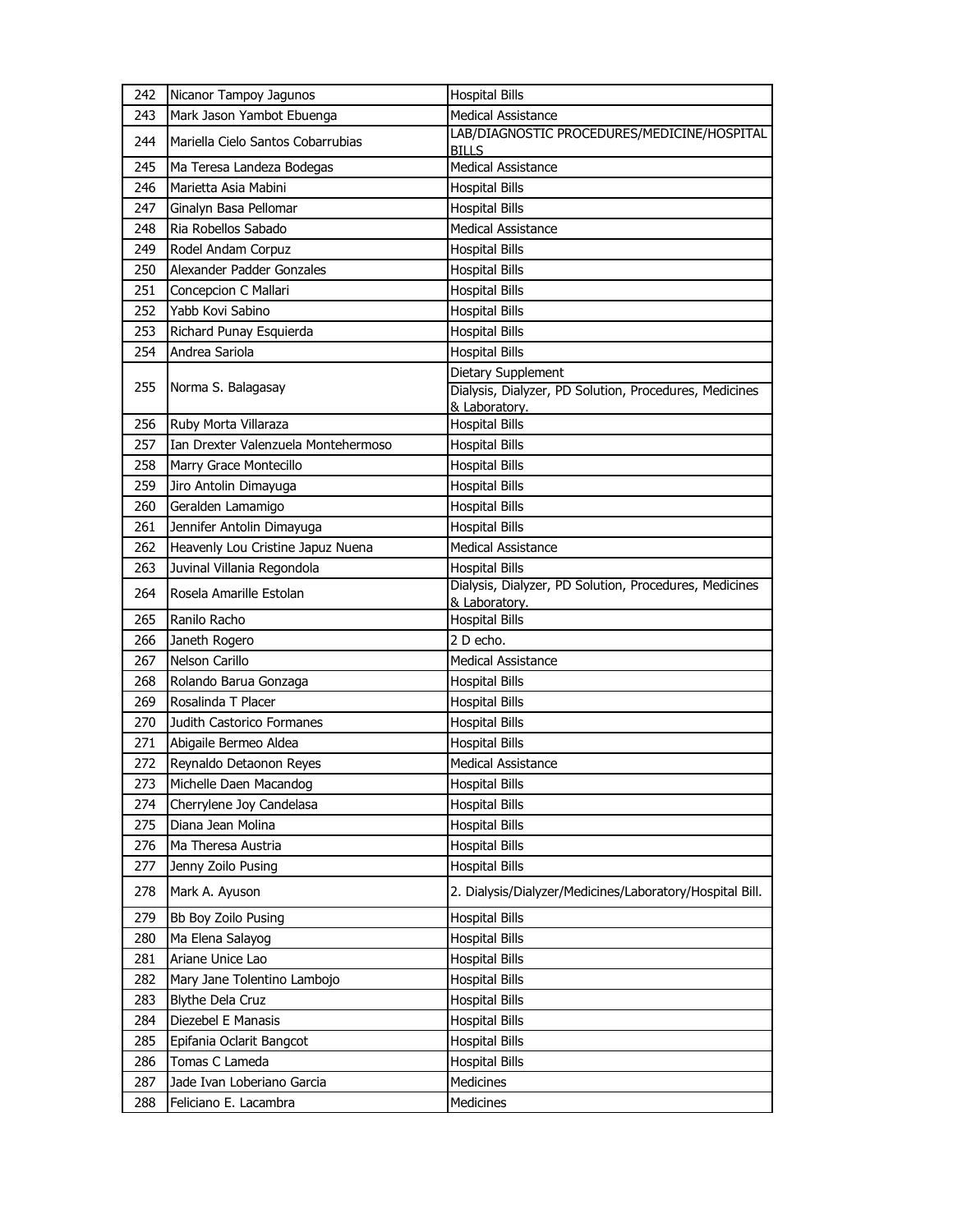| 242 | Nicanor Tampoy Jagunos | Hospital Bills |
|---|---|---|
| 243 | Mark Jason Yambot Ebuenga | Medical Assistance |
| 244 | Mariella Cielo Santos Cobarrubias | LAB/DIAGNOSTIC PROCEDURES/MEDICINE/HOSPITAL BILLS |
| 245 | Ma Teresa Landeza Bodegas | Medical Assistance |
| 246 | Marietta Asia Mabini | Hospital Bills |
| 247 | Ginalyn Basa Pellomar | Hospital Bills |
| 248 | Ria Robellos Sabado | Medical Assistance |
| 249 | Rodel Andam Corpuz | Hospital Bills |
| 250 | Alexander Padder Gonzales | Hospital Bills |
| 251 | Concepcion C Mallari | Hospital Bills |
| 252 | Yabb Kovi Sabino | Hospital Bills |
| 253 | Richard Punay Esquierda | Hospital Bills |
| 254 | Andrea Sariola | Hospital Bills |
| 255 | Norma S. Balagasay | Dietary Supplement<br>Dialysis, Dialyzer, PD Solution, Procedures, Medicines & Laboratory. |
| 256 | Ruby Morta Villaraza | Hospital Bills |
| 257 | Ian Drexter Valenzuela Montehermoso | Hospital Bills |
| 258 | Marry Grace Montecillo | Hospital Bills |
| 259 | Jiro Antolin Dimayuga | Hospital Bills |
| 260 | Geralden Lamamigo | Hospital Bills |
| 261 | Jennifer Antolin Dimayuga | Hospital Bills |
| 262 | Heavenly Lou Cristine Japuz Nuena | Medical Assistance |
| 263 | Juvinal Villania Regondola | Hospital Bills |
| 264 | Rosela Amarille Estolan | Dialysis, Dialyzer, PD Solution, Procedures, Medicines & Laboratory. |
| 265 | Ranilo Racho | Hospital Bills |
| 266 | Janeth Rogero | 2 D echo. |
| 267 | Nelson Carillo | Medical Assistance |
| 268 | Rolando Barua Gonzaga | Hospital Bills |
| 269 | Rosalinda T Placer | Hospital Bills |
| 270 | Judith Castorico Formanes | Hospital Bills |
| 271 | Abigaile Bermeo Aldea | Hospital Bills |
| 272 | Reynaldo Detaonon Reyes | Medical Assistance |
| 273 | Michelle Daen Macandog | Hospital Bills |
| 274 | Cherrylene Joy Candelasa | Hospital Bills |
| 275 | Diana Jean Molina | Hospital Bills |
| 276 | Ma Theresa Austria | Hospital Bills |
| 277 | Jenny Zoilo Pusing | Hospital Bills |
| 278 | Mark A. Ayuson | 2. Dialysis/Dialyzer/Medicines/Laboratory/Hospital Bill. |
| 279 | Bb Boy Zoilo Pusing | Hospital Bills |
| 280 | Ma Elena Salayog | Hospital Bills |
| 281 | Ariane Unice Lao | Hospital Bills |
| 282 | Mary Jane Tolentino Lambojo | Hospital Bills |
| 283 | Blythe Dela Cruz | Hospital Bills |
| 284 | Diezebel E Manasis | Hospital Bills |
| 285 | Epifania Oclarit Bangcot | Hospital Bills |
| 286 | Tomas C Lameda | Hospital Bills |
| 287 | Jade Ivan Loberiano Garcia | Medicines |
| 288 | Feliciano E. Lacambra | Medicines |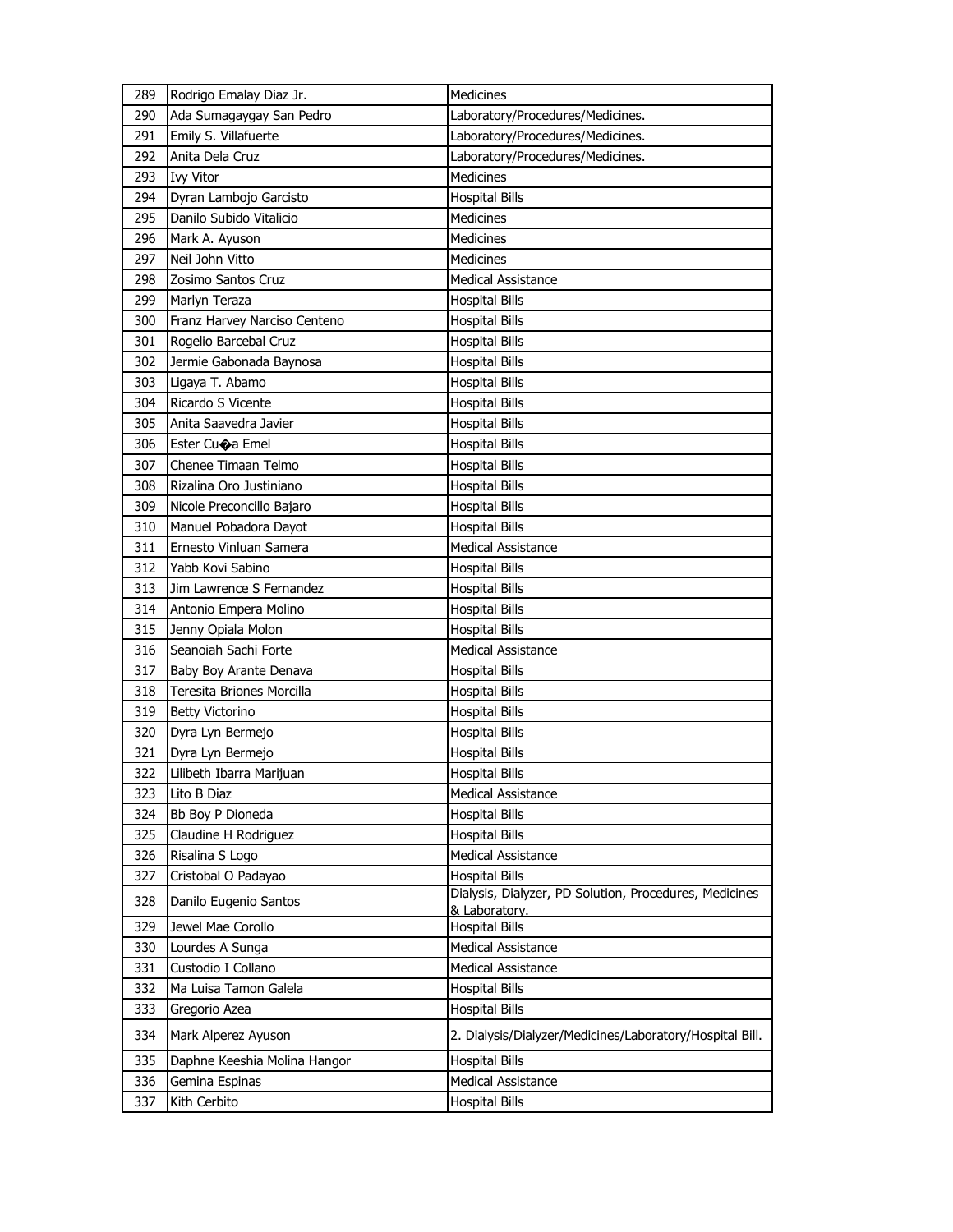| 289 | Rodrigo Emalay Diaz Jr. | Medicines |
|---|---|---|
| 290 | Ada Sumagaygay San Pedro | Laboratory/Procedures/Medicines. |
| 291 | Emily S. Villafuerte | Laboratory/Procedures/Medicines. |
| 292 | Anita Dela Cruz | Laboratory/Procedures/Medicines. |
| 293 | Ivy Vitor | Medicines |
| 294 | Dyran Lambojo Garcisto | Hospital Bills |
| 295 | Danilo Subido Vitalicio | Medicines |
| 296 | Mark A. Ayuson | Medicines |
| 297 | Neil John Vitto | Medicines |
| 298 | Zosimo Santos Cruz | Medical Assistance |
| 299 | Marlyn Teraza | Hospital Bills |
| 300 | Franz Harvey Narciso Centeno | Hospital Bills |
| 301 | Rogelio Barcebal Cruz | Hospital Bills |
| 302 | Jermie Gabonada Baynosa | Hospital Bills |
| 303 | Ligaya T. Abamo | Hospital Bills |
| 304 | Ricardo S Vicente | Hospital Bills |
| 305 | Anita Saavedra Javier | Hospital Bills |
| 306 | Ester Cu�a Emel | Hospital Bills |
| 307 | Chenee Timaan Telmo | Hospital Bills |
| 308 | Rizalina Oro Justiniano | Hospital Bills |
| 309 | Nicole Preconcillo Bajaro | Hospital Bills |
| 310 | Manuel Pobadora Dayot | Hospital Bills |
| 311 | Ernesto Vinluan Samera | Medical Assistance |
| 312 | Yabb Kovi Sabino | Hospital Bills |
| 313 | Jim Lawrence S Fernandez | Hospital Bills |
| 314 | Antonio Empera Molino | Hospital Bills |
| 315 | Jenny Opiala Molon | Hospital Bills |
| 316 | Seanoiah Sachi Forte | Medical Assistance |
| 317 | Baby Boy Arante Denava | Hospital Bills |
| 318 | Teresita Briones Morcilla | Hospital Bills |
| 319 | Betty Victorino | Hospital Bills |
| 320 | Dyra Lyn Bermejo | Hospital Bills |
| 321 | Dyra Lyn Bermejo | Hospital Bills |
| 322 | Lilibeth Ibarra Marijuan | Hospital Bills |
| 323 | Lito B Diaz | Medical Assistance |
| 324 | Bb Boy P Dioneda | Hospital Bills |
| 325 | Claudine H Rodriguez | Hospital Bills |
| 326 | Risalina S Logo | Medical Assistance |
| 327 | Cristobal O Padayao | Hospital Bills |
| 328 | Danilo Eugenio Santos | Dialysis, Dialyzer, PD Solution, Procedures, Medicines & Laboratory. |
| 329 | Jewel Mae Corollo | Hospital Bills |
| 330 | Lourdes A Sunga | Medical Assistance |
| 331 | Custodio I Collano | Medical Assistance |
| 332 | Ma Luisa Tamon Galela | Hospital Bills |
| 333 | Gregorio Azea | Hospital Bills |
| 334 | Mark Alperez Ayuson | 2. Dialysis/Dialyzer/Medicines/Laboratory/Hospital Bill. |
| 335 | Daphne Keeshia Molina Hangor | Hospital Bills |
| 336 | Gemina Espinas | Medical Assistance |
| 337 | Kith Cerbito | Hospital Bills |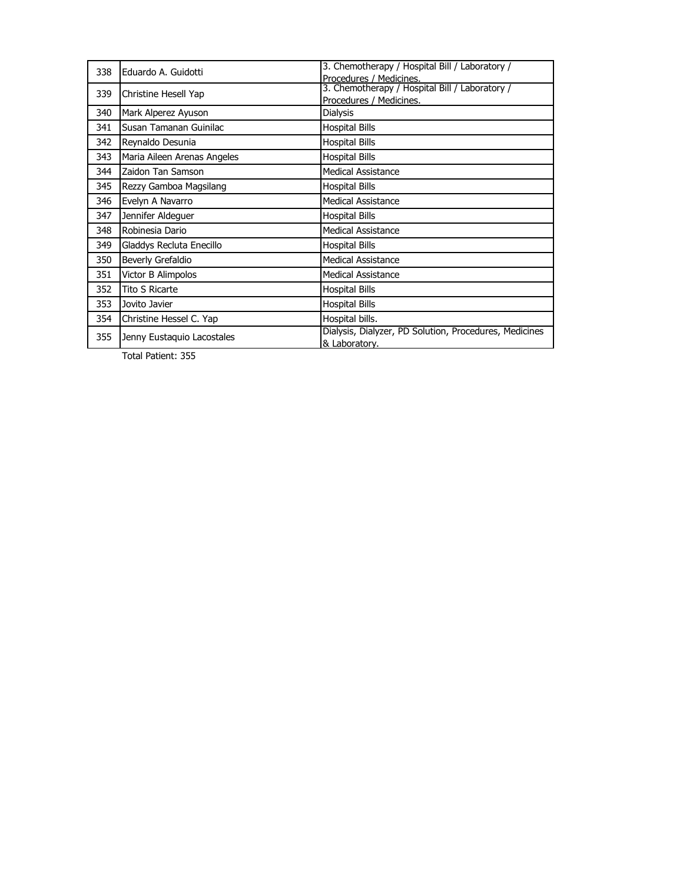| | | |
|---|---|---|
| 338 | Eduardo A. Guidotti | 3. Chemotherapy / Hospital Bill / Laboratory / Procedures / Medicines. |
| 339 | Christine Hesell Yap | 3. Chemotherapy / Hospital Bill / Laboratory / Procedures / Medicines. |
| 340 | Mark Alperez Ayuson | Dialysis |
| 341 | Susan Tamanan Guinilac | Hospital Bills |
| 342 | Reynaldo Desunia | Hospital Bills |
| 343 | Maria Aileen Arenas Angeles | Hospital Bills |
| 344 | Zaidon Tan Samson | Medical Assistance |
| 345 | Rezzy Gamboa Magsilang | Hospital Bills |
| 346 | Evelyn A Navarro | Medical Assistance |
| 347 | Jennifer Aldeguer | Hospital Bills |
| 348 | Robinesia Dario | Medical Assistance |
| 349 | Gladdys Recluta Enecillo | Hospital Bills |
| 350 | Beverly Grefaldio | Medical Assistance |
| 351 | Victor B Alimpolos | Medical Assistance |
| 352 | Tito S Ricarte | Hospital Bills |
| 353 | Jovito Javier | Hospital Bills |
| 354 | Christine Hessel C. Yap | Hospital bills. |
| 355 | Jenny Eustaquio Lacostales | Dialysis, Dialyzer, PD Solution, Procedures, Medicines & Laboratory. |

Total Patient: 355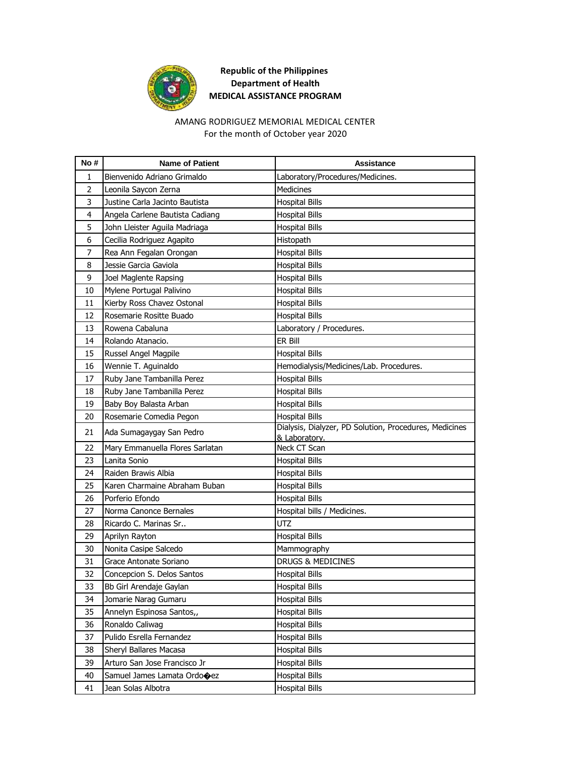**Republic of the Philippines**
**Department of Health**
**MEDICAL ASSISTANCE PROGRAM**

AMANG RODRIGUEZ MEMORIAL MEDICAL CENTER
For the month of October year 2020

| No # | Name of Patient | Assistance |
|---|---|---|
| 1 | Bienvenido Adriano Grimaldo | Laboratory/Procedures/Medicines. |
| 2 | Leonila Saycon Zerna | Medicines |
| 3 | Justine Carla Jacinto Bautista | Hospital Bills |
| 4 | Angela Carlene Bautista Cadiang | Hospital Bills |
| 5 | John Lleister Aguila Madriaga | Hospital Bills |
| 6 | Cecilia Rodriguez Agapito | Histopath |
| 7 | Rea Ann Fegalan Orongan | Hospital Bills |
| 8 | Jessie Garcia Gaviola | Hospital Bills |
| 9 | Joel Maglente Rapsing | Hospital Bills |
| 10 | Mylene Portugal Palivino | Hospital Bills |
| 11 | Kierby Ross Chavez Ostonal | Hospital Bills |
| 12 | Rosemarie Rositte Buado | Hospital Bills |
| 13 | Rowena Cabaluna | Laboratory / Procedures. |
| 14 | Rolando Atanacio. | ER Bill |
| 15 | Russel Angel Magpile | Hospital Bills |
| 16 | Wennie T. Aguinaldo | Hemodialysis/Medicines/Lab. Procedures. |
| 17 | Ruby Jane Tambanilla Perez | Hospital Bills |
| 18 | Ruby Jane Tambanilla Perez | Hospital Bills |
| 19 | Baby Boy Balasta Arban | Hospital Bills |
| 20 | Rosemarie Comedia Pegon | Hospital Bills |
| 21 | Ada Sumagaygay San Pedro | Dialysis, Dialyzer, PD Solution, Procedures, Medicines & Laboratory. |
| 22 | Mary Emmanuella Flores Sarlatan | Neck CT Scan |
| 23 | Lanita Sonio | Hospital Bills |
| 24 | Raiden Brawis Albia | Hospital Bills |
| 25 | Karen Charmaine Abraham Buban | Hospital Bills |
| 26 | Porferio Efondo | Hospital Bills |
| 27 | Norma Canonce Bernales | Hospital bills / Medicines. |
| 28 | Ricardo C. Marinas Sr.. | UTZ |
| 29 | Aprilyn Rayton | Hospital Bills |
| 30 | Nonita Casipe Salcedo | Mammography |
| 31 | Grace Antonate Soriano | DRUGS & MEDICINES |
| 32 | Concepcion S. Delos Santos | Hospital Bills |
| 33 | Bb Girl Arendaje Gaylan | Hospital Bills |
| 34 | Jomarie Narag Gumaru | Hospital Bills |
| 35 | Annelyn Espinosa Santos,, | Hospital Bills |
| 36 | Ronaldo Caliwag | Hospital Bills |
| 37 | Pulido Esrella Fernandez | Hospital Bills |
| 38 | Sheryl Ballares Macasa | Hospital Bills |
| 39 | Arturo San Jose Francisco Jr | Hospital Bills |
| 40 | Samuel James Lamata Ordo�ez | Hospital Bills |
| 41 | Jean Solas Albotra | Hospital Bills |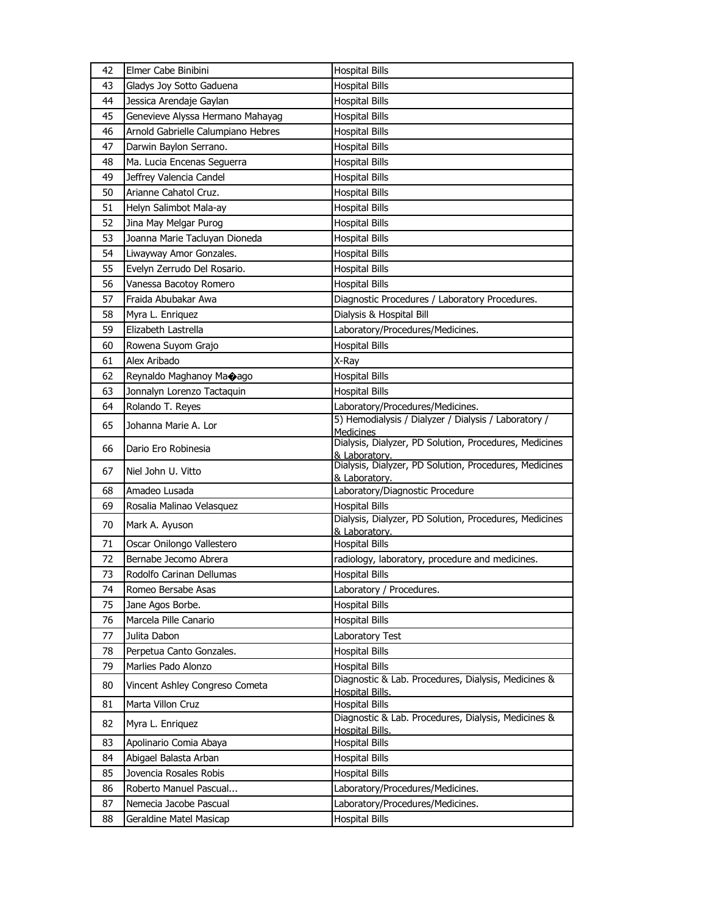| 42 | Elmer Cabe Binibini | Hospital Bills |
|---|---|---|
| 43 | Gladys Joy Sotto Gaduena | Hospital Bills |
| 44 | Jessica Arendaje Gaylan | Hospital Bills |
| 45 | Genevieve Alyssa Hermano Mahayag | Hospital Bills |
| 46 | Arnold Gabrielle Calumpiano Hebres | Hospital Bills |
| 47 | Darwin Baylon Serrano. | Hospital Bills |
| 48 | Ma. Lucia Encenas Seguerra | Hospital Bills |
| 49 | Jeffrey Valencia Candel | Hospital Bills |
| 50 | Arianne Cahatol Cruz. | Hospital Bills |
| 51 | Helyn Salimbot Mala-ay | Hospital Bills |
| 52 | Jina May Melgar Purog | Hospital Bills |
| 53 | Joanna Marie Tacluyan Dioneda | Hospital Bills |
| 54 | Liwayway Amor Gonzales. | Hospital Bills |
| 55 | Evelyn Zerrudo Del Rosario. | Hospital Bills |
| 56 | Vanessa Bacotoy Romero | Hospital Bills |
| 57 | Fraida Abubakar Awa | Diagnostic Procedures / Laboratory Procedures. |
| 58 | Myra L. Enriquez | Dialysis & Hospital Bill |
| 59 | Elizabeth Lastrella | Laboratory/Procedures/Medicines. |
| 60 | Rowena Suyom Grajo | Hospital Bills |
| 61 | Alex Aribado | X-Ray |
| 62 | Reynaldo Maghanoy Ma�ago | Hospital Bills |
| 63 | Jonnalyn Lorenzo Tactaquin | Hospital Bills |
| 64 | Rolando T. Reyes | Laboratory/Procedures/Medicines. |
| 65 | Johanna Marie A. Lor | 5) Hemodialysis / Dialyzer / Dialysis / Laboratory / Medicines |
| 66 | Dario Ero Robinesia | Dialysis, Dialyzer, PD Solution, Procedures, Medicines & Laboratory. |
| 67 | Niel John U. Vitto | Dialysis, Dialyzer, PD Solution, Procedures, Medicines & Laboratory. |
| 68 | Amadeo Lusada | Laboratory/Diagnostic Procedure |
| 69 | Rosalia Malinao Velasquez | Hospital Bills |
| 70 | Mark A. Ayuson | Dialysis, Dialyzer, PD Solution, Procedures, Medicines & Laboratory. |
| 71 | Oscar Onilongo Vallestero | Hospital Bills |
| 72 | Bernabe Jecomo Abrera | radiology, laboratory, procedure and medicines. |
| 73 | Rodolfo Carinan Dellumas | Hospital Bills |
| 74 | Romeo Bersabe Asas | Laboratory / Procedures. |
| 75 | Jane Agos Borbe. | Hospital Bills |
| 76 | Marcela Pille Canario | Hospital Bills |
| 77 | Julita Dabon | Laboratory Test |
| 78 | Perpetua Canto Gonzales. | Hospital Bills |
| 79 | Marlies Pado Alonzo | Hospital Bills |
| 80 | Vincent Ashley Congreso Cometa | Diagnostic & Lab. Procedures, Dialysis, Medicines & Hospital Bills. |
| 81 | Marta Villon Cruz | Hospital Bills |
| 82 | Myra L. Enriquez | Diagnostic & Lab. Procedures, Dialysis, Medicines & Hospital Bills. |
| 83 | Apolinario Comia Abaya | Hospital Bills |
| 84 | Abigael Balasta Arban | Hospital Bills |
| 85 | Jovencia Rosales Robis | Hospital Bills |
| 86 | Roberto Manuel Pascual... | Laboratory/Procedures/Medicines. |
| 87 | Nemecia Jacobe Pascual | Laboratory/Procedures/Medicines. |
| 88 | Geraldine Matel Masicap | Hospital Bills |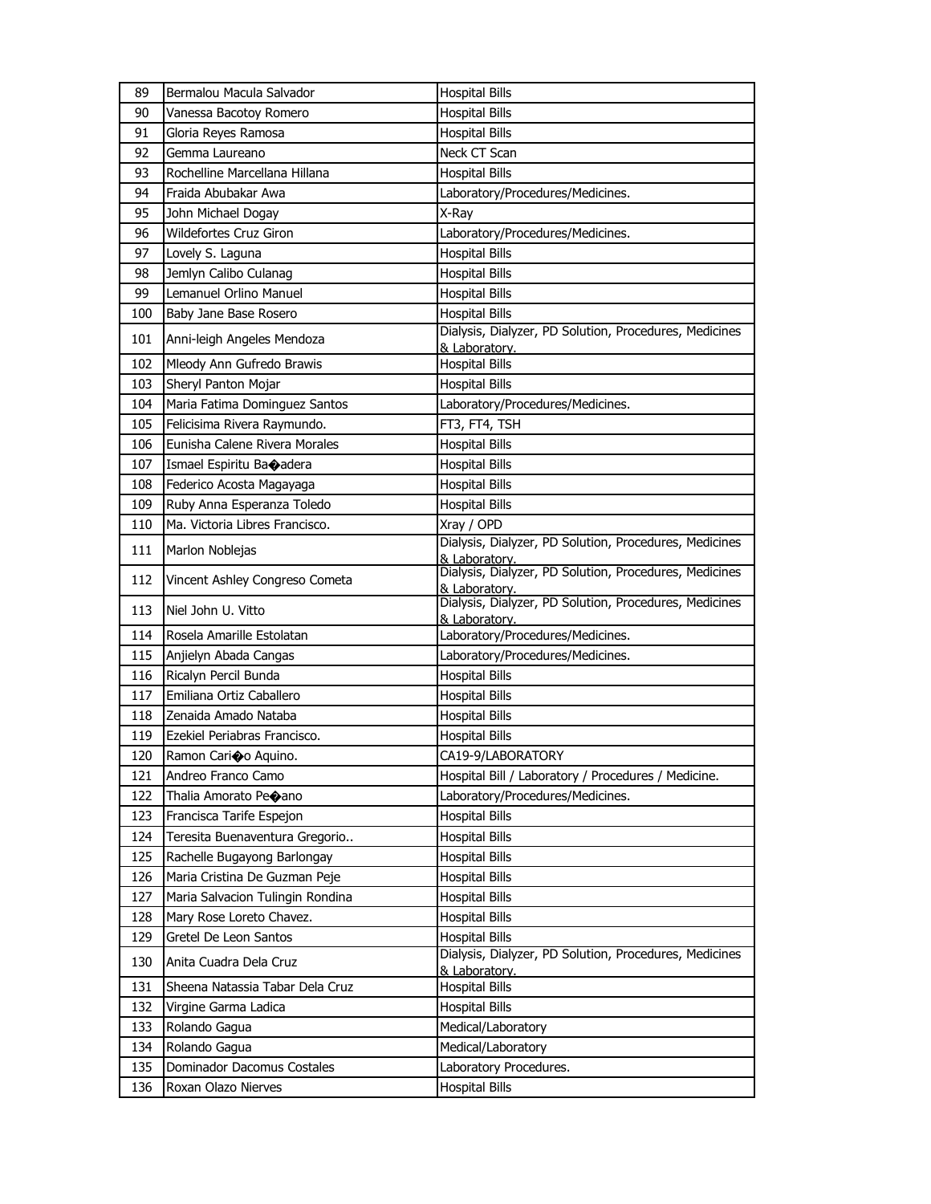| 89 | Bermalou Macula Salvador | Hospital Bills |
|---|---|---|
| 90 | Vanessa Bacotoy Romero | Hospital Bills |
| 91 | Gloria Reyes Ramosa | Hospital Bills |
| 92 | Gemma Laureano | Neck CT Scan |
| 93 | Rochelline Marcellana Hillana | Hospital Bills |
| 94 | Fraida Abubakar Awa | Laboratory/Procedures/Medicines. |
| 95 | John Michael Dogay | X-Ray |
| 96 | Wildefortes Cruz Giron | Laboratory/Procedures/Medicines. |
| 97 | Lovely S. Laguna | Hospital Bills |
| 98 | Jemlyn Calibo Culanag | Hospital Bills |
| 99 | Lemanuel Orlino Manuel | Hospital Bills |
| 100 | Baby Jane Base Rosero | Hospital Bills |
| 101 | Anni-leigh Angeles Mendoza | Dialysis, Dialyzer, PD Solution, Procedures, Medicines & Laboratory. |
| 102 | Mleody Ann Gufredo Brawis | Hospital Bills |
| 103 | Sheryl Panton Mojar | Hospital Bills |
| 104 | Maria Fatima Dominguez Santos | Laboratory/Procedures/Medicines. |
| 105 | Felicisima Rivera Raymundo. | FT3, FT4, TSH |
| 106 | Eunisha Calene Rivera Morales | Hospital Bills |
| 107 | Ismael Espiritu Ba�adera | Hospital Bills |
| 108 | Federico Acosta Magayaga | Hospital Bills |
| 109 | Ruby Anna Esperanza Toledo | Hospital Bills |
| 110 | Ma. Victoria Libres Francisco. | Xray / OPD |
| 111 | Marlon Noblejas | Dialysis, Dialyzer, PD Solution, Procedures, Medicines & Laboratory. |
| 112 | Vincent Ashley Congreso Cometa | Dialysis, Dialyzer, PD Solution, Procedures, Medicines & Laboratory. |
| 113 | Niel John U. Vitto | Dialysis, Dialyzer, PD Solution, Procedures, Medicines & Laboratory. |
| 114 | Rosela Amarille Estolatan | Laboratory/Procedures/Medicines. |
| 115 | Anjielyn Abada Cangas | Laboratory/Procedures/Medicines. |
| 116 | Ricalyn Percil Bunda | Hospital Bills |
| 117 | Emiliana Ortiz Caballero | Hospital Bills |
| 118 | Zenaida Amado Nataba | Hospital Bills |
| 119 | Ezekiel Periabras Francisco. | Hospital Bills |
| 120 | Ramon Cari�o Aquino. | CA19-9/LABORATORY |
| 121 | Andreo Franco Camo | Hospital Bill / Laboratory / Procedures / Medicine. |
| 122 | Thalia Amorato Pe�ano | Laboratory/Procedures/Medicines. |
| 123 | Francisca Tarife Espejon | Hospital Bills |
| 124 | Teresita Buenaventura Gregorio.. | Hospital Bills |
| 125 | Rachelle Bugayong Barlongay | Hospital Bills |
| 126 | Maria Cristina De Guzman Peje | Hospital Bills |
| 127 | Maria Salvacion Tulingin Rondina | Hospital Bills |
| 128 | Mary Rose Loreto Chavez. | Hospital Bills |
| 129 | Gretel De Leon Santos | Hospital Bills |
| 130 | Anita Cuadra Dela Cruz | Dialysis, Dialyzer, PD Solution, Procedures, Medicines & Laboratory. |
| 131 | Sheena Natassia Tabar Dela Cruz | Hospital Bills |
| 132 | Virgine Garma Ladica | Hospital Bills |
| 133 | Rolando Gagua | Medical/Laboratory |
| 134 | Rolando Gagua | Medical/Laboratory |
| 135 | Dominador Dacomus Costales | Laboratory Procedures. |
| 136 | Roxan Olazo Nierves | Hospital Bills |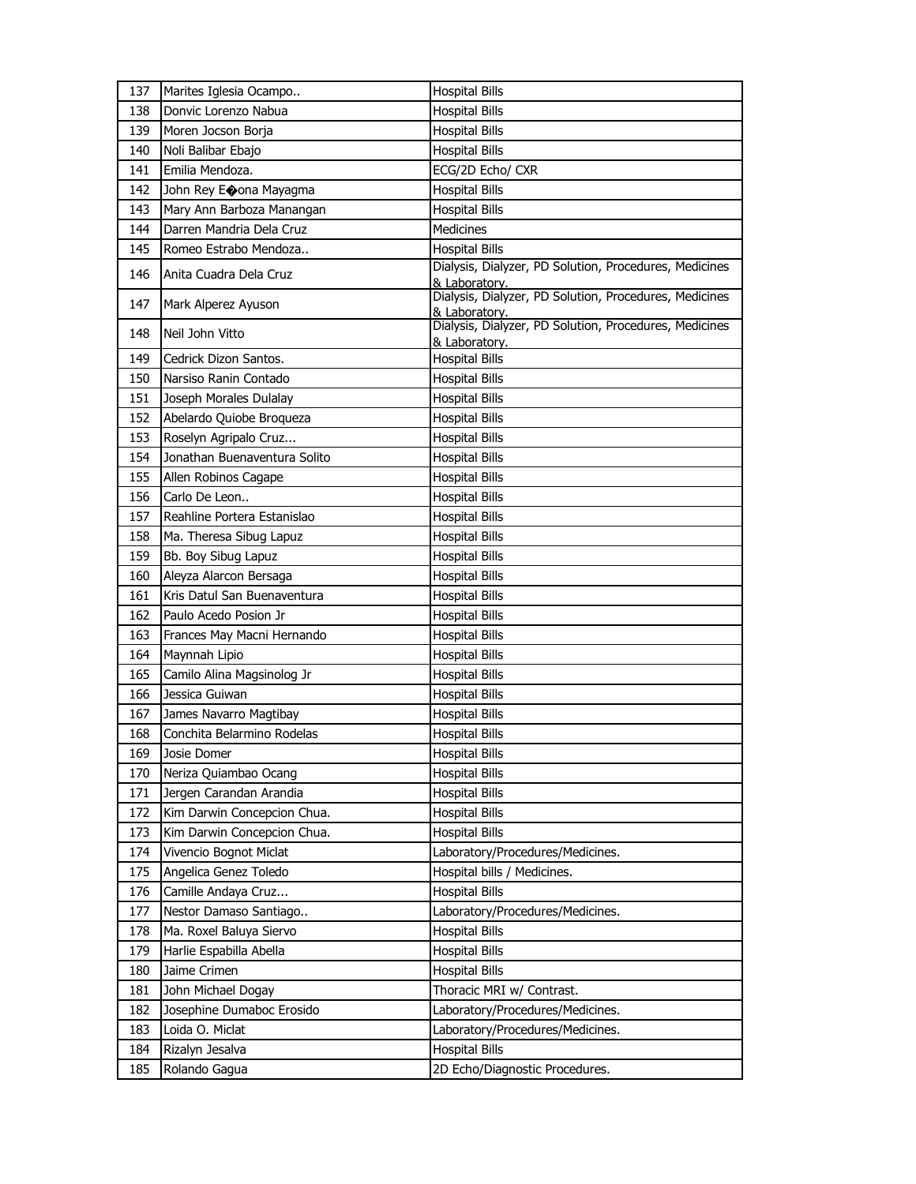| 137 | Marites Iglesia Ocampo.. | Hospital Bills |
|---|---|---|
| 138 | Donvic Lorenzo Nabua | Hospital Bills |
| 139 | Moren Jocson Borja | Hospital Bills |
| 140 | Noli Balibar Ebajo | Hospital Bills |
| 141 | Emilia Mendoza. | ECG/2D Echo/ CXR |
| 142 | John Rey E�ona Mayagma | Hospital Bills |
| 143 | Mary Ann Barboza Manangan | Hospital Bills |
| 144 | Darren Mandria Dela Cruz | Medicines |
| 145 | Romeo Estrabo Mendoza.. | Hospital Bills |
| 146 | Anita Cuadra Dela Cruz | Dialysis, Dialyzer, PD Solution, Procedures, Medicines & Laboratory. |
| 147 | Mark Alperez Ayuson | Dialysis, Dialyzer, PD Solution, Procedures, Medicines & Laboratory. |
| 148 | Neil John Vitto | Dialysis, Dialyzer, PD Solution, Procedures, Medicines & Laboratory. |
| 149 | Cedrick Dizon Santos. | Hospital Bills |
| 150 | Narsiso Ranin Contado | Hospital Bills |
| 151 | Joseph Morales Dulalay | Hospital Bills |
| 152 | Abelardo Quiobe Broqueza | Hospital Bills |
| 153 | Roselyn Agripalo Cruz... | Hospital Bills |
| 154 | Jonathan Buenaventura Solito | Hospital Bills |
| 155 | Allen Robinos Cagape | Hospital Bills |
| 156 | Carlo De Leon.. | Hospital Bills |
| 157 | Reahline Portera Estanislao | Hospital Bills |
| 158 | Ma. Theresa Sibug Lapuz | Hospital Bills |
| 159 | Bb. Boy Sibug Lapuz | Hospital Bills |
| 160 | Aleyza Alarcon Bersaga | Hospital Bills |
| 161 | Kris Datul San Buenaventura | Hospital Bills |
| 162 | Paulo Acedo Posion Jr | Hospital Bills |
| 163 | Frances May Macni Hernando | Hospital Bills |
| 164 | Maynnah Lipio | Hospital Bills |
| 165 | Camilo Alina Magsinolog Jr | Hospital Bills |
| 166 | Jessica Guiwan | Hospital Bills |
| 167 | James Navarro Magtibay | Hospital Bills |
| 168 | Conchita Belarmino Rodelas | Hospital Bills |
| 169 | Josie Domer | Hospital Bills |
| 170 | Neriza Quiambao Ocang | Hospital Bills |
| 171 | Jergen Carandan Arandia | Hospital Bills |
| 172 | Kim Darwin Concepcion Chua. | Hospital Bills |
| 173 | Kim Darwin Concepcion Chua. | Hospital Bills |
| 174 | Vivencio Bognot Miclat | Laboratory/Procedures/Medicines. |
| 175 | Angelica Genez Toledo | Hospital bills / Medicines. |
| 176 | Camille Andaya Cruz... | Hospital Bills |
| 177 | Nestor Damaso Santiago.. | Laboratory/Procedures/Medicines. |
| 178 | Ma. Roxel Baluya Siervo | Hospital Bills |
| 179 | Harlie Espabilla Abella | Hospital Bills |
| 180 | Jaime Crimen | Hospital Bills |
| 181 | John Michael Dogay | Thoracic MRI w/ Contrast. |
| 182 | Josephine Dumaboc Erosido | Laboratory/Procedures/Medicines. |
| 183 | Loida O. Miclat | Laboratory/Procedures/Medicines. |
| 184 | Rizalyn Jesalva | Hospital Bills |
| 185 | Rolando Gagua | 2D Echo/Diagnostic Procedures. |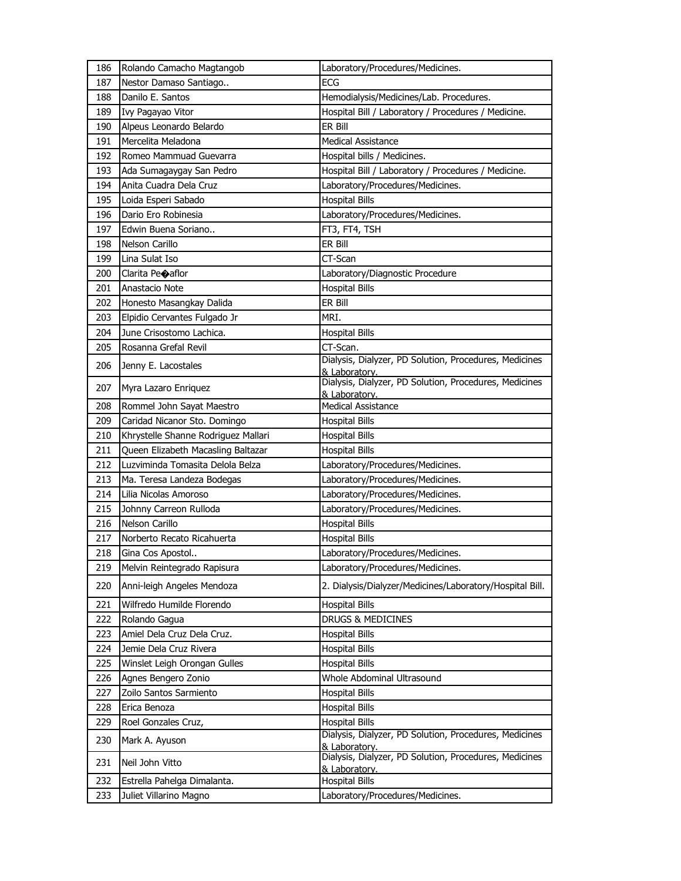| 186 | Rolando Camacho Magtangob | Laboratory/Procedures/Medicines. |
|---|---|---|
| 187 | Nestor Damaso Santiago.. | ECG |
| 188 | Danilo E. Santos | Hemodialysis/Medicines/Lab. Procedures. |
| 189 | Ivy Pagayao Vitor | Hospital Bill / Laboratory / Procedures / Medicine. |
| 190 | Alpeus Leonardo Belardo | ER Bill |
| 191 | Mercelita Meladona | Medical Assistance |
| 192 | Romeo Mammuad Guevarra | Hospital bills / Medicines. |
| 193 | Ada Sumagaygay San Pedro | Hospital Bill / Laboratory / Procedures / Medicine. |
| 194 | Anita Cuadra Dela Cruz | Laboratory/Procedures/Medicines. |
| 195 | Loida Esperi Sabado | Hospital Bills |
| 196 | Dario Ero Robinesia | Laboratory/Procedures/Medicines. |
| 197 | Edwin Buena Soriano.. | FT3, FT4, TSH |
| 198 | Nelson Carillo | ER Bill |
| 199 | Lina Sulat Iso | CT-Scan |
| 200 | Clarita Pe�aflor | Laboratory/Diagnostic Procedure |
| 201 | Anastacio Note | Hospital Bills |
| 202 | Honesto Masangkay Dalida | ER Bill |
| 203 | Elpidio Cervantes Fulgado Jr | MRI. |
| 204 | June Crisostomo Lachica. | Hospital Bills |
| 205 | Rosanna Grefal Revil | CT-Scan. |
| 206 | Jenny E. Lacostales | Dialysis, Dialyzer, PD Solution, Procedures, Medicines & Laboratory. |
| 207 | Myra Lazaro Enriquez | Dialysis, Dialyzer, PD Solution, Procedures, Medicines & Laboratory. |
| 208 | Rommel John Sayat Maestro | Medical Assistance |
| 209 | Caridad Nicanor Sto. Domingo | Hospital Bills |
| 210 | Khrystelle Shanne Rodriguez Mallari | Hospital Bills |
| 211 | Queen Elizabeth Macasling Baltazar | Hospital Bills |
| 212 | Luzviminda Tomasita Delola Belza | Laboratory/Procedures/Medicines. |
| 213 | Ma. Teresa Landeza Bodegas | Laboratory/Procedures/Medicines. |
| 214 | Lilia Nicolas Amoroso | Laboratory/Procedures/Medicines. |
| 215 | Johnny Carreon Rulloda | Laboratory/Procedures/Medicines. |
| 216 | Nelson Carillo | Hospital Bills |
| 217 | Norberto Recato Ricahuerta | Hospital Bills |
| 218 | Gina Cos Apostol.. | Laboratory/Procedures/Medicines. |
| 219 | Melvin Reintegrado Rapisura | Laboratory/Procedures/Medicines. |
| 220 | Anni-leigh Angeles Mendoza | 2. Dialysis/Dialyzer/Medicines/Laboratory/Hospital Bill. |
| 221 | Wilfredo Humilde Florendo | Hospital Bills |
| 222 | Rolando Gagua | DRUGS & MEDICINES |
| 223 | Amiel Dela Cruz Dela Cruz. | Hospital Bills |
| 224 | Jemie Dela Cruz Rivera | Hospital Bills |
| 225 | Winslet Leigh Orongan Gulles | Hospital Bills |
| 226 | Agnes Bengero Zonio | Whole Abdominal Ultrasound |
| 227 | Zoilo Santos Sarmiento | Hospital Bills |
| 228 | Erica Benoza | Hospital Bills |
| 229 | Roel Gonzales Cruz, | Hospital Bills |
| 230 | Mark A. Ayuson | Dialysis, Dialyzer, PD Solution, Procedures, Medicines & Laboratory. |
| 231 | Neil John Vitto | Dialysis, Dialyzer, PD Solution, Procedures, Medicines & Laboratory. |
| 232 | Estrella Pahelga Dimalanta. | Hospital Bills |
| 233 | Juliet Villarino Magno | Laboratory/Procedures/Medicines. |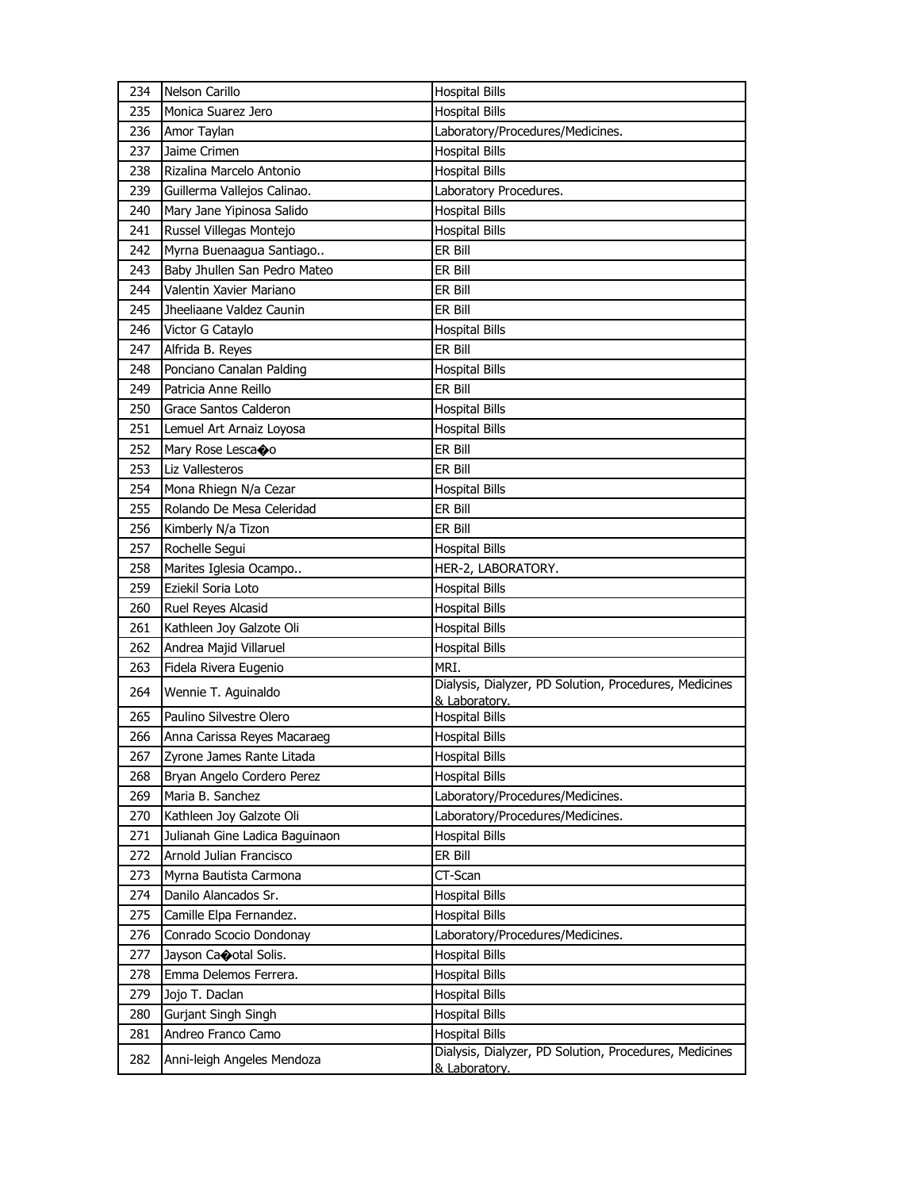| | | |
|---|---|---|
| 234 | Nelson Carillo | Hospital Bills |
| 235 | Monica Suarez Jero | Hospital Bills |
| 236 | Amor Taylan | Laboratory/Procedures/Medicines. |
| 237 | Jaime Crimen | Hospital Bills |
| 238 | Rizalina Marcelo Antonio | Hospital Bills |
| 239 | Guillerma Vallejos Calinao. | Laboratory Procedures. |
| 240 | Mary Jane Yipinosa Salido | Hospital Bills |
| 241 | Russel Villegas Montejo | Hospital Bills |
| 242 | Myrna Buenaagua Santiago.. | ER Bill |
| 243 | Baby Jhullen San Pedro Mateo | ER Bill |
| 244 | Valentin Xavier Mariano | ER Bill |
| 245 | Jheeliaane Valdez Caunin | ER Bill |
| 246 | Victor G Cataylo | Hospital Bills |
| 247 | Alfrida B. Reyes | ER Bill |
| 248 | Ponciano Canalan Palding | Hospital Bills |
| 249 | Patricia Anne Reillo | ER Bill |
| 250 | Grace Santos Calderon | Hospital Bills |
| 251 | Lemuel Art Arnaiz Loyosa | Hospital Bills |
| 252 | Mary Rose Lesca�o | ER Bill |
| 253 | Liz Vallesteros | ER Bill |
| 254 | Mona Rhiegn N/a Cezar | Hospital Bills |
| 255 | Rolando De Mesa Celeridad | ER Bill |
| 256 | Kimberly N/a Tizon | ER Bill |
| 257 | Rochelle Segui | Hospital Bills |
| 258 | Marites Iglesia Ocampo.. | HER-2, LABORATORY. |
| 259 | Eziekil Soria Loto | Hospital Bills |
| 260 | Ruel Reyes Alcasid | Hospital Bills |
| 261 | Kathleen Joy Galzote Oli | Hospital Bills |
| 262 | Andrea Majid Villaruel | Hospital Bills |
| 263 | Fidela Rivera Eugenio | MRI. |
| 264 | Wennie T. Aguinaldo | Dialysis, Dialyzer, PD Solution, Procedures, Medicines & Laboratory. |
| 265 | Paulino Silvestre Olero | Hospital Bills |
| 266 | Anna Carissa Reyes Macaraeg | Hospital Bills |
| 267 | Zyrone James Rante Litada | Hospital Bills |
| 268 | Bryan Angelo Cordero Perez | Hospital Bills |
| 269 | Maria B. Sanchez | Laboratory/Procedures/Medicines. |
| 270 | Kathleen Joy Galzote Oli | Laboratory/Procedures/Medicines. |
| 271 | Julianah Gine Ladica Baguinaon | Hospital Bills |
| 272 | Arnold Julian Francisco | ER Bill |
| 273 | Myrna Bautista Carmona | CT-Scan |
| 274 | Danilo Alancados Sr. | Hospital Bills |
| 275 | Camille Elpa Fernandez. | Hospital Bills |
| 276 | Conrado Scocio Dondonay | Laboratory/Procedures/Medicines. |
| 277 | Jayson Ca�otal Solis. | Hospital Bills |
| 278 | Emma Delemos Ferrera. | Hospital Bills |
| 279 | Jojo T. Daclan | Hospital Bills |
| 280 | Gurjant Singh Singh | Hospital Bills |
| 281 | Andreo Franco Camo | Hospital Bills |
| 282 | Anni-leigh Angeles Mendoza | Dialysis, Dialyzer, PD Solution, Procedures, Medicines & Laboratory. |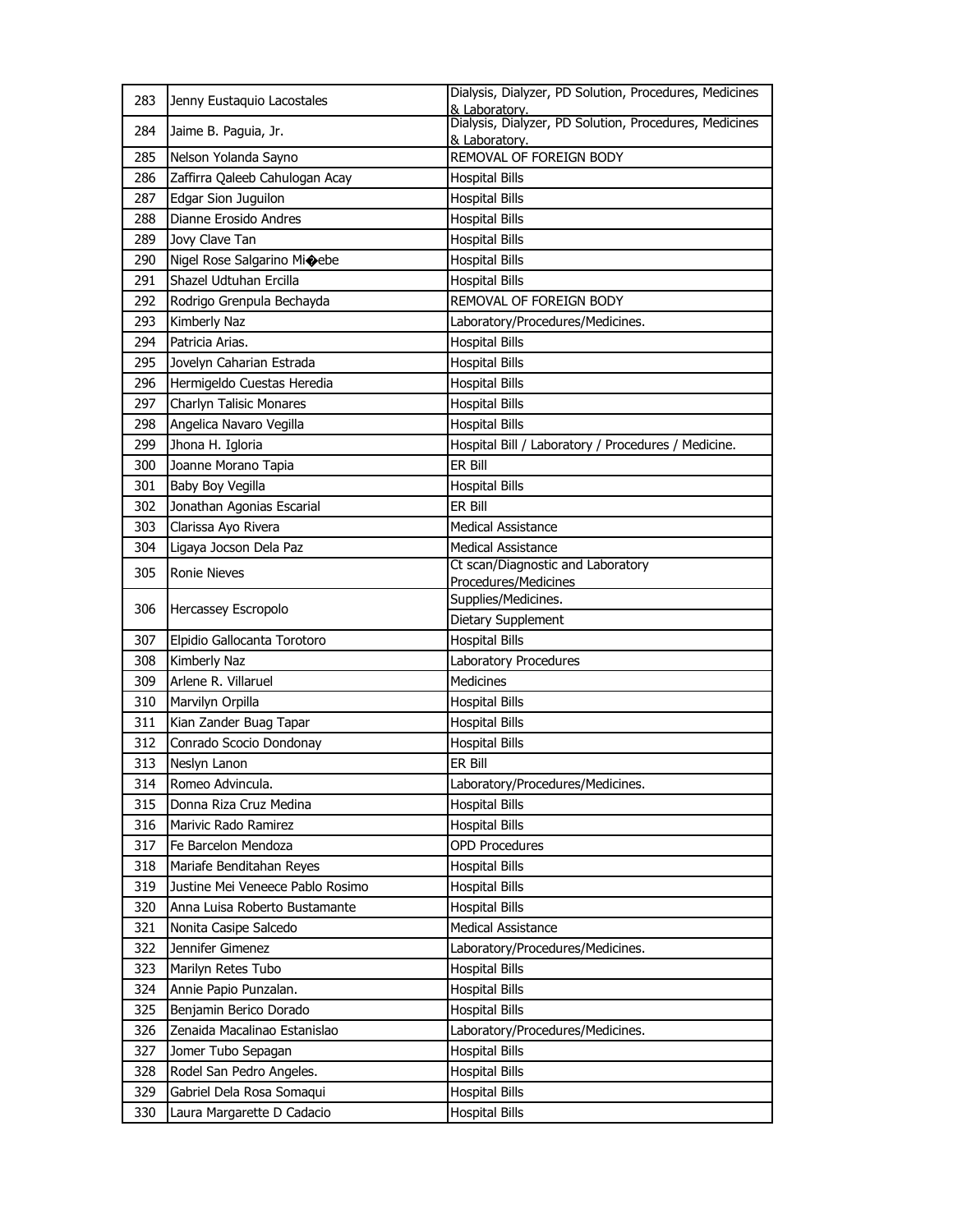| | | |
|---|---|---|
| 283 | Jenny Eustaquio Lacostales | Dialysis, Dialyzer, PD Solution, Procedures, Medicines & Laboratory. |
| 284 | Jaime B. Paguia, Jr. | Dialysis, Dialyzer, PD Solution, Procedures, Medicines & Laboratory. |
| 285 | Nelson Yolanda Sayno | REMOVAL OF FOREIGN BODY |
| 286 | Zaffirra Qaleeb Cahulogan Acay | Hospital Bills |
| 287 | Edgar Sion Juguilon | Hospital Bills |
| 288 | Dianne Erosido Andres | Hospital Bills |
| 289 | Jovy Clave Tan | Hospital Bills |
| 290 | Nigel Rose Salgarino Mi�ebe | Hospital Bills |
| 291 | Shazel Udtuhan Ercilla | Hospital Bills |
| 292 | Rodrigo Grenpula Bechayda | REMOVAL OF FOREIGN BODY |
| 293 | Kimberly Naz | Laboratory/Procedures/Medicines. |
| 294 | Patricia Arias. | Hospital Bills |
| 295 | Jovelyn Caharian Estrada | Hospital Bills |
| 296 | Hermigeldo Cuestas Heredia | Hospital Bills |
| 297 | Charlyn Talisic Monares | Hospital Bills |
| 298 | Angelica Navaro Vegilla | Hospital Bills |
| 299 | Jhona H. Igloria | Hospital Bill / Laboratory / Procedures / Medicine. |
| 300 | Joanne Morano Tapia | ER Bill |
| 301 | Baby Boy Vegilla | Hospital Bills |
| 302 | Jonathan Agonias Escarial | ER Bill |
| 303 | Clarissa Ayo Rivera | Medical Assistance |
| 304 | Ligaya Jocson Dela Paz | Medical Assistance |
| 305 | Ronie Nieves | Ct scan/Diagnostic and Laboratory Procedures/Medicines |
| 306 | Hercassey Escropolo | Supplies/Medicines. |
| | | Dietary Supplement |
| 307 | Elpidio Gallocanta Torotoro | Hospital Bills |
| 308 | Kimberly Naz | Laboratory Procedures |
| 309 | Arlene R. Villaruel | Medicines |
| 310 | Marvilyn Orpilla | Hospital Bills |
| 311 | Kian Zander Buag Tapar | Hospital Bills |
| 312 | Conrado Scocio Dondonay | Hospital Bills |
| 313 | Neslyn Lanon | ER Bill |
| 314 | Romeo Advincula. | Laboratory/Procedures/Medicines. |
| 315 | Donna Riza Cruz Medina | Hospital Bills |
| 316 | Marivic Rado Ramirez | Hospital Bills |
| 317 | Fe Barcelon Mendoza | OPD Procedures |
| 318 | Mariafe Benditahan Reyes | Hospital Bills |
| 319 | Justine Mei Veneece Pablo Rosimo | Hospital Bills |
| 320 | Anna Luisa Roberto Bustamante | Hospital Bills |
| 321 | Nonita Casipe Salcedo | Medical Assistance |
| 322 | Jennifer Gimenez | Laboratory/Procedures/Medicines. |
| 323 | Marilyn Retes Tubo | Hospital Bills |
| 324 | Annie Papio Punzalan. | Hospital Bills |
| 325 | Benjamin Berico Dorado | Hospital Bills |
| 326 | Zenaida Macalinao Estanislao | Laboratory/Procedures/Medicines. |
| 327 | Jomer Tubo Sepagan | Hospital Bills |
| 328 | Rodel San Pedro Angeles. | Hospital Bills |
| 329 | Gabriel Dela Rosa Somaqui | Hospital Bills |
| 330 | Laura Margarette D Cadacio | Hospital Bills |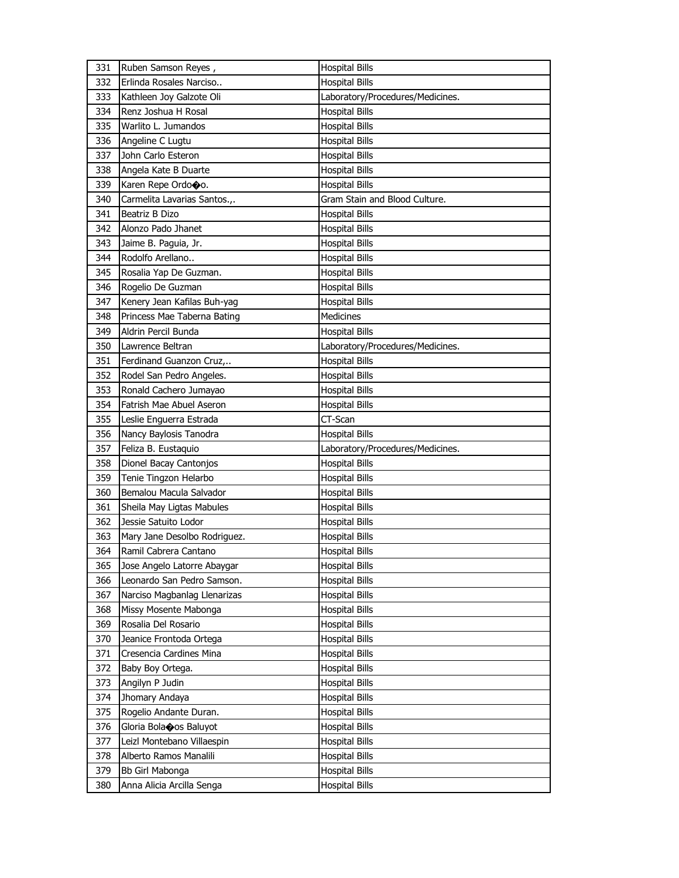| 331 | Ruben Samson Reyes , | Hospital Bills |
|---|---|---|
| 332 | Erlinda Rosales Narciso.. | Hospital Bills |
| 333 | Kathleen Joy Galzote Oli | Laboratory/Procedures/Medicines. |
| 334 | Renz Joshua H Rosal | Hospital Bills |
| 335 | Warlito L. Jumandos | Hospital Bills |
| 336 | Angeline C Lugtu | Hospital Bills |
| 337 | John Carlo Esteron | Hospital Bills |
| 338 | Angela Kate B Duarte | Hospital Bills |
| 339 | Karen Repe Ordo�o. | Hospital Bills |
| 340 | Carmelita Lavarias Santos.,. | Gram Stain and Blood Culture. |
| 341 | Beatriz B Dizo | Hospital Bills |
| 342 | Alonzo Pado Jhanet | Hospital Bills |
| 343 | Jaime B. Paguia, Jr. | Hospital Bills |
| 344 | Rodolfo Arellano.. | Hospital Bills |
| 345 | Rosalia Yap De Guzman. | Hospital Bills |
| 346 | Rogelio De Guzman | Hospital Bills |
| 347 | Kenery Jean Kafilas Buh-yag | Hospital Bills |
| 348 | Princess Mae Taberna Bating | Medicines |
| 349 | Aldrin Percil Bunda | Hospital Bills |
| 350 | Lawrence Beltran | Laboratory/Procedures/Medicines. |
| 351 | Ferdinand Guanzon Cruz,.. | Hospital Bills |
| 352 | Rodel San Pedro Angeles. | Hospital Bills |
| 353 | Ronald Cachero Jumayao | Hospital Bills |
| 354 | Fatrish Mae Abuel Aseron | Hospital Bills |
| 355 | Leslie Enguerra Estrada | CT-Scan |
| 356 | Nancy Baylosis Tanodra | Hospital Bills |
| 357 | Feliza B. Eustaquio | Laboratory/Procedures/Medicines. |
| 358 | Dionel Bacay Cantonjos | Hospital Bills |
| 359 | Tenie Tingzon Helarbo | Hospital Bills |
| 360 | Bemalou Macula Salvador | Hospital Bills |
| 361 | Sheila May Ligtas Mabules | Hospital Bills |
| 362 | Jessie Satuito Lodor | Hospital Bills |
| 363 | Mary Jane Desolbo Rodriguez. | Hospital Bills |
| 364 | Ramil Cabrera Cantano | Hospital Bills |
| 365 | Jose Angelo Latorre Abaygar | Hospital Bills |
| 366 | Leonardo San Pedro Samson. | Hospital Bills |
| 367 | Narciso Magbanlag Llenarizas | Hospital Bills |
| 368 | Missy Mosente Mabonga | Hospital Bills |
| 369 | Rosalia Del Rosario | Hospital Bills |
| 370 | Jeanice Frontoda Ortega | Hospital Bills |
| 371 | Cresencia Cardines Mina | Hospital Bills |
| 372 | Baby Boy Ortega. | Hospital Bills |
| 373 | Angilyn P Judin | Hospital Bills |
| 374 | Jhomary Andaya | Hospital Bills |
| 375 | Rogelio Andante Duran. | Hospital Bills |
| 376 | Gloria Bola�os Baluyot | Hospital Bills |
| 377 | Leizl Montebano Villaespin | Hospital Bills |
| 378 | Alberto Ramos Manalili | Hospital Bills |
| 379 | Bb Girl Mabonga | Hospital Bills |
| 380 | Anna Alicia Arcilla Senga | Hospital Bills |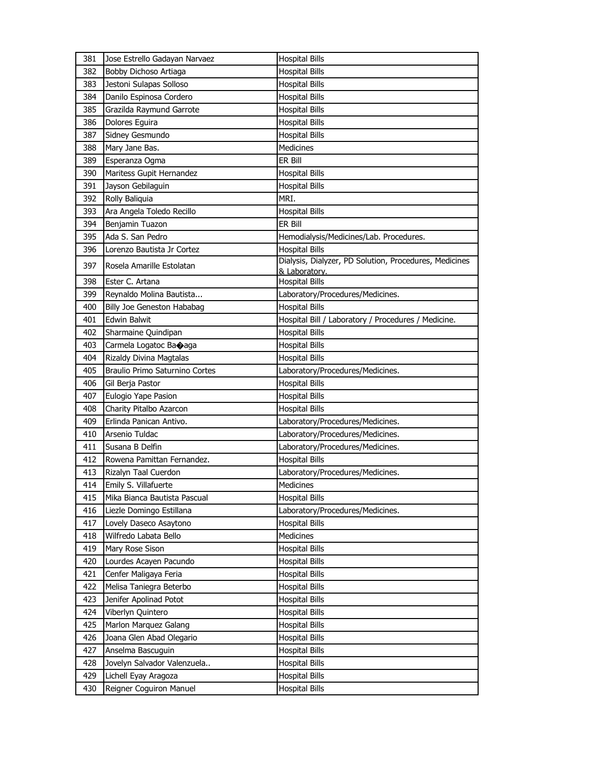| | | |
|---|---|---|
| 381 | Jose Estrello Gadayan Narvaez | Hospital Bills |
| 382 | Bobby Dichoso Artiaga | Hospital Bills |
| 383 | Jestoni Sulapas Solloso | Hospital Bills |
| 384 | Danilo Espinosa Cordero | Hospital Bills |
| 385 | Grazilda Raymund Garrote | Hospital Bills |
| 386 | Dolores Eguira | Hospital Bills |
| 387 | Sidney Gesmundo | Hospital Bills |
| 388 | Mary Jane Bas. | Medicines |
| 389 | Esperanza Ogma | ER Bill |
| 390 | Maritess Gupit Hernandez | Hospital Bills |
| 391 | Jayson Gebilaguin | Hospital Bills |
| 392 | Rolly Baliquia | MRI. |
| 393 | Ara Angela Toledo Recillo | Hospital Bills |
| 394 | Benjamin Tuazon | ER Bill |
| 395 | Ada S. San Pedro | Hemodialysis/Medicines/Lab. Procedures. |
| 396 | Lorenzo Bautista Jr Cortez | Hospital Bills |
| 397 | Rosela Amarille Estolatan | Dialysis, Dialyzer, PD Solution, Procedures, Medicines & Laboratory. |
| 398 | Ester C. Artana | Hospital Bills |
| 399 | Reynaldo Molina Bautista... | Laboratory/Procedures/Medicines. |
| 400 | Billy Joe Geneston Hababag | Hospital Bills |
| 401 | Edwin Balwit | Hospital Bill / Laboratory / Procedures / Medicine. |
| 402 | Sharmaine Quindipan | Hospital Bills |
| 403 | Carmela Logatoc Ba�aga | Hospital Bills |
| 404 | Rizaldy Divina Magtalas | Hospital Bills |
| 405 | Braulio Primo Saturnino Cortes | Laboratory/Procedures/Medicines. |
| 406 | Gil Berja Pastor | Hospital Bills |
| 407 | Eulogio Yape Pasion | Hospital Bills |
| 408 | Charity Pitalbo Azarcon | Hospital Bills |
| 409 | Erlinda Panican Antivo. | Laboratory/Procedures/Medicines. |
| 410 | Arsenio Tuldac | Laboratory/Procedures/Medicines. |
| 411 | Susana B Delfin | Laboratory/Procedures/Medicines. |
| 412 | Rowena Pamittan Fernandez. | Hospital Bills |
| 413 | Rizalyn Taal Cuerdon | Laboratory/Procedures/Medicines. |
| 414 | Emily S. Villafuerte | Medicines |
| 415 | Mika Bianca Bautista Pascual | Hospital Bills |
| 416 | Liezle Domingo Estillana | Laboratory/Procedures/Medicines. |
| 417 | Lovely Daseco Asaytono | Hospital Bills |
| 418 | Wilfredo Labata Bello | Medicines |
| 419 | Mary Rose Sison | Hospital Bills |
| 420 | Lourdes Acayen Pacundo | Hospital Bills |
| 421 | Cenfer Maligaya Feria | Hospital Bills |
| 422 | Melisa Taniegra Beterbo | Hospital Bills |
| 423 | Jenifer Apolinad Potot | Hospital Bills |
| 424 | Viberlyn Quintero | Hospital Bills |
| 425 | Marlon Marquez Galang | Hospital Bills |
| 426 | Joana Glen Abad Olegario | Hospital Bills |
| 427 | Anselma Bascuguin | Hospital Bills |
| 428 | Jovelyn Salvador Valenzuela.. | Hospital Bills |
| 429 | Lichell Eyay Aragoza | Hospital Bills |
| 430 | Reigner Coguiron Manuel | Hospital Bills |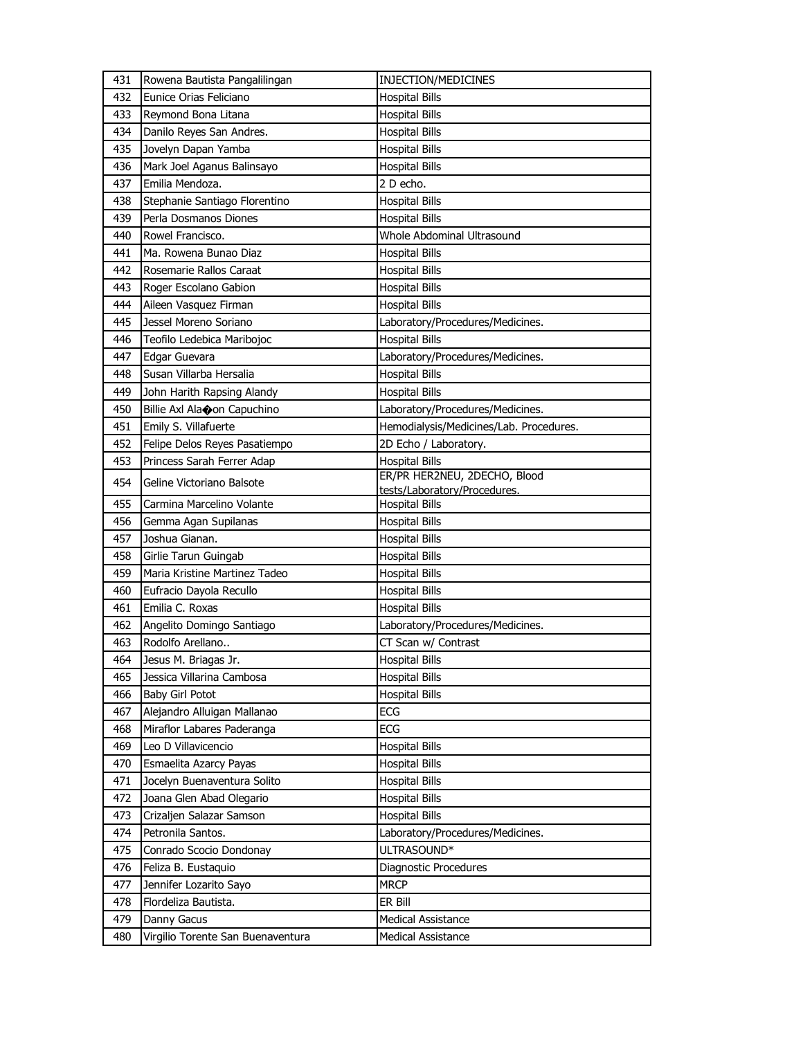| | | |
|---|---|---|
| 431 | Rowena Bautista Pangalilingan | INJECTION/MEDICINES |
| 432 | Eunice Orias Feliciano | Hospital Bills |
| 433 | Reymond Bona Litana | Hospital Bills |
| 434 | Danilo Reyes San Andres. | Hospital Bills |
| 435 | Jovelyn Dapan Yamba | Hospital Bills |
| 436 | Mark Joel Aganus Balinsayo | Hospital Bills |
| 437 | Emilia Mendoza. | 2 D echo. |
| 438 | Stephanie Santiago Florentino | Hospital Bills |
| 439 | Perla Dosmanos Diones | Hospital Bills |
| 440 | Rowel Francisco. | Whole Abdominal Ultrasound |
| 441 | Ma. Rowena Bunao Diaz | Hospital Bills |
| 442 | Rosemarie Rallos Caraat | Hospital Bills |
| 443 | Roger Escolano Gabion | Hospital Bills |
| 444 | Aileen Vasquez Firman | Hospital Bills |
| 445 | Jessel Moreno Soriano | Laboratory/Procedures/Medicines. |
| 446 | Teofilo Ledebica Maribojoc | Hospital Bills |
| 447 | Edgar Guevara | Laboratory/Procedures/Medicines. |
| 448 | Susan Villarba Hersalia | Hospital Bills |
| 449 | John Harith Rapsing Alandy | Hospital Bills |
| 450 | Billie Axl Ala�on Capuchino | Laboratory/Procedures/Medicines. |
| 451 | Emily S. Villafuerte | Hemodialysis/Medicines/Lab. Procedures. |
| 452 | Felipe Delos Reyes Pasatiempo | 2D Echo / Laboratory. |
| 453 | Princess Sarah Ferrer Adap | Hospital Bills |
| 454 | Geline Victoriano Balsote | ER/PR HER2NEU, 2DECHO, Blood tests/Laboratory/Procedures. |
| 455 | Carmina Marcelino Volante | Hospital Bills |
| 456 | Gemma Agan Supilanas | Hospital Bills |
| 457 | Joshua Gianan. | Hospital Bills |
| 458 | Girlie Tarun Guingab | Hospital Bills |
| 459 | Maria Kristine Martinez Tadeo | Hospital Bills |
| 460 | Eufracio Dayola Recullo | Hospital Bills |
| 461 | Emilia C. Roxas | Hospital Bills |
| 462 | Angelito Domingo Santiago | Laboratory/Procedures/Medicines. |
| 463 | Rodolfo Arellano.. | CT Scan w/ Contrast |
| 464 | Jesus M. Briagas Jr. | Hospital Bills |
| 465 | Jessica Villarina Cambosa | Hospital Bills |
| 466 | Baby Girl Potot | Hospital Bills |
| 467 | Alejandro Alluigan Mallanao | ECG |
| 468 | Miraflor Labares Paderanga | ECG |
| 469 | Leo D Villavicencio | Hospital Bills |
| 470 | Esmaelita Azarcy Payas | Hospital Bills |
| 471 | Jocelyn Buenaventura Solito | Hospital Bills |
| 472 | Joana Glen Abad Olegario | Hospital Bills |
| 473 | Crizaljen Salazar Samson | Hospital Bills |
| 474 | Petronila Santos. | Laboratory/Procedures/Medicines. |
| 475 | Conrado Scocio Dondonay | ULTRASOUND* |
| 476 | Feliza B. Eustaquio | Diagnostic Procedures |
| 477 | Jennifer Lozarito Sayo | MRCP |
| 478 | Flordeliza Bautista. | ER Bill |
| 479 | Danny Gacus | Medical Assistance |
| 480 | Virgilio Torente San Buenaventura | Medical Assistance |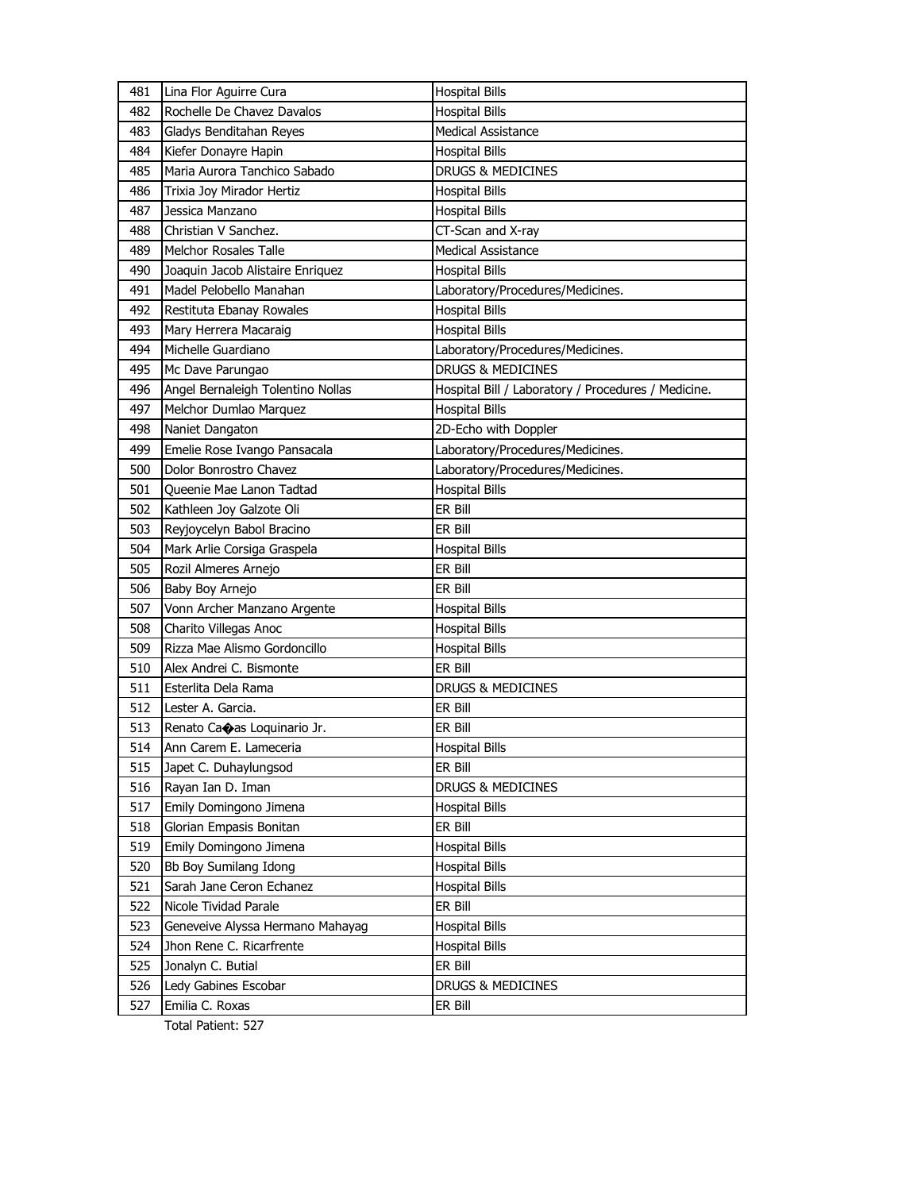| | | |
|---|---|---|
| 481 | Lina Flor Aguirre Cura | Hospital Bills |
| 482 | Rochelle De Chavez Davalos | Hospital Bills |
| 483 | Gladys Benditahan Reyes | Medical Assistance |
| 484 | Kiefer Donayre Hapin | Hospital Bills |
| 485 | Maria Aurora Tanchico Sabado | DRUGS & MEDICINES |
| 486 | Trixia Joy Mirador Hertiz | Hospital Bills |
| 487 | Jessica Manzano | Hospital Bills |
| 488 | Christian V Sanchez. | CT-Scan and X-ray |
| 489 | Melchor Rosales Talle | Medical Assistance |
| 490 | Joaquin Jacob Alistaire Enriquez | Hospital Bills |
| 491 | Madel Pelobello Manahan | Laboratory/Procedures/Medicines. |
| 492 | Restituta Ebanay Rowales | Hospital Bills |
| 493 | Mary Herrera Macaraig | Hospital Bills |
| 494 | Michelle Guardiano | Laboratory/Procedures/Medicines. |
| 495 | Mc Dave Parungao | DRUGS & MEDICINES |
| 496 | Angel Bernaleigh Tolentino Nollas | Hospital Bill / Laboratory / Procedures / Medicine. |
| 497 | Melchor Dumlao Marquez | Hospital Bills |
| 498 | Naniet Dangaton | 2D-Echo with Doppler |
| 499 | Emelie Rose Ivango Pansacala | Laboratory/Procedures/Medicines. |
| 500 | Dolor Bonrostro Chavez | Laboratory/Procedures/Medicines. |
| 501 | Queenie Mae Lanon Tadtad | Hospital Bills |
| 502 | Kathleen Joy Galzote Oli | ER Bill |
| 503 | Reyjoycelyn Babol Bracino | ER Bill |
| 504 | Mark Arlie Corsiga Graspela | Hospital Bills |
| 505 | Rozil Almeres Arnejo | ER Bill |
| 506 | Baby Boy Arnejo | ER Bill |
| 507 | Vonn Archer Manzano Argente | Hospital Bills |
| 508 | Charito Villegas Anoc | Hospital Bills |
| 509 | Rizza Mae Alismo Gordoncillo | Hospital Bills |
| 510 | Alex Andrei C. Bismonte | ER Bill |
| 511 | Esterlita Dela Rama | DRUGS & MEDICINES |
| 512 | Lester A. Garcia. | ER Bill |
| 513 | Renato Ca�as Loquinario Jr. | ER Bill |
| 514 | Ann Carem E. Lameceria | Hospital Bills |
| 515 | Japet C. Duhaylungsod | ER Bill |
| 516 | Rayan Ian D. Iman | DRUGS & MEDICINES |
| 517 | Emily Domingono Jimena | Hospital Bills |
| 518 | Glorian Empasis Bonitan | ER Bill |
| 519 | Emily Domingono Jimena | Hospital Bills |
| 520 | Bb Boy Sumilang Idong | Hospital Bills |
| 521 | Sarah Jane Ceron Echanez | Hospital Bills |
| 522 | Nicole Tividad Parale | ER Bill |
| 523 | Geneveive Alyssa Hermano Mahayag | Hospital Bills |
| 524 | Jhon Rene C. Ricarfrente | Hospital Bills |
| 525 | Jonalyn C. Butial | ER Bill |
| 526 | Ledy Gabines Escobar | DRUGS & MEDICINES |
| 527 | Emilia C. Roxas | ER Bill |

Total Patient: 527